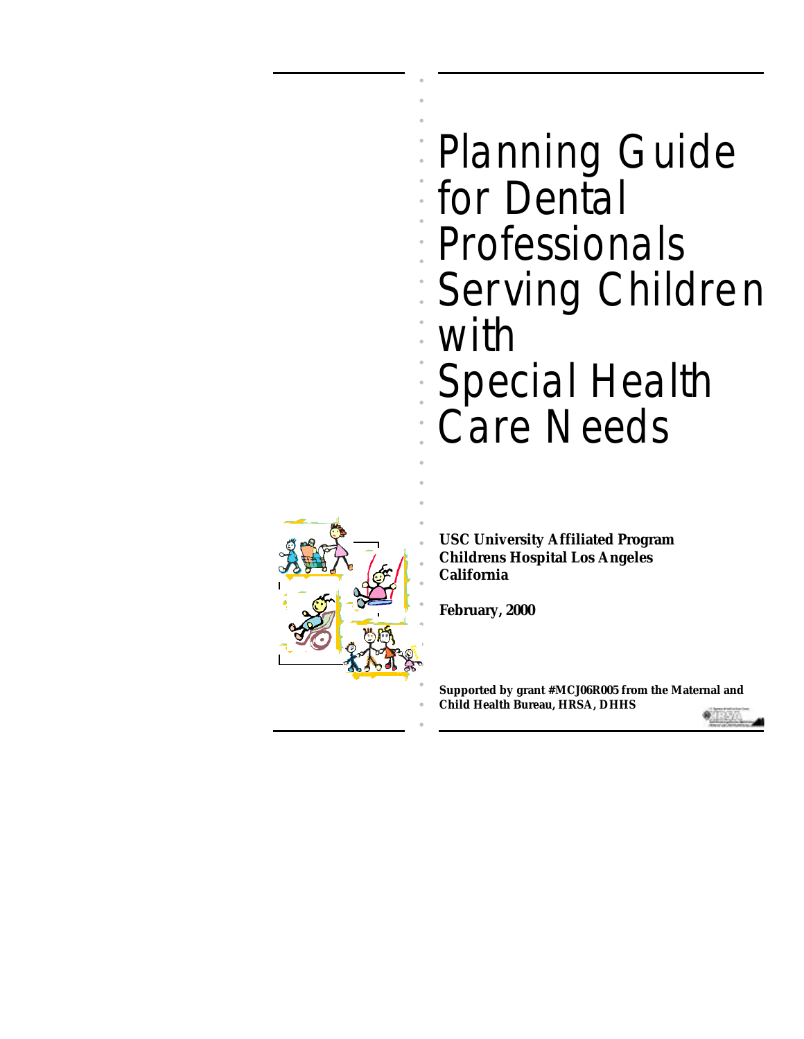# Planning Guide for Dental Professionals Serving Children with Special Health Care Needs

**USC University Affiliated Program**
**Childrens Hospital Los Angeles**
**California**

**February, 2000**

**Supported by grant #MCJ06R005 from the Maternal and Child Health Bureau, HRSA, DHHS**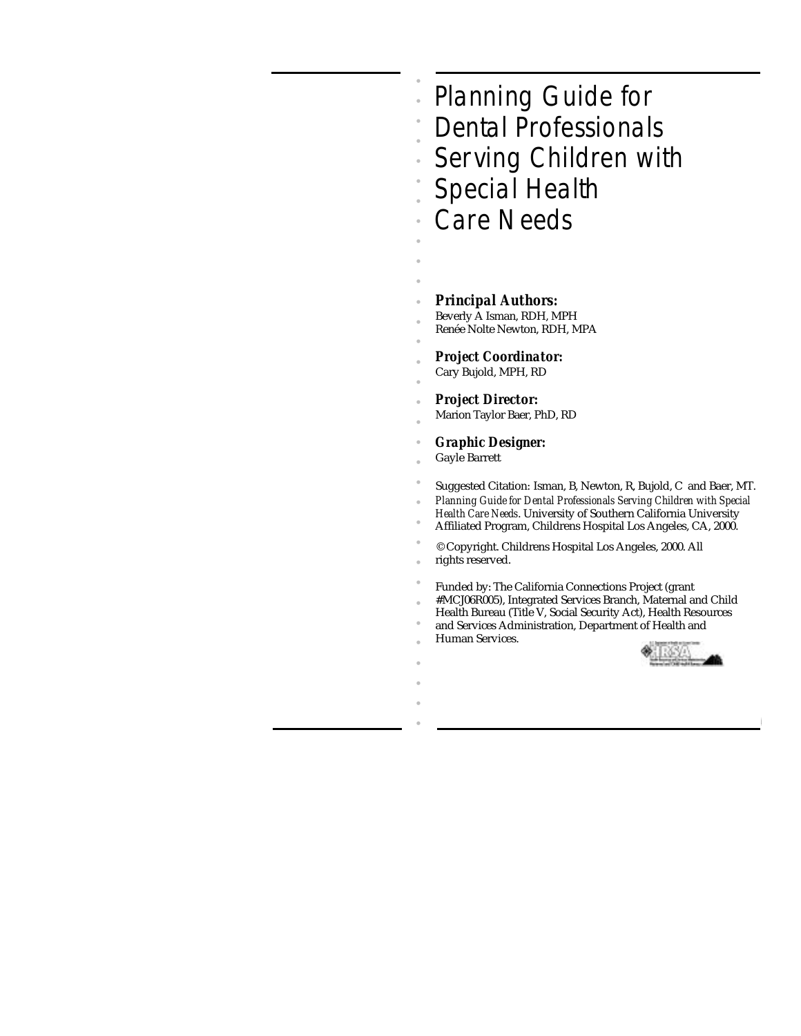# Planning Guide for Dental Professionals Serving Children with Special Health Care Needs

***Principal Authors:***
Beverly A Isman, RDH, MPH
Renée Nolte Newton, RDH, MPA

***Project Coordinator:***
Cary Bujold, MPH, RD

***Project Director:***
Marion Taylor Baer, PhD, RD

***Graphic Designer:***
Gayle Barrett

Suggested Citation: Isman, B, Newton, R, Bujold, C and Baer, MT. *Planning Guide for Dental Professionals Serving Children with Special Health Care Needs*. University of Southern California University Affiliated Program, Childrens Hospital Los Angeles, CA, 2000.

© Copyright. Childrens Hospital Los Angeles, 2000. All rights reserved.

Funded by: The California Connections Project (grant #MCJ06R005), Integrated Services Branch, Maternal and Child Health Bureau (Title V, Social Security Act), Health Resources and Services Administration, Department of Health and Human Services.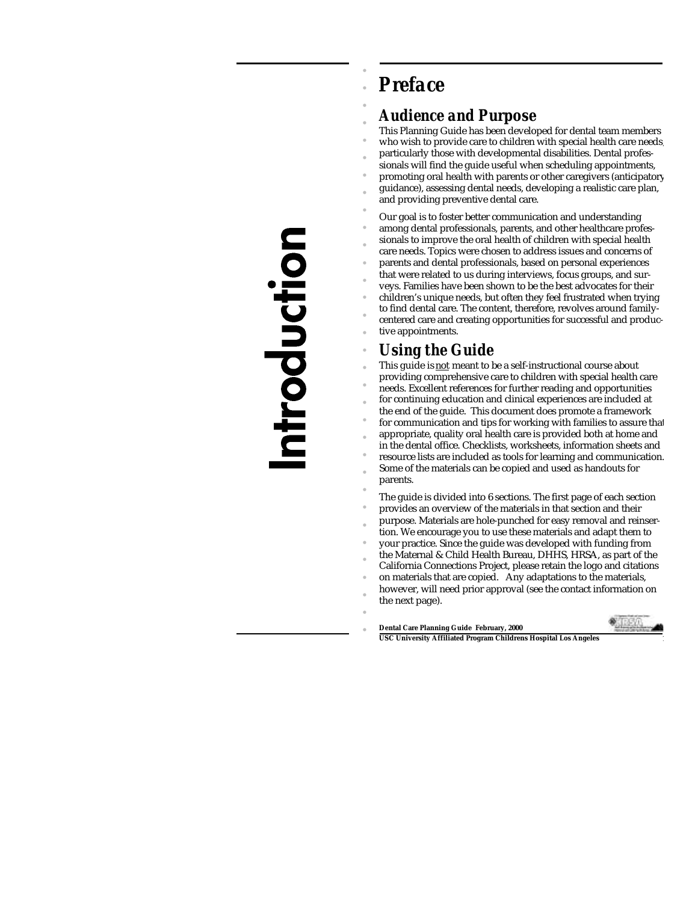# Introduction

## Preface

### Audience and Purpose

This Planning Guide has been developed for dental team members who wish to provide care to children with special health care needs, particularly those with developmental disabilities. Dental professionals will find the guide useful when scheduling appointments, promoting oral health with parents or other caregivers (anticipatory guidance), assessing dental needs, developing a realistic care plan, and providing preventive dental care.

Our goal is to foster better communication and understanding among dental professionals, parents, and other healthcare professionals to improve the oral health of children with special health care needs. Topics were chosen to address issues and concerns of parents and dental professionals, based on personal experiences that were related to us during interviews, focus groups, and surveys. Families have been shown to be the best advocates for their children's unique needs, but often they feel frustrated when trying to find dental care. The content, therefore, revolves around family-centered care and creating opportunities for successful and productive appointments.

### Using the Guide

This guide is not meant to be a self-instructional course about providing comprehensive care to children with special health care needs. Excellent references for further reading and opportunities for continuing education and clinical experiences are included at the end of the guide. This document does promote a framework for communication and tips for working with families to assure that appropriate, quality oral health care is provided both at home and in the dental office. Checklists, worksheets, information sheets and resource lists are included as tools for learning and communication. Some of the materials can be copied and used as handouts for parents.

The guide is divided into 6 sections. The first page of each section provides an overview of the materials in that section and their purpose. Materials are hole-punched for easy removal and reinsertion. We encourage you to use these materials and adapt them to your practice. Since the guide was developed with funding from the Maternal & Child Health Bureau, DHHS, HRSA, as part of the California Connections Project, please retain the logo and citations on materials that are copied. Any adaptations to the materials, however, will need prior approval (see the contact information on the next page).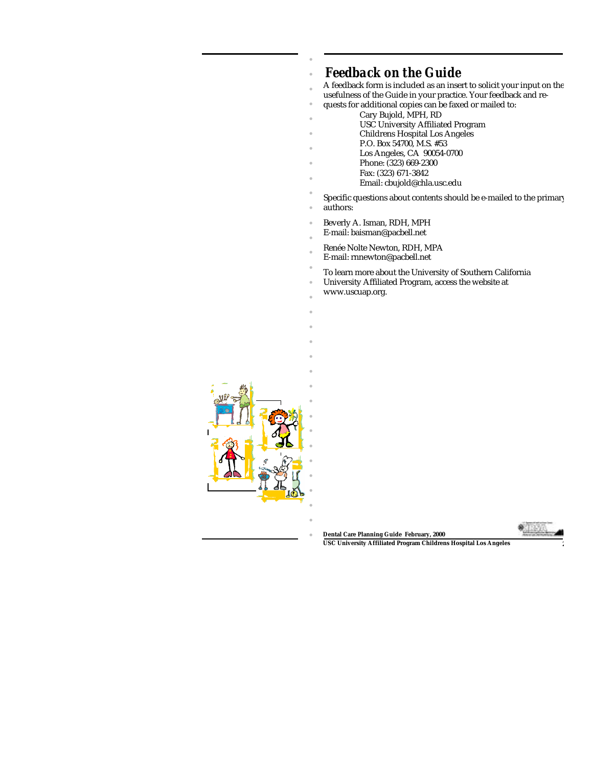## Feedback on the Guide

A feedback form is included as an insert to solicit your input on the usefulness of the Guide in your practice. Your feedback and requests for additional copies can be faxed or mailed to:

> Cary Bujold, MPH, RD
> USC University Affiliated Program
> Childrens Hospital Los Angeles
> P.O. Box 54700, M.S. #53
> Los Angeles, CA 90054-0700
> Phone: (323) 669-2300
> Fax: (323) 671-3842
> Email: cbujold@chla.usc.edu

Specific questions about contents should be e-mailed to the primary authors:

Beverly A. Isman, RDH, MPH
E-mail: baisman@pacbell.net

Renée Nolte Newton, RDH, MPA
E-mail: rnnewton@pacbell.net

To learn more about the University of Southern California University Affiliated Program, access the website at www.uscuap.org.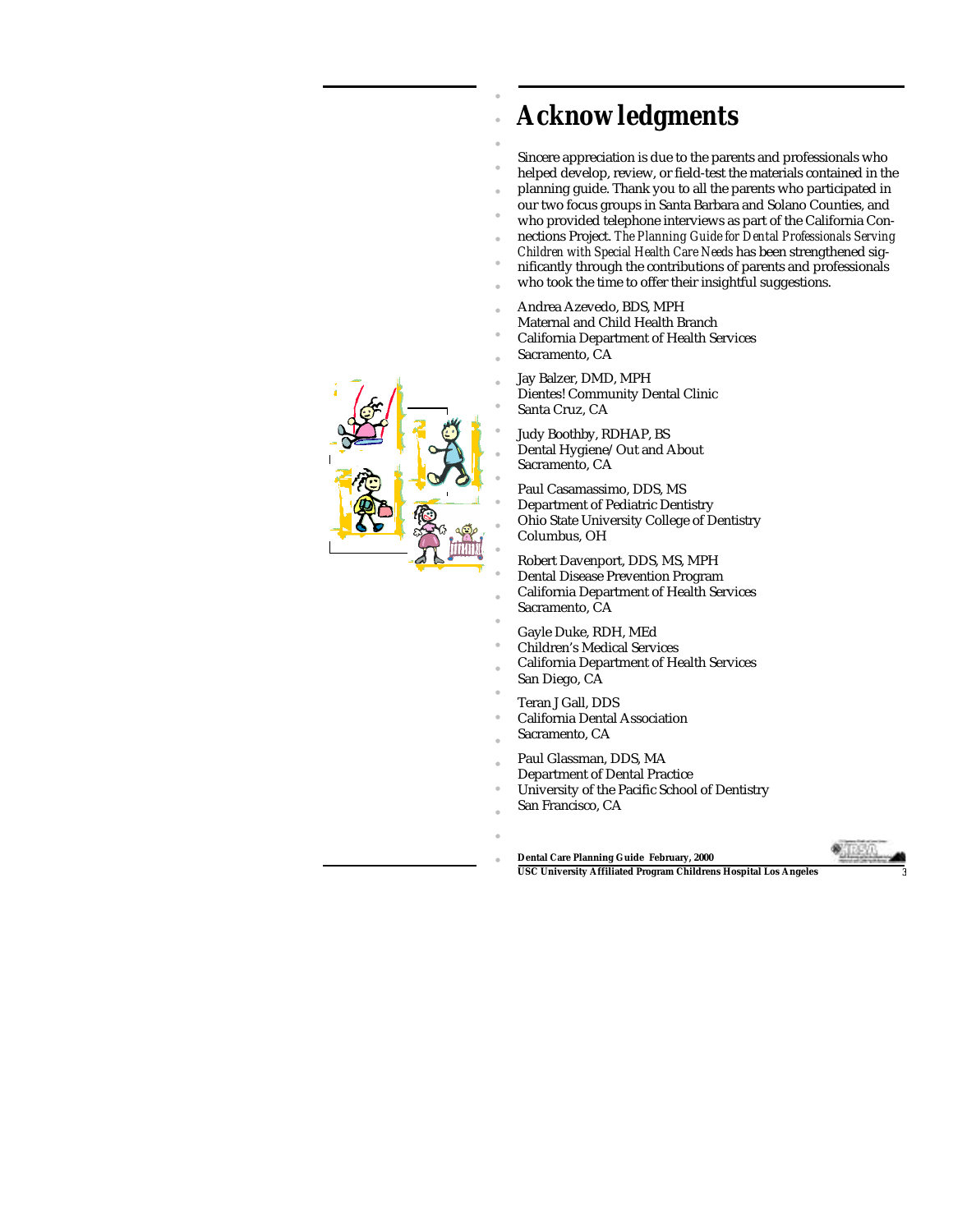# Acknowledgments

Sincere appreciation is due to the parents and professionals who helped develop, review, or field-test the materials contained in the planning guide. Thank you to all the parents who participated in our two focus groups in Santa Barbara and Solano Counties, and who provided telephone interviews as part of the California Connections Project. *The Planning Guide for Dental Professionals Serving Children with Special Health Care Needs* has been strengthened significantly through the contributions of parents and professionals who took the time to offer their insightful suggestions.

Andrea Azevedo, BDS, MPH
Maternal and Child Health Branch
California Department of Health Services
Sacramento, CA

Jay Balzer, DMD, MPH
Dientes! Community Dental Clinic
Santa Cruz, CA

Judy Boothby, RDHAP, BS
Dental Hygiene/Out and About
Sacramento, CA

Paul Casamassimo, DDS, MS
Department of Pediatric Dentistry
Ohio State University College of Dentistry
Columbus, OH

Robert Davenport, DDS, MS, MPH
Dental Disease Prevention Program
California Department of Health Services
Sacramento, CA

Gayle Duke, RDH, MEd
Children's Medical Services
California Department of Health Services
San Diego, CA

Teran J Gall, DDS
California Dental Association
Sacramento, CA

Paul Glassman, DDS, MA
Department of Dental Practice
University of the Pacific School of Dentistry
San Francisco, CA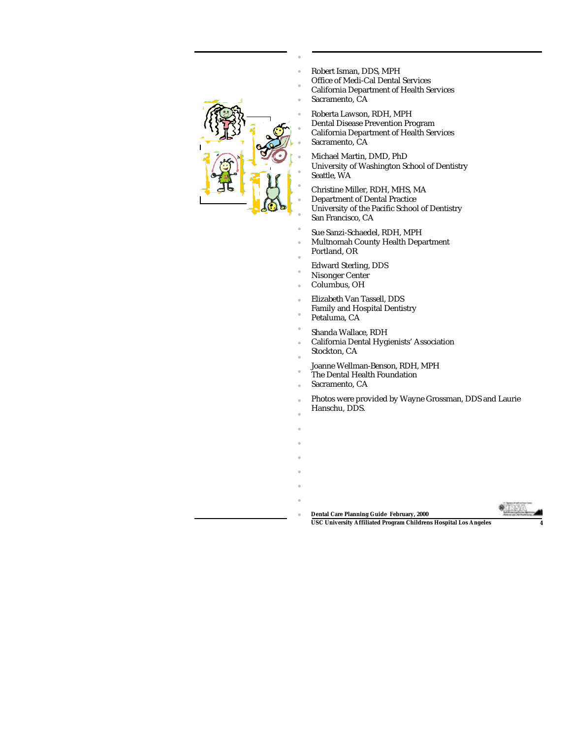Robert Isman, DDS, MPH
Office of Medi-Cal Dental Services
California Department of Health Services
Sacramento, CA

Roberta Lawson, RDH, MPH
Dental Disease Prevention Program
California Department of Health Services
Sacramento, CA

Michael Martin, DMD, PhD
University of Washington School of Dentistry
Seattle, WA

Christine Miller, RDH, MHS, MA
Department of Dental Practice
University of the Pacific School of Dentistry
San Francisco, CA

Sue Sanzi-Schaedel, RDH, MPH
Multnomah County Health Department
Portland, OR

Edward Sterling, DDS
Nisonger Center
Columbus, OH

Elizabeth Van Tassell, DDS
Family and Hospital Dentistry
Petaluma, CA

Shanda Wallace, RDH
California Dental Hygienists' Association
Stockton, CA

Joanne Wellman-Benson, RDH, MPH
The Dental Health Foundation
Sacramento, CA

Photos were provided by Wayne Grossman, DDS and Laurie Hanschu, DDS.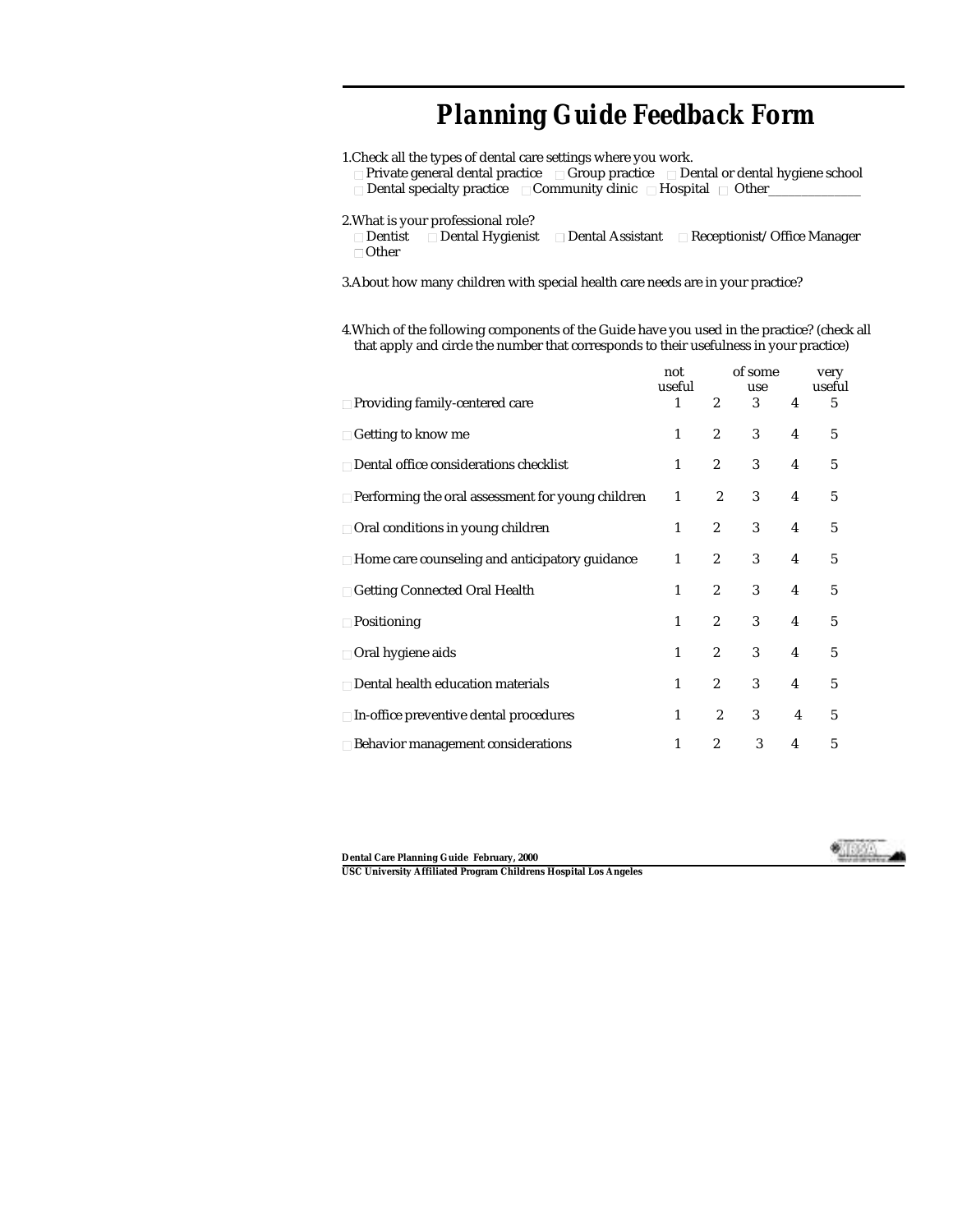# Planning Guide Feedback Form

1. Check all the types of dental care settings where you work.
   - ☐ Private general dental practice ☐ Group practice ☐ Dental or dental hygiene school
   - ☐ Dental specialty practice ☐ Community clinic ☐ Hospital ☐ Other______________

2. What is your professional role?
   - ☐ Dentist ☐ Dental Hygienist ☐ Dental Assistant ☐ Receptionist/Office Manager
   - ☐ Other

3. About how many children with special health care needs are in your practice?

4. Which of the following components of the Guide have you used in the practice? (check all that apply and circle the number that corresponds to their usefulness in your practice)

| | not useful | | of some use | | very useful |
|---|---|---|---|---|---|
| ☐ Providing family-centered care | 1 | 2 | 3 | 4 | 5 |
| ☐ Getting to know me | 1 | 2 | 3 | 4 | 5 |
| ☐ Dental office considerations checklist | 1 | 2 | 3 | 4 | 5 |
| ☐ Performing the oral assessment for young children | 1 | 2 | 3 | 4 | 5 |
| ☐ Oral conditions in young children | 1 | 2 | 3 | 4 | 5 |
| ☐ Home care counseling and anticipatory guidance | 1 | 2 | 3 | 4 | 5 |
| ☐ Getting Connected Oral Health | 1 | 2 | 3 | 4 | 5 |
| ☐ Positioning | 1 | 2 | 3 | 4 | 5 |
| ☐ Oral hygiene aids | 1 | 2 | 3 | 4 | 5 |
| ☐ Dental health education materials | 1 | 2 | 3 | 4 | 5 |
| ☐ In-office preventive dental procedures | 1 | 2 | 3 | 4 | 5 |
| ☐ Behavior management considerations | 1 | 2 | 3 | 4 | 5 |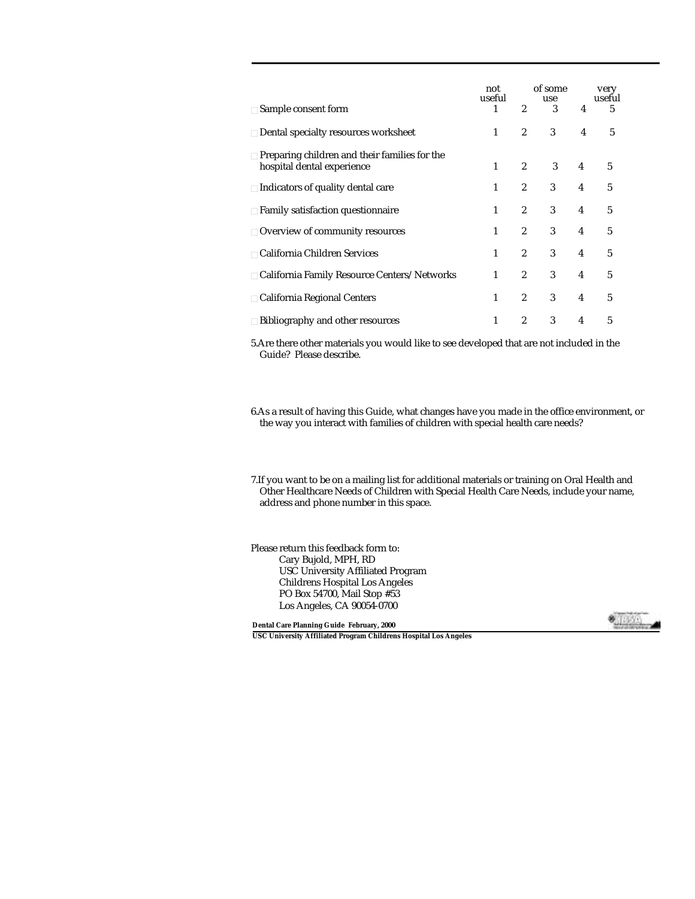| | not useful | | of some use | | very useful |
|---|---|---|---|---|---|
| ☐ Sample consent form | 1 | 2 | 3 | 4 | 5 |
| ☐ Dental specialty resources worksheet | 1 | 2 | 3 | 4 | 5 |
| ☐ Preparing children and their families for the hospital dental experience | 1 | 2 | 3 | 4 | 5 |
| ☐ Indicators of quality dental care | 1 | 2 | 3 | 4 | 5 |
| ☐ Family satisfaction questionnaire | 1 | 2 | 3 | 4 | 5 |
| ☐ Overview of community resources | 1 | 2 | 3 | 4 | 5 |
| ☐ California Children Services | 1 | 2 | 3 | 4 | 5 |
| ☐ California Family Resource Centers/Networks | 1 | 2 | 3 | 4 | 5 |
| ☐ California Regional Centers | 1 | 2 | 3 | 4 | 5 |
| ☐ Bibliography and other resources | 1 | 2 | 3 | 4 | 5 |

5. Are there other materials you would like to see developed that are not included in the Guide? Please describe.

6. As a result of having this Guide, what changes have you made in the office environment, or the way you interact with families of children with special health care needs?

7. If you want to be on a mailing list for additional materials or training on Oral Health and Other Healthcare Needs of Children with Special Health Care Needs, include your name, address and phone number in this space.

Please return this feedback form to:

Cary Bujold, MPH, RD
USC University Affiliated Program
Childrens Hospital Los Angeles
PO Box 54700, Mail Stop #53
Los Angeles, CA 90054-0700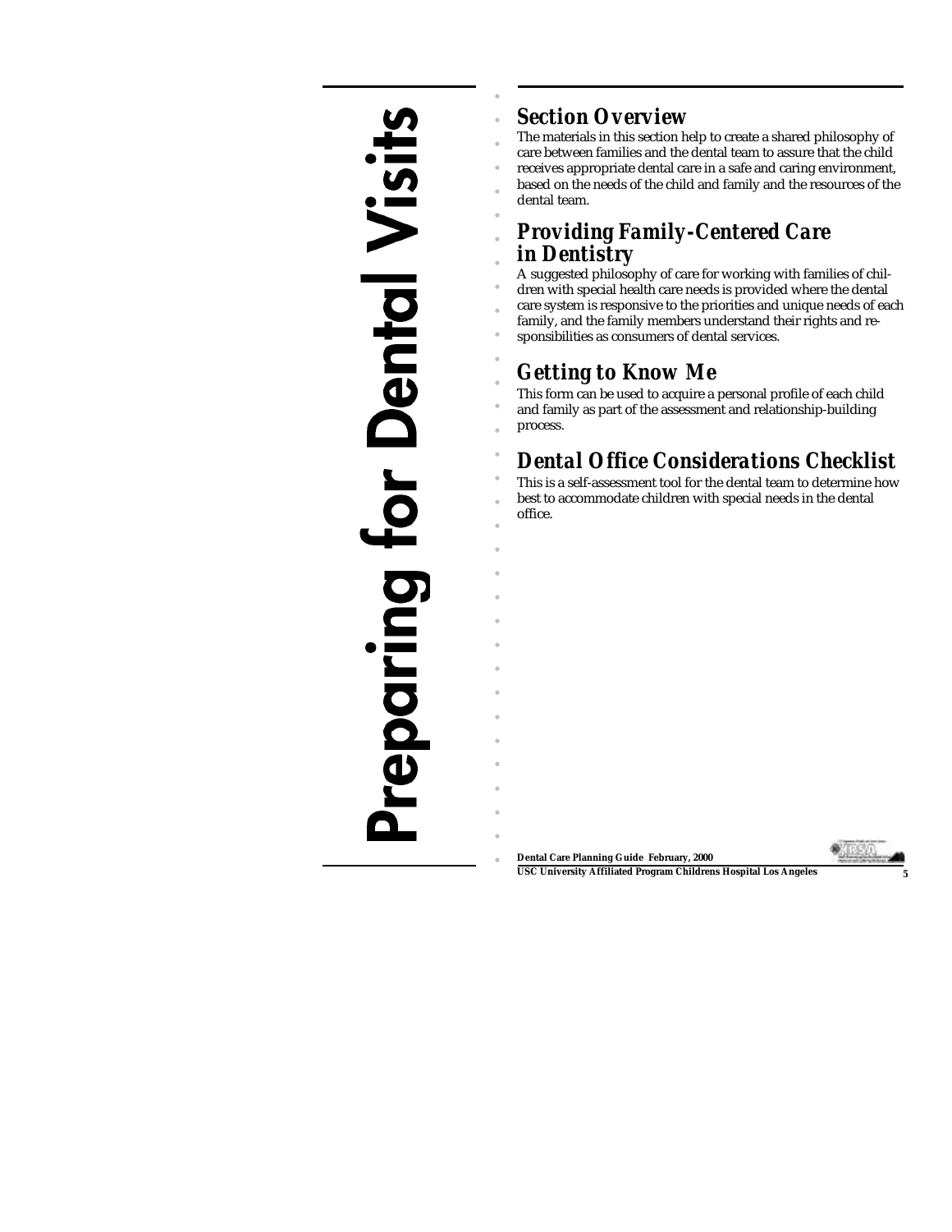# Preparing for Dental Visits

## Section Overview

The materials in this section help to create a shared philosophy of care between families and the dental team to assure that the child receives appropriate dental care in a safe and caring environment, based on the needs of the child and family and the resources of the dental team.

## Providing Family-Centered Care in Dentistry

A suggested philosophy of care for working with families of children with special health care needs is provided where the dental care system is responsive to the priorities and unique needs of each family, and the family members understand their rights and responsibilities as consumers of dental services.

## Getting to Know Me

This form can be used to acquire a personal profile of each child and family as part of the assessment and relationship-building process.

## Dental Office Considerations Checklist

This is a self-assessment tool for the dental team to determine how best to accommodate children with special needs in the dental office.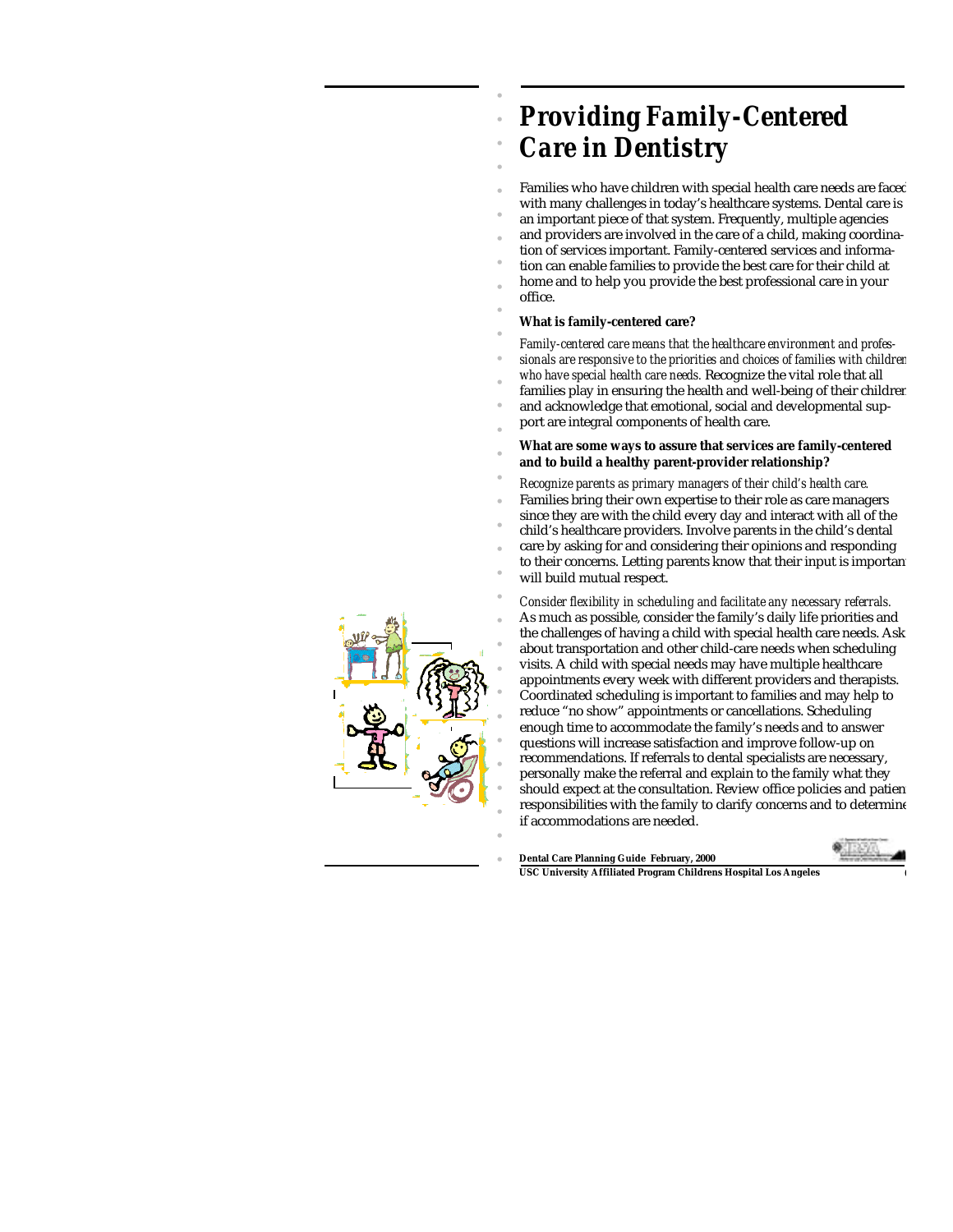# Providing Family-Centered Care in Dentistry

Families who have children with special health care needs are faced with many challenges in today's healthcare systems. Dental care is an important piece of that system. Frequently, multiple agencies and providers are involved in the care of a child, making coordination of services important. Family-centered services and information can enable families to provide the best care for their child at home and to help you provide the best professional care in your office.

**What is family-centered care?**

*Family-centered care means that the healthcare environment and professionals are responsive to the priorities and choices of families with children who have special health care needs.* Recognize the vital role that all families play in ensuring the health and well-being of their children and acknowledge that emotional, social and developmental support are integral components of health care.

**What are some ways to assure that services are family-centered and to build a healthy parent-provider relationship?**

*Recognize parents as primary managers of their child's health care.* Families bring their own expertise to their role as care managers since they are with the child every day and interact with all of the child's healthcare providers. Involve parents in the child's dental care by asking for and considering their opinions and responding to their concerns. Letting parents know that their input is important will build mutual respect.

*Consider flexibility in scheduling and facilitate any necessary referrals.* As much as possible, consider the family's daily life priorities and the challenges of having a child with special health care needs. Ask about transportation and other child-care needs when scheduling visits. A child with special needs may have multiple healthcare appointments every week with different providers and therapists. Coordinated scheduling is important to families and may help to reduce "no show" appointments or cancellations. Scheduling enough time to accommodate the family's needs and to answer questions will increase satisfaction and improve follow-up on recommendations. If referrals to dental specialists are necessary, personally make the referral and explain to the family what they should expect at the consultation. Review office policies and patient responsibilities with the family to clarify concerns and to determine if accommodations are needed.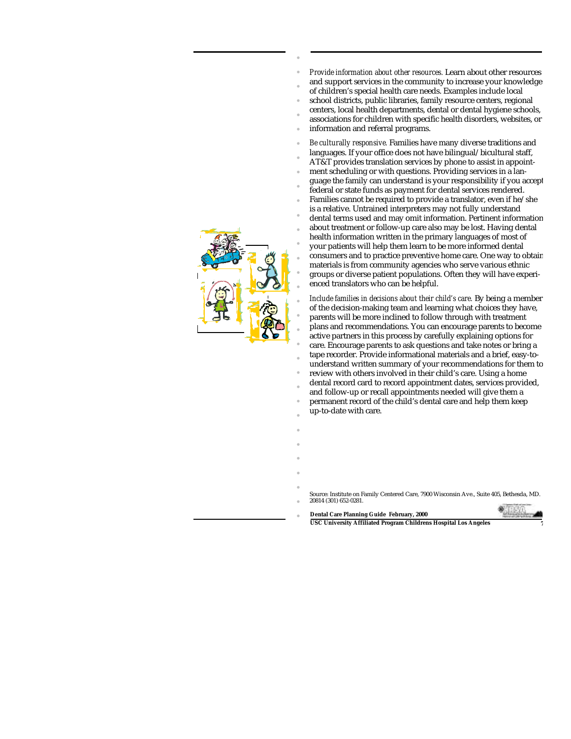*Provide information about other resources.* Learn about other resources and support services in the community to increase your knowledge of children's special health care needs. Examples include local school districts, public libraries, family resource centers, regional centers, local health departments, dental or dental hygiene schools, associations for children with specific health disorders, websites, or information and referral programs.

*Be culturally responsive.* Families have many diverse traditions and languages. If your office does not have bilingual/bicultural staff, AT&T provides translation services by phone to assist in appointment scheduling or with questions. Providing services in a language the family can understand is your responsibility if you accept federal or state funds as payment for dental services rendered. Families cannot be required to provide a translator, even if he/she is a relative. Untrained interpreters may not fully understand dental terms used and may omit information. Pertinent information about treatment or follow-up care also may be lost. Having dental health information written in the primary languages of most of your patients will help them learn to be more informed dental consumers and to practice preventive home care. One way to obtain materials is from community agencies who serve various ethnic groups or diverse patient populations. Often they will have experienced translators who can be helpful.

*Include families in decisions about their child's care.* By being a member of the decision-making team and learning what choices they have, parents will be more inclined to follow through with treatment plans and recommendations. You can encourage parents to become active partners in this process by carefully explaining options for care. Encourage parents to ask questions and take notes or bring a tape recorder. Provide informational materials and a brief, easy-to-understand written summary of your recommendations for them to review with others involved in their child's care. Using a home dental record card to record appointment dates, services provided, and follow-up or recall appointments needed will give them a permanent record of the child's dental care and help them keep up-to-date with care.

Source: Institute on Family Centered Care, 7900 Wisconsin Ave., Suite 405, Bethesda, MD. 20814 (301) 652-0281.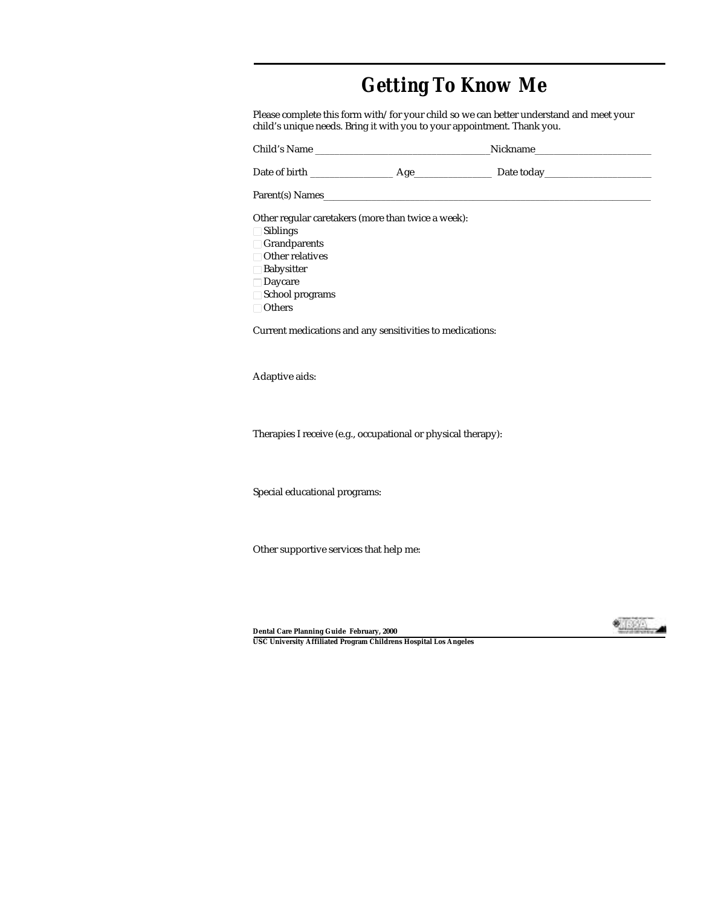# Getting To Know Me

Please complete this form with/for your child so we can better understand and meet your child's unique needs. Bring it with you to your appointment. Thank you.

Child's Name ___________________________________Nickname_______________________

Date of birth ________________ Age_______________ Date today_____________________

Parent(s) Names_________________________________________________________________

Other regular caretakers (more than twice a week):

- ☐ Siblings
- ☐ Grandparents
- ☐ Other relatives
- ☐ Babysitter
- ☐ Daycare
- ☐ School programs
- ☐ Others

Current medications and any sensitivities to medications:

Adaptive aids:

Therapies I receive (e.g., occupational or physical therapy):

Special educational programs:

Other supportive services that help me: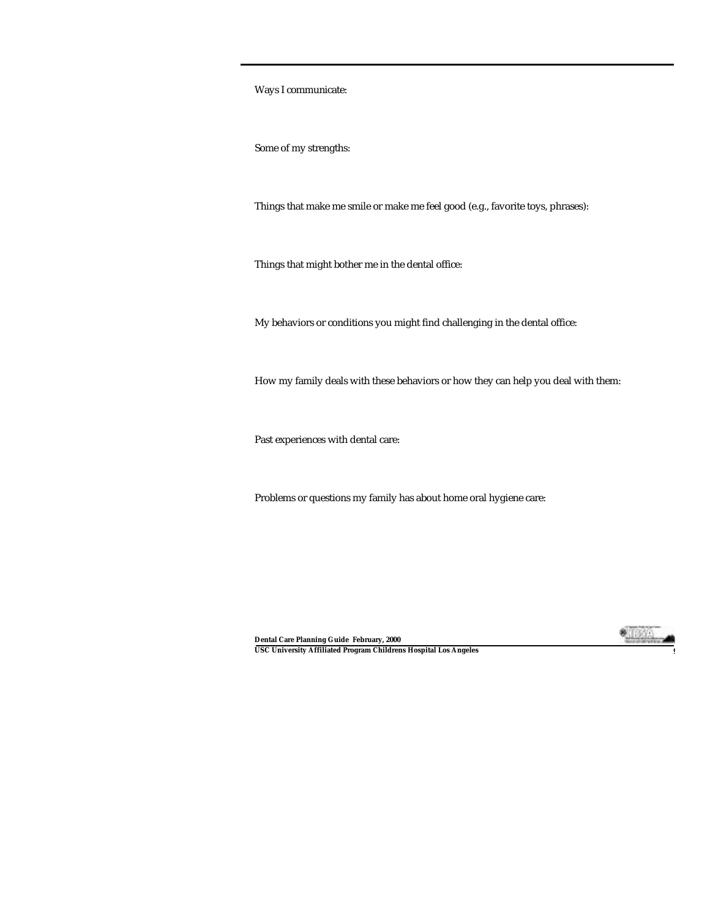Ways I communicate:

Some of my strengths:

Things that make me smile or make me feel good (e.g., favorite toys, phrases):

Things that might bother me in the dental office:

My behaviors or conditions you might find challenging in the dental office:

How my family deals with these behaviors or how they can help you deal with them:

Past experiences with dental care:

Problems or questions my family has about home oral hygiene care: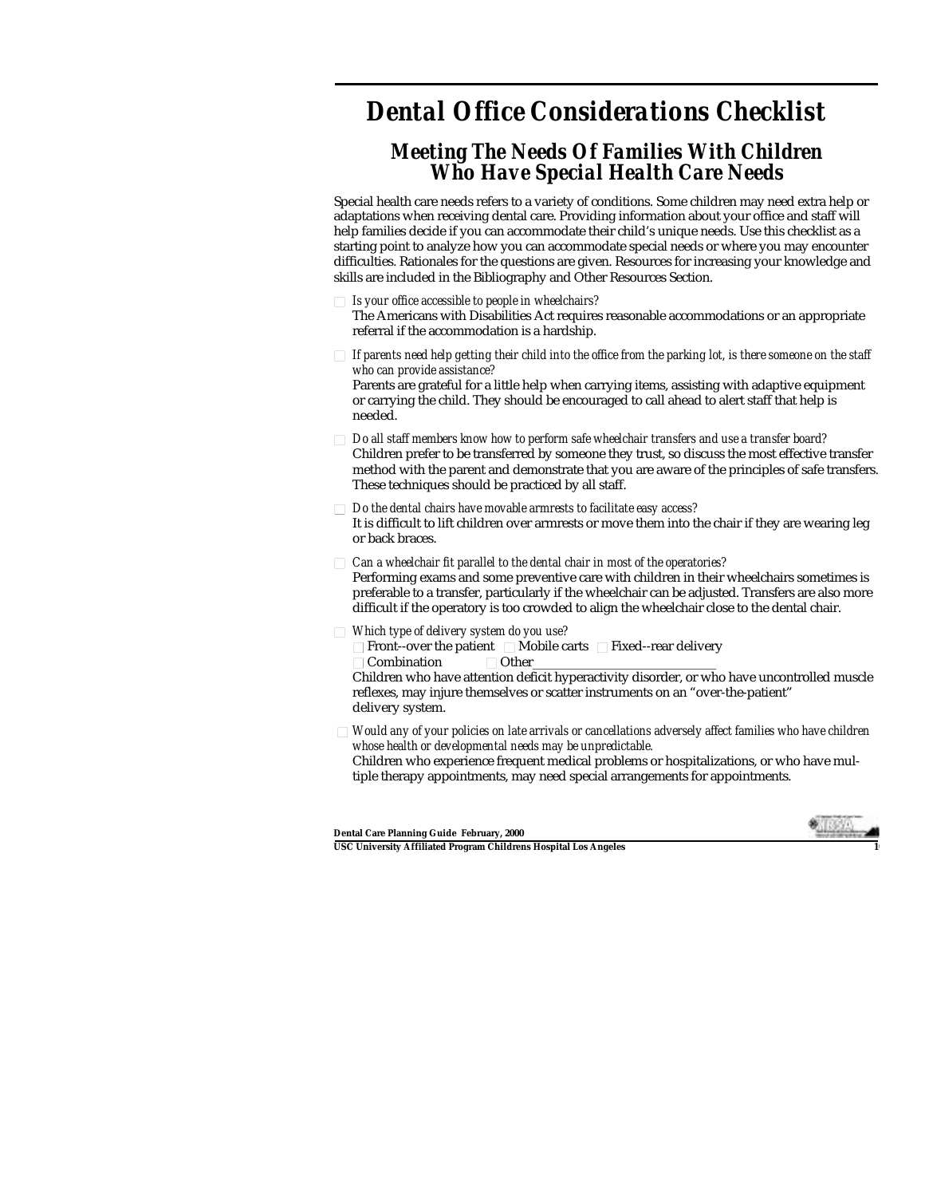# Dental Office Considerations Checklist

## Meeting The Needs Of Families With Children Who Have Special Health Care Needs

Special health care needs refers to a variety of conditions. Some children may need extra help or adaptations when receiving dental care. Providing information about your office and staff will help families decide if you can accommodate their child's unique needs. Use this checklist as a starting point to analyze how you can accommodate special needs or where you may encounter difficulties. Rationales for the questions are given. Resources for increasing your knowledge and skills are included in the Bibliography and Other Resources Section.

- ☐ *Is your office accessible to people in wheelchairs?*
  The Americans with Disabilities Act requires reasonable accommodations or an appropriate referral if the accommodation is a hardship.

- ☐ *If parents need help getting their child into the office from the parking lot, is there someone on the staff who can provide assistance?*
  Parents are grateful for a little help when carrying items, assisting with adaptive equipment or carrying the child. They should be encouraged to call ahead to alert staff that help is needed.

- ☐ *Do all staff members know how to perform safe wheelchair transfers and use a transfer board?*
  Children prefer to be transferred by someone they trust, so discuss the most effective transfer method with the parent and demonstrate that you are aware of the principles of safe transfers. These techniques should be practiced by all staff.

- ☐ *Do the dental chairs have movable armrests to facilitate easy access?*
  It is difficult to lift children over armrests or move them into the chair if they are wearing leg or back braces.

- ☐ *Can a wheelchair fit parallel to the dental chair in most of the operatories?*
  Performing exams and some preventive care with children in their wheelchairs sometimes is preferable to a transfer, particularly if the wheelchair can be adjusted. Transfers are also more difficult if the operatory is too crowded to align the wheelchair close to the dental chair.

- ☐ *Which type of delivery system do you use?*
  ☐ Front--over the patient ☐ Mobile carts ☐ Fixed--rear delivery
  ☐ Combination ☐ Other____________________________
  Children who have attention deficit hyperactivity disorder, or who have uncontrolled muscle reflexes, may injure themselves or scatter instruments on an "over-the-patient" delivery system.

- ☐ *Would any of your policies on late arrivals or cancellations adversely affect families who have children whose health or developmental needs may be unpredictable.*
  Children who experience frequent medical problems or hospitalizations, or who have multiple therapy appointments, may need special arrangements for appointments.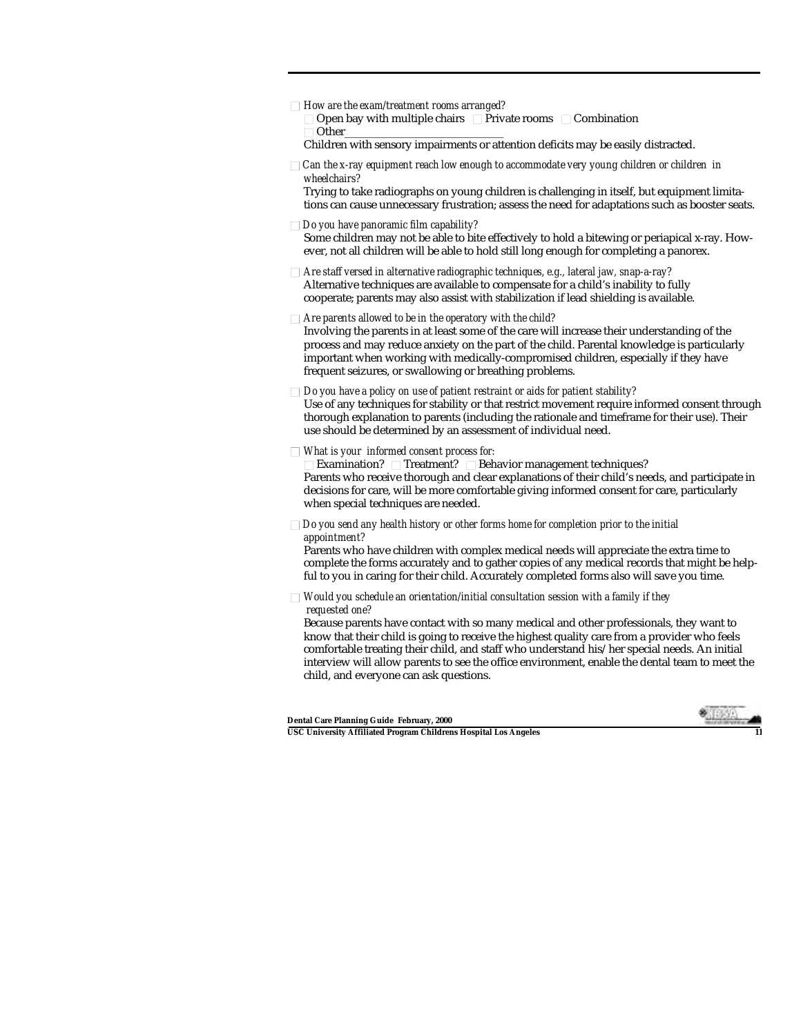- [ ] *How are the exam/treatment rooms arranged?*
  - [ ] Open bay with multiple chairs
  - [ ] Private rooms
  - [ ] Combination
  - [ ] Other_______________________________

  Children with sensory impairments or attention deficits may be easily distracted.

- [ ] *Can the x-ray equipment reach low enough to accommodate very young children or children in wheelchairs?*

  Trying to take radiographs on young children is challenging in itself, but equipment limitations can cause unnecessary frustration; assess the need for adaptations such as booster seats.

- [ ] *Do you have panoramic film capability?*

  Some children may not be able to bite effectively to hold a bitewing or periapical x-ray. However, not all children will be able to hold still long enough for completing a panorex.

- [ ] *Are staff versed in alternative radiographic techniques, e.g., lateral jaw, snap-a-ray?*

  Alternative techniques are available to compensate for a child's inability to fully cooperate; parents may also assist with stabilization if lead shielding is available.

- [ ] *Are parents allowed to be in the operatory with the child?*

  Involving the parents in at least some of the care will increase their understanding of the process and may reduce anxiety on the part of the child. Parental knowledge is particularly important when working with medically-compromised children, especially if they have frequent seizures, or swallowing or breathing problems.

- [ ] *Do you have a policy on use of patient restraint or aids for patient stability?*

  Use of any techniques for stability or that restrict movement require informed consent through thorough explanation to parents (including the rationale and timeframe for their use). Their use should be determined by an assessment of individual need.

- [ ] *What is your informed consent process for:*
  - [ ] Examination?
  - [ ] Treatment?
  - [ ] Behavior management techniques?

  Parents who receive thorough and clear explanations of their child's needs, and participate in decisions for care, will be more comfortable giving informed consent for care, particularly when special techniques are needed.

- [ ] *Do you send any health history or other forms home for completion prior to the initial appointment?*

  Parents who have children with complex medical needs will appreciate the extra time to complete the forms accurately and to gather copies of any medical records that might be helpful to you in caring for their child. Accurately completed forms also will save you time.

- [ ] *Would you schedule an orientation/initial consultation session with a family if they requested one?*

  Because parents have contact with so many medical and other professionals, they want to know that their child is going to receive the highest quality care from a provider who feels comfortable treating their child, and staff who understand his/her special needs. An initial interview will allow parents to see the office environment, enable the dental team to meet the child, and everyone can ask questions.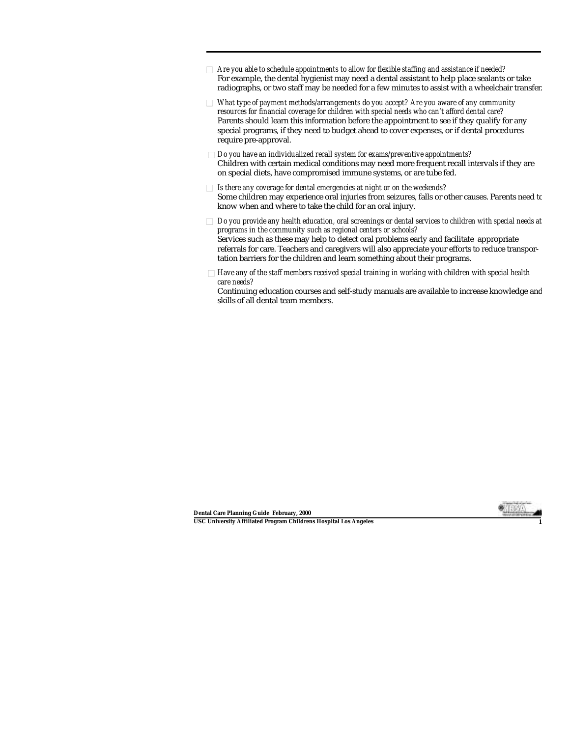- ☐ *Are you able to schedule appointments to allow for flexible staffing and assistance if needed?*
  For example, the dental hygienist may need a dental assistant to help place sealants or take radiographs, or two staff may be needed for a few minutes to assist with a wheelchair transfer.

- ☐ *What type of payment methods/arrangements do you accept? Are you aware of any community resources for financial coverage for children with special needs who can't afford dental care?*
  Parents should learn this information before the appointment to see if they qualify for any special programs, if they need to budget ahead to cover expenses, or if dental procedures require pre-approval.

- ☐ *Do you have an individualized recall system for exams/preventive appointments?*
  Children with certain medical conditions may need more frequent recall intervals if they are on special diets, have compromised immune systems, or are tube fed.

- ☐ *Is there any coverage for dental emergencies at night or on the weekends?*
  Some children may experience oral injuries from seizures, falls or other causes. Parents need to know when and where to take the child for an oral injury.

- ☐ *Do you provide any health education, oral screenings or dental services to children with special needs at programs in the community such as regional centers or schools?*
  Services such as these may help to detect oral problems early and facilitate appropriate referrals for care. Teachers and caregivers will also appreciate your efforts to reduce transportation barriers for the children and learn something about their programs.

- ☐ *Have any of the staff members received special training in working with children with special health care needs?*
  Continuing education courses and self-study manuals are available to increase knowledge and skills of all dental team members.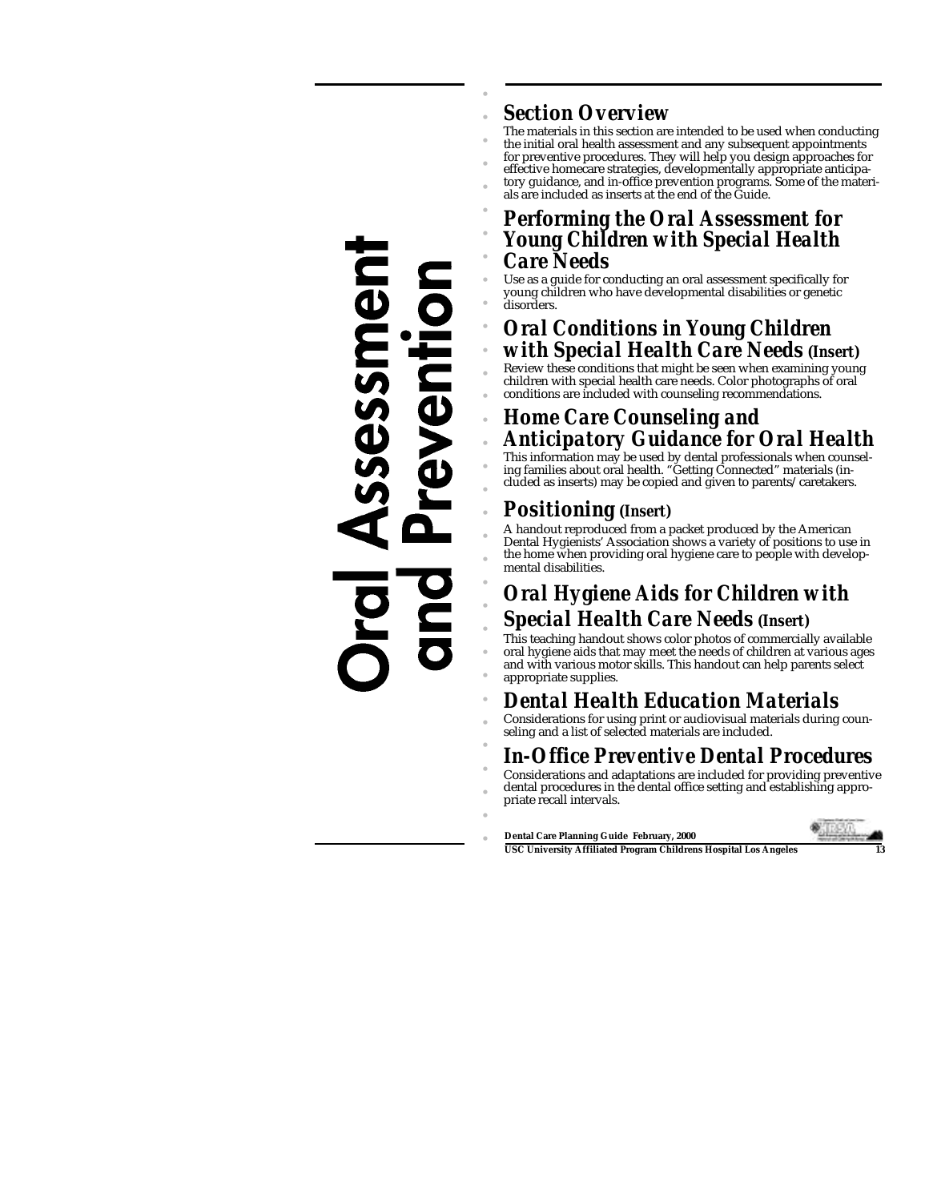# Oral Assessment and Prevention

## Section Overview

The materials in this section are intended to be used when conducting the initial oral health assessment and any subsequent appointments for preventive procedures. They will help you design approaches for effective homecare strategies, developmentally appropriate anticipatory guidance, and in-office prevention programs. Some of the materials are included as inserts at the end of the Guide.

## Performing the Oral Assessment for Young Children with Special Health Care Needs

Use as a guide for conducting an oral assessment specifically for young children who have developmental disabilities or genetic disorders.

## Oral Conditions in Young Children with Special Health Care Needs (Insert)

Review these conditions that might be seen when examining young children with special health care needs. Color photographs of oral conditions are included with counseling recommendations.

## Home Care Counseling and Anticipatory Guidance for Oral Health

This information may be used by dental professionals when counseling families about oral health. "Getting Connected" materials (included as inserts) may be copied and given to parents/caretakers.

## Positioning (Insert)

A handout reproduced from a packet produced by the American Dental Hygienists' Association shows a variety of positions to use in the home when providing oral hygiene care to people with developmental disabilities.

## Oral Hygiene Aids for Children with Special Health Care Needs (Insert)

This teaching handout shows color photos of commercially available oral hygiene aids that may meet the needs of children at various ages and with various motor skills. This handout can help parents select appropriate supplies.

## Dental Health Education Materials

Considerations for using print or audiovisual materials during counseling and a list of selected materials are included.

## In-Office Preventive Dental Procedures

Considerations and adaptations are included for providing preventive dental procedures in the dental office setting and establishing appropriate recall intervals.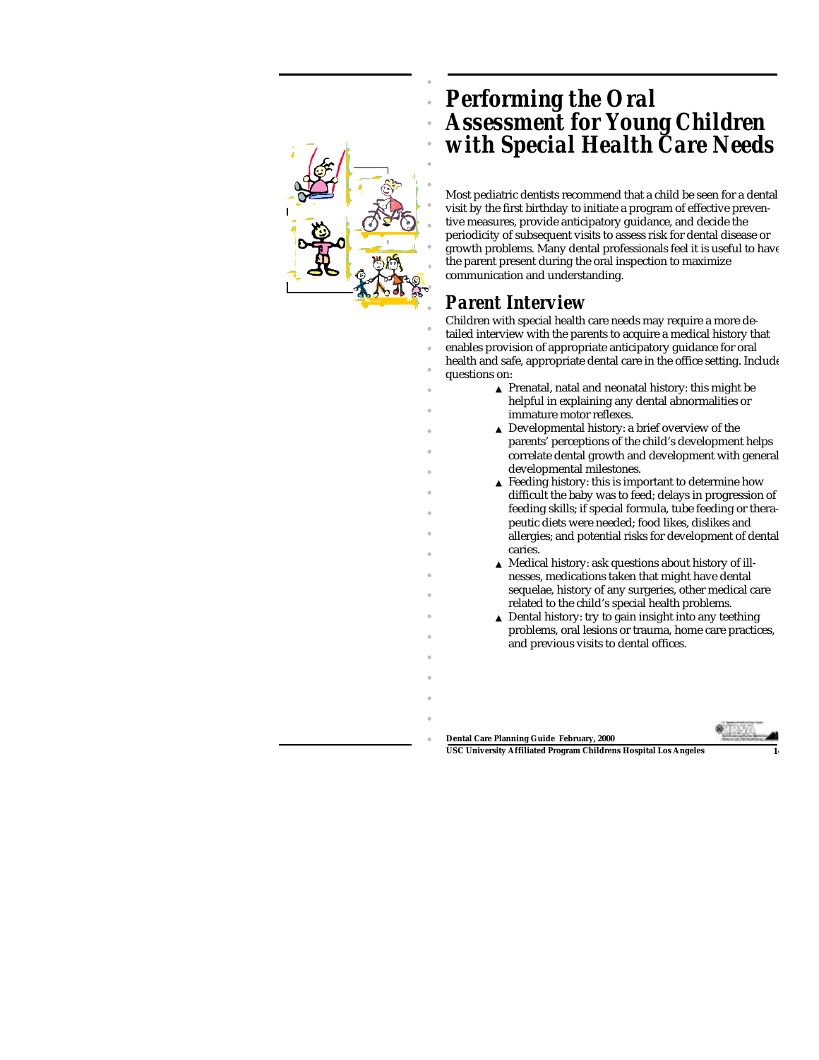# Performing the Oral Assessment for Young Children with Special Health Care Needs

Most pediatric dentists recommend that a child be seen for a dental visit by the first birthday to initiate a program of effective preventive measures, provide anticipatory guidance, and decide the periodicity of subsequent visits to assess risk for dental disease or growth problems. Many dental professionals feel it is useful to have the parent present during the oral inspection to maximize communication and understanding.

## Parent Interview

Children with special health care needs may require a more detailed interview with the parents to acquire a medical history that enables provision of appropriate anticipatory guidance for oral health and safe, appropriate dental care in the office setting. Include questions on:

- Prenatal, natal and neonatal history: this might be helpful in explaining any dental abnormalities or immature motor reflexes.
- Developmental history: a brief overview of the parents' perceptions of the child's development helps correlate dental growth and development with general developmental milestones.
- Feeding history: this is important to determine how difficult the baby was to feed; delays in progression of feeding skills; if special formula, tube feeding or therapeutic diets were needed; food likes, dislikes and allergies; and potential risks for development of dental caries.
- Medical history: ask questions about history of illnesses, medications taken that might have dental sequelae, history of any surgeries, other medical care related to the child's special health problems.
- Dental history: try to gain insight into any teething problems, oral lesions or trauma, home care practices, and previous visits to dental offices.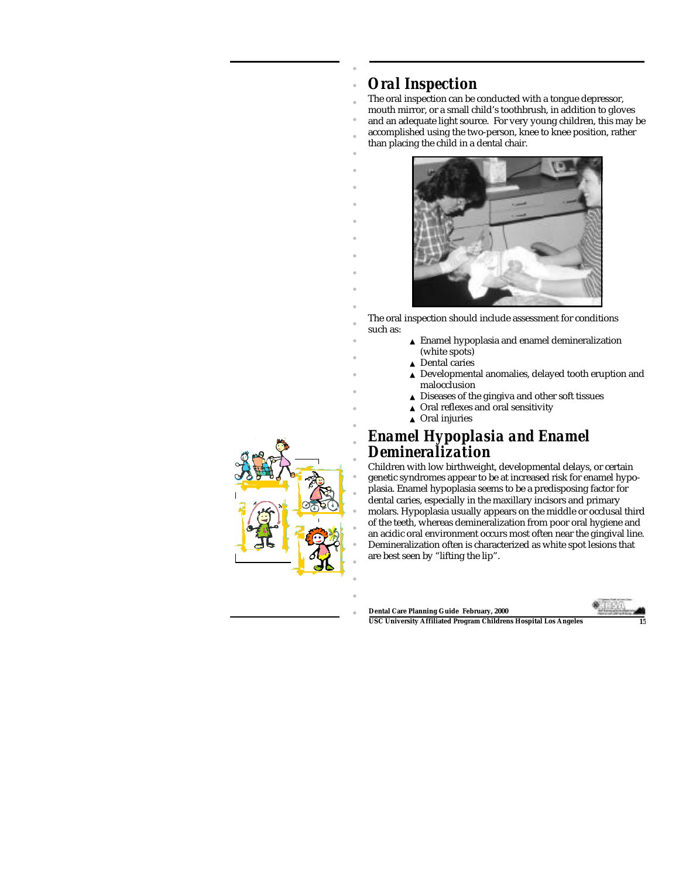## Oral Inspection

The oral inspection can be conducted with a tongue depressor, mouth mirror, or a small child's toothbrush, in addition to gloves and an adequate light source. For very young children, this may be accomplished using the two-person, knee to knee position, rather than placing the child in a dental chair.

The oral inspection should include assessment for conditions such as:

- Enamel hypoplasia and enamel demineralization (white spots)
- Dental caries
- Developmental anomalies, delayed tooth eruption and malocclusion
- Diseases of the gingiva and other soft tissues
- Oral reflexes and oral sensitivity
- Oral injuries

## Enamel Hypoplasia and Enamel Demineralization

Children with low birthweight, developmental delays, or certain genetic syndromes appear to be at increased risk for enamel hypoplasia. Enamel hypoplasia seems to be a predisposing factor for dental caries, especially in the maxillary incisors and primary molars. Hypoplasia usually appears on the middle or occlusal third of the teeth, whereas demineralization from poor oral hygiene and an acidic oral environment occurs most often near the gingival line. Demineralization often is characterized as white spot lesions that are best seen by "lifting the lip".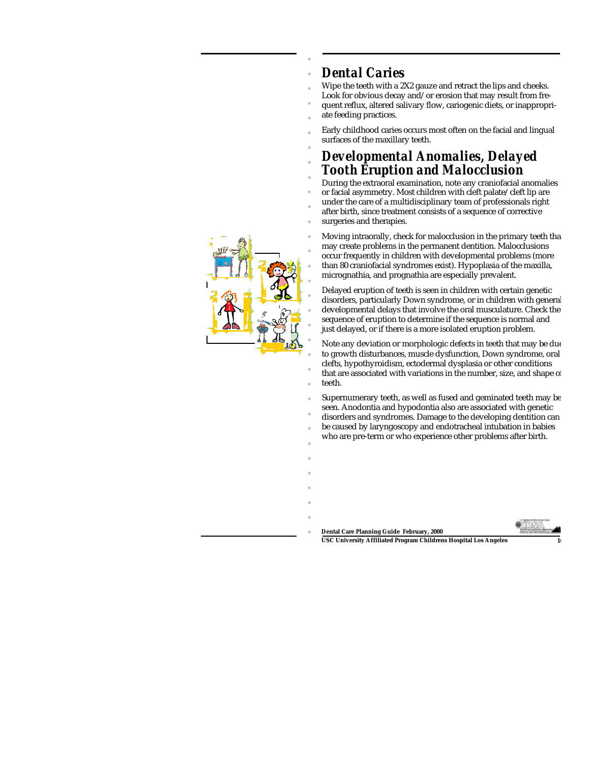## Dental Caries

Wipe the teeth with a 2X2 gauze and retract the lips and cheeks. Look for obvious decay and/or erosion that may result from frequent reflux, altered salivary flow, cariogenic diets, or inappropriate feeding practices.

Early childhood caries occurs most often on the facial and lingual surfaces of the maxillary teeth.

## Developmental Anomalies, Delayed Tooth Eruption and Malocclusion

During the extraoral examination, note any craniofacial anomalies or facial asymmetry. Most children with cleft palate/cleft lip are under the care of a multidisciplinary team of professionals right after birth, since treatment consists of a sequence of corrective surgeries and therapies.

Moving intraorally, check for malocclusion in the primary teeth that may create problems in the permanent dentition. Malocclusions occur frequently in children with developmental problems (more than 80 craniofacial syndromes exist). Hypoplasia of the maxilla, micrognathia, and prognathia are especially prevalent.

Delayed eruption of teeth is seen in children with certain genetic disorders, particularly Down syndrome, or in children with general developmental delays that involve the oral musculature. Check the sequence of eruption to determine if the sequence is normal and just delayed, or if there is a more isolated eruption problem.

Note any deviation or morphologic defects in teeth that may be due to growth disturbances, muscle dysfunction, Down syndrome, oral clefts, hypothyroidism, ectodermal dysplasia or other conditions that are associated with variations in the number, size, and shape of teeth.

Supernumerary teeth, as well as fused and geminated teeth may be seen. Anodontia and hypodontia also are associated with genetic disorders and syndromes. Damage to the developing dentition can be caused by laryngoscopy and endotracheal intubation in babies who are pre-term or who experience other problems after birth.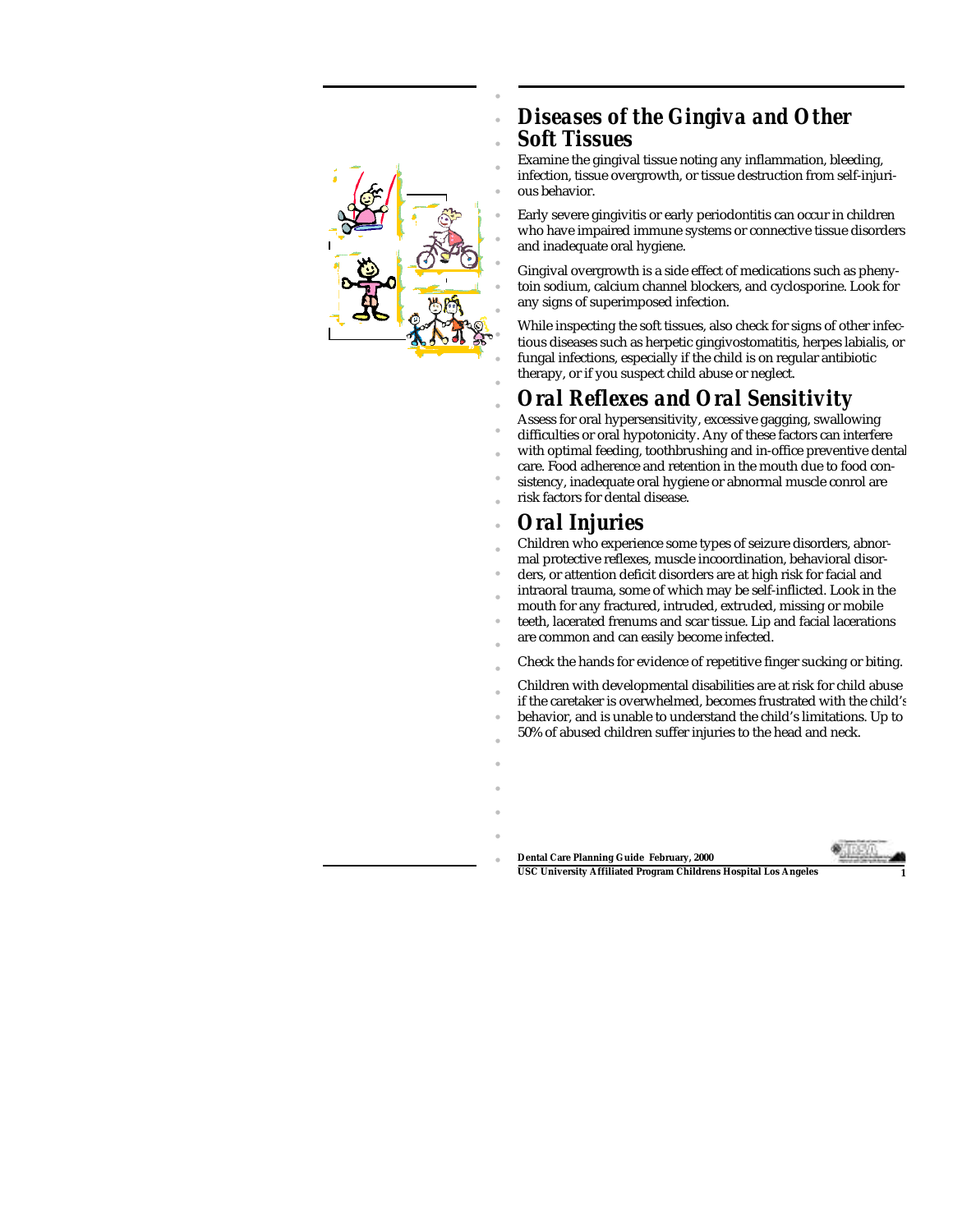## Diseases of the Gingiva and Other Soft Tissues

Examine the gingival tissue noting any inflammation, bleeding, infection, tissue overgrowth, or tissue destruction from self-injurious behavior.

Early severe gingivitis or early periodontitis can occur in children who have impaired immune systems or connective tissue disorders and inadequate oral hygiene.

Gingival overgrowth is a side effect of medications such as phenytoin sodium, calcium channel blockers, and cyclosporine. Look for any signs of superimposed infection.

While inspecting the soft tissues, also check for signs of other infectious diseases such as herpetic gingivostomatitis, herpes labialis, or fungal infections, especially if the child is on regular antibiotic therapy, or if you suspect child abuse or neglect.

## Oral Reflexes and Oral Sensitivity

Assess for oral hypersensitivity, excessive gagging, swallowing difficulties or oral hypotonicity. Any of these factors can interfere with optimal feeding, toothbrushing and in-office preventive dental care. Food adherence and retention in the mouth due to food consistency, inadequate oral hygiene or abnormal muscle conrol are risk factors for dental disease.

## Oral Injuries

Children who experience some types of seizure disorders, abnormal protective reflexes, muscle incoordination, behavioral disorders, or attention deficit disorders are at high risk for facial and intraoral trauma, some of which may be self-inflicted. Look in the mouth for any fractured, intruded, extruded, missing or mobile teeth, lacerated frenums and scar tissue. Lip and facial lacerations are common and can easily become infected.

Check the hands for evidence of repetitive finger sucking or biting.

Children with developmental disabilities are at risk for child abuse if the caretaker is overwhelmed, becomes frustrated with the child's behavior, and is unable to understand the child's limitations. Up to 50% of abused children suffer injuries to the head and neck.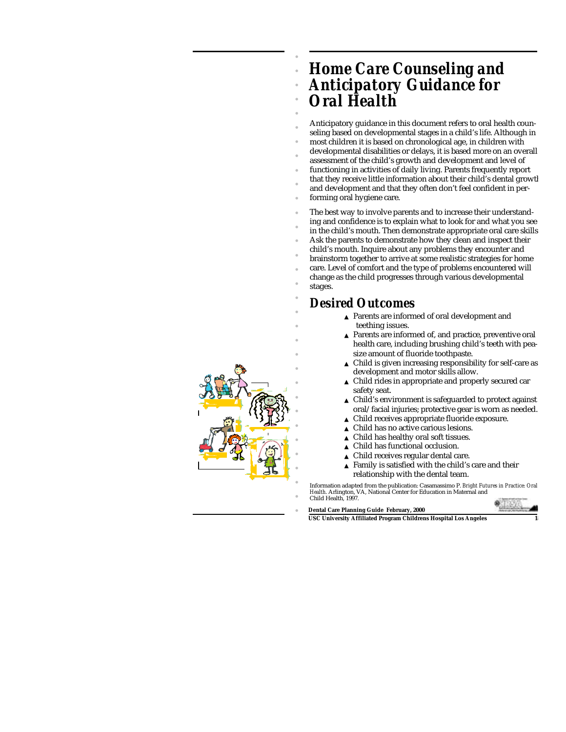# Home Care Counseling and Anticipatory Guidance for Oral Health

Anticipatory guidance in this document refers to oral health counseling based on developmental stages in a child's life. Although in most children it is based on chronological age, in children with developmental disabilities or delays, it is based more on an overall assessment of the child's growth and development and level of functioning in activities of daily living. Parents frequently report that they receive little information about their child's dental growth and development and that they often don't feel confident in performing oral hygiene care.

The best way to involve parents and to increase their understanding and confidence is to explain what to look for and what you see in the child's mouth. Then demonstrate appropriate oral care skills. Ask the parents to demonstrate how they clean and inspect their child's mouth. Inquire about any problems they encounter and brainstorm together to arrive at some realistic strategies for home care. Level of comfort and the type of problems encountered will change as the child progresses through various developmental stages.

## Desired Outcomes

- Parents are informed of oral development and teething issues.
- Parents are informed of, and practice, preventive oral health care, including brushing child's teeth with pea-size amount of fluoride toothpaste.
- Child is given increasing responsibility for self-care as development and motor skills allow.
- Child rides in appropriate and properly secured car safety seat.
- Child's environment is safeguarded to protect against oral/facial injuries; protective gear is worn as needed.
- Child receives appropriate fluoride exposure.
- Child has no active carious lesions.
- Child has healthy oral soft tissues.
- Child has functional occlusion.
- Child receives regular dental care.
- Family is satisfied with the child's care and their relationship with the dental team.

Information adapted from the publication: Casamassimo P. *Bright Futures in Practice: Oral Health*. Arlington, VA, National Center for Education in Maternal and Child Health, 1997.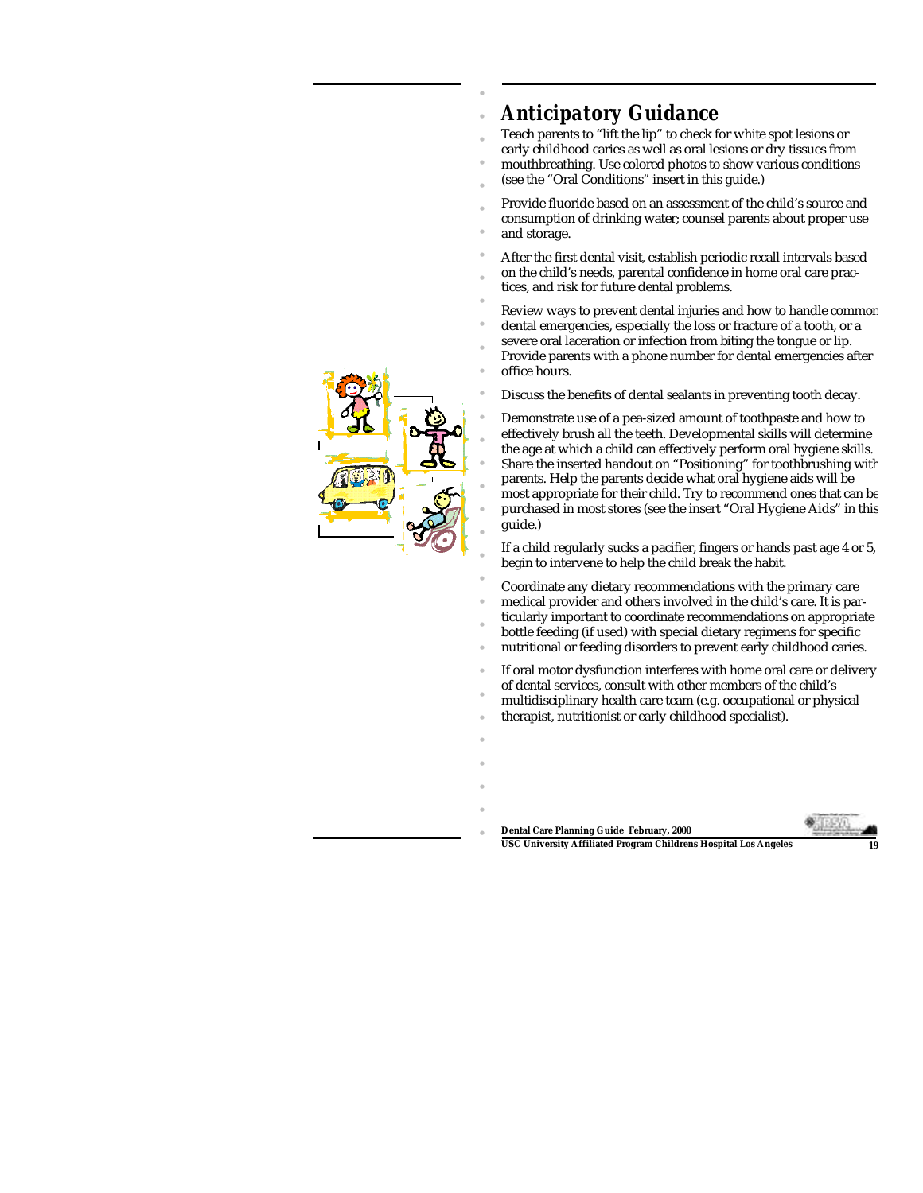## Anticipatory Guidance

Teach parents to "lift the lip" to check for white spot lesions or early childhood caries as well as oral lesions or dry tissues from mouthbreathing. Use colored photos to show various conditions (see the "Oral Conditions" insert in this guide.)

Provide fluoride based on an assessment of the child's source and consumption of drinking water; counsel parents about proper use and storage.

After the first dental visit, establish periodic recall intervals based on the child's needs, parental confidence in home oral care practices, and risk for future dental problems.

Review ways to prevent dental injuries and how to handle common dental emergencies, especially the loss or fracture of a tooth, or a severe oral laceration or infection from biting the tongue or lip. Provide parents with a phone number for dental emergencies after office hours.

Discuss the benefits of dental sealants in preventing tooth decay.

Demonstrate use of a pea-sized amount of toothpaste and how to effectively brush all the teeth. Developmental skills will determine the age at which a child can effectively perform oral hygiene skills. Share the inserted handout on "Positioning" for toothbrushing with parents. Help the parents decide what oral hygiene aids will be most appropriate for their child. Try to recommend ones that can be purchased in most stores (see the insert "Oral Hygiene Aids" in this guide.)

If a child regularly sucks a pacifier, fingers or hands past age 4 or 5, begin to intervene to help the child break the habit.

Coordinate any dietary recommendations with the primary care medical provider and others involved in the child's care. It is particularly important to coordinate recommendations on appropriate bottle feeding (if used) with special dietary regimens for specific nutritional or feeding disorders to prevent early childhood caries.

If oral motor dysfunction interferes with home oral care or delivery of dental services, consult with other members of the child's multidisciplinary health care team (e.g. occupational or physical therapist, nutritionist or early childhood specialist).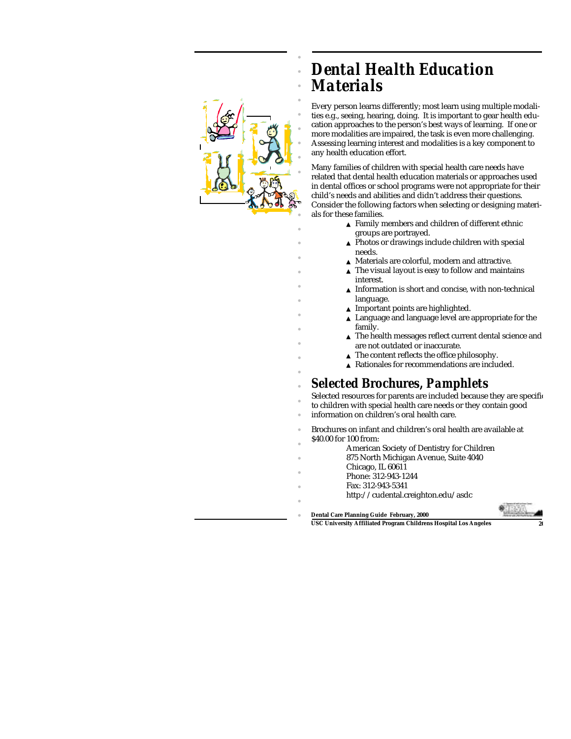# Dental Health Education Materials

Every person learns differently; most learn using multiple modalities e.g., seeing, hearing, doing. It is important to gear health education approaches to the person's best ways of learning. If one or more modalities are impaired, the task is even more challenging. Assessing learning interest and modalities is a key component to any health education effort.

Many families of children with special health care needs have related that dental health education materials or approaches used in dental offices or school programs were not appropriate for their child's needs and abilities and didn't address their questions. Consider the following factors when selecting or designing materials for these families.

- Family members and children of different ethnic groups are portrayed.
- Photos or drawings include children with special needs.
- Materials are colorful, modern and attractive.
- The visual layout is easy to follow and maintains interest.
- Information is short and concise, with non-technical language.
- Important points are highlighted.
- Language and language level are appropriate for the family.
- The health messages reflect current dental science and are not outdated or inaccurate.
- The content reflects the office philosophy.
- Rationales for recommendations are included.

## Selected Brochures, Pamphlets

Selected resources for parents are included because they are specific to children with special health care needs or they contain good information on children's oral health care.

Brochures on infant and children's oral health are available at $40.00 for 100 from:

American Society of Dentistry for Children
875 North Michigan Avenue, Suite 4040
Chicago, IL 60611
Phone: 312-943-1244
Fax: 312-943-5341
http://cudental.creighton.edu/asdc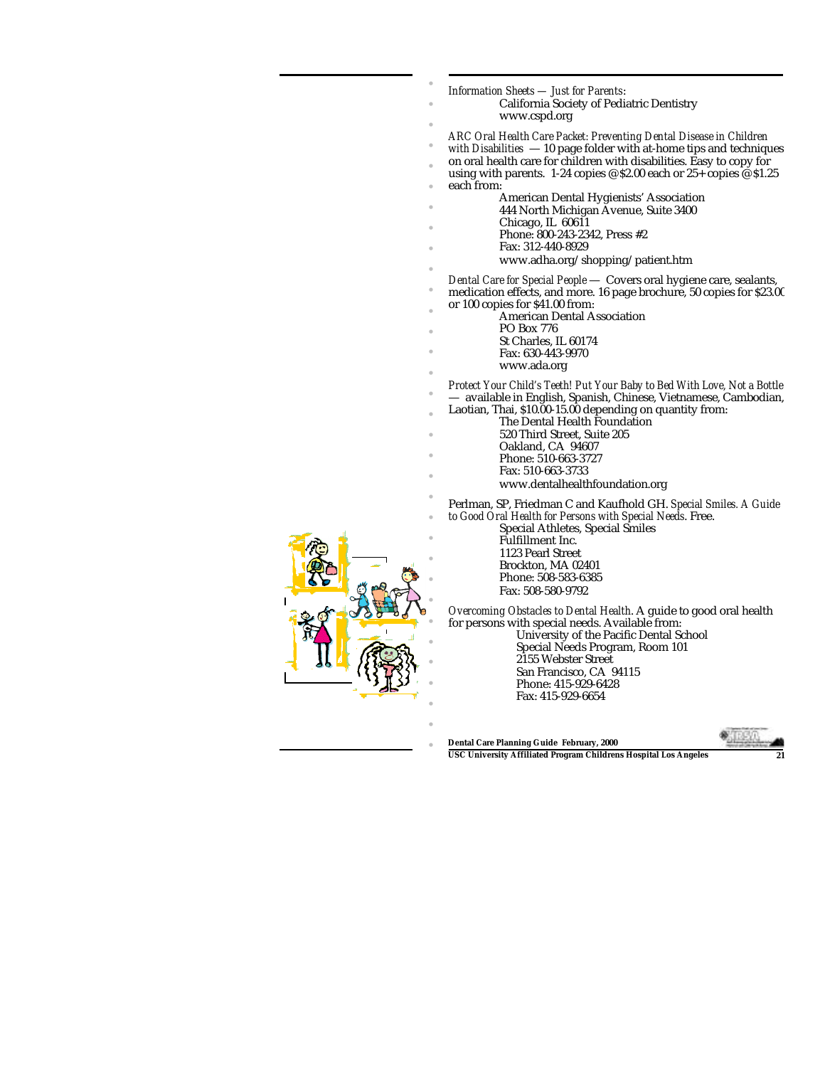*Information Sheets — Just for Parents:*

California Society of Pediatric Dentistry
www.cspd.org

*ARC Oral Health Care Packet: Preventing Dental Disease in Children with Disabilities* — 10 page folder with at-home tips and techniques on oral health care for children with disabilities. Easy to copy for using with parents. 1-24 copies @$2.00 each or 25+ copies @$1.25 each from:

American Dental Hygienists' Association
444 North Michigan Avenue, Suite 3400
Chicago, IL 60611
Phone: 800-243-2342, Press #2
Fax: 312-440-8929
www.adha.org/shopping/patient.htm

*Dental Care for Special People* — Covers oral hygiene care, sealants, medication effects, and more. 16 page brochure, 50 copies for $23.00 or 100 copies for $41.00 from:

American Dental Association
PO Box 776
St Charles, IL 60174
Fax: 630-443-9970
www.ada.org

*Protect Your Child's Teeth! Put Your Baby to Bed With Love, Not a Bottle* — available in English, Spanish, Chinese, Vietnamese, Cambodian, Laotian, Thai, $10.00-15.00 depending on quantity from:

The Dental Health Foundation
520 Third Street, Suite 205
Oakland, CA 94607
Phone: 510-663-3727
Fax: 510-663-3733
www.dentalhealthfoundation.org

Perlman, SP, Friedman C and Kaufhold GH. *Special Smiles. A Guide to Good Oral Health for Persons with Special Needs.* Free.

Special Athletes, Special Smiles
Fulfillment Inc.
1123 Pearl Street
Brockton, MA 02401
Phone: 508-583-6385
Fax: 508-580-9792

*Overcoming Obstacles to Dental Health.* A guide to good oral health for persons with special needs. Available from:

University of the Pacific Dental School
Special Needs Program, Room 101
2155 Webster Street
San Francisco, CA 94115
Phone: 415-929-6428
Fax: 415-929-6654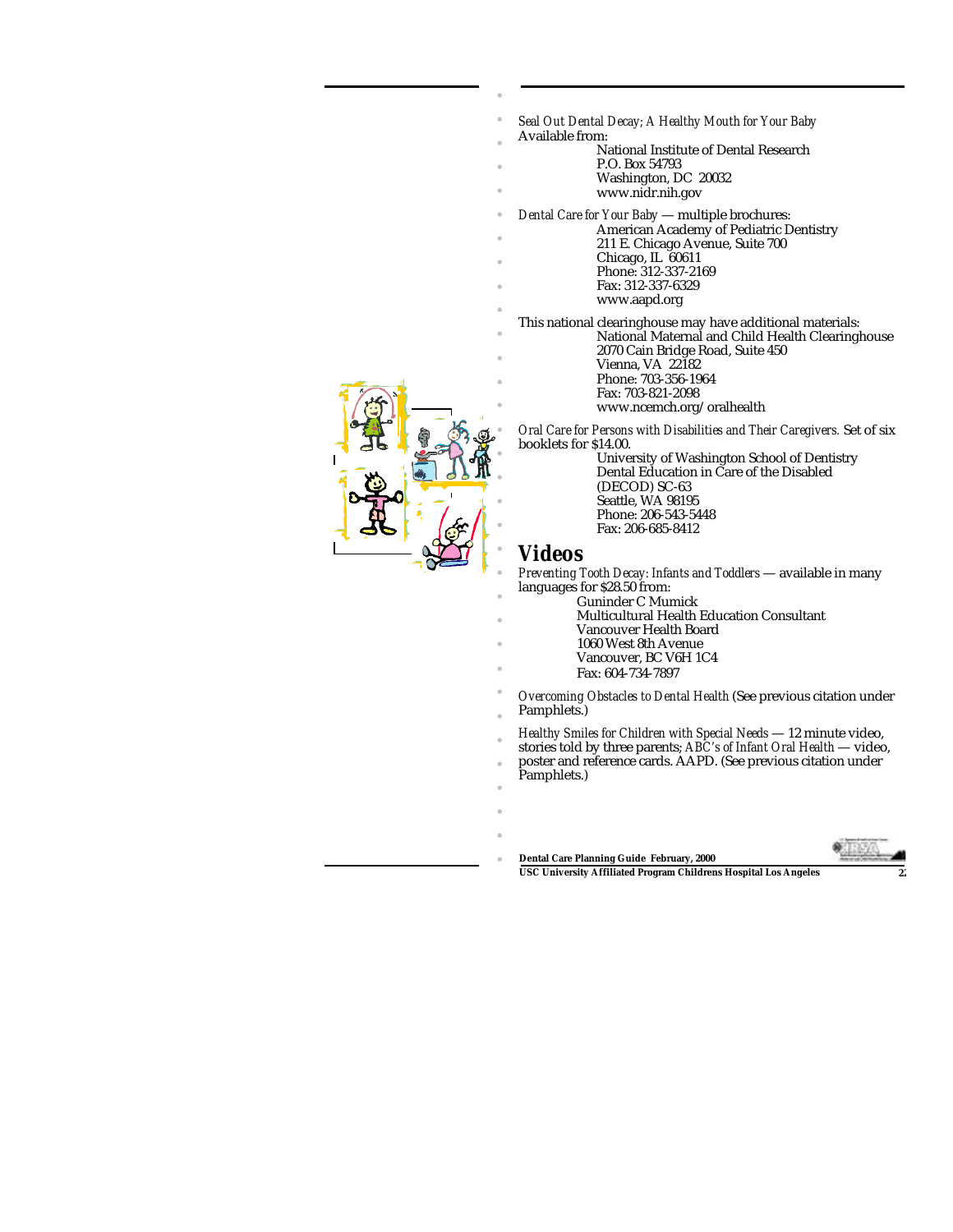*Seal Out Dental Decay; A Healthy Mouth for Your Baby*
Available from:
National Institute of Dental Research
P.O. Box 54793
Washington, DC 20032
www.nidr.nih.gov

*Dental Care for Your Baby* — multiple brochures:
American Academy of Pediatric Dentistry
211 E. Chicago Avenue, Suite 700
Chicago, IL 60611
Phone: 312-337-2169
Fax: 312-337-6329
www.aapd.org

This national clearinghouse may have additional materials:
National Maternal and Child Health Clearinghouse
2070 Cain Bridge Road, Suite 450
Vienna, VA 22182
Phone: 703-356-1964
Fax: 703-821-2098
www.ncemch.org/oralhealth

*Oral Care for Persons with Disabilities and Their Caregivers.* Set of six booklets for $14.00.
University of Washington School of Dentistry
Dental Education in Care of the Disabled
(DECOD) SC-63
Seattle, WA 98195
Phone: 206-543-5448
Fax: 206-685-8412

## Videos

*Preventing Tooth Decay: Infants and Toddlers* — available in many languages for $28.50 from:
Guninder C Mumick
Multicultural Health Education Consultant
Vancouver Health Board
1060 West 8th Avenue
Vancouver, BC V6H 1C4
Fax: 604-734-7897

*Overcoming Obstacles to Dental Health* (See previous citation under Pamphlets.)

*Healthy Smiles for Children with Special Needs* — 12 minute video, stories told by three parents; *ABC's of Infant Oral Health* — video, poster and reference cards. AAPD. (See previous citation under Pamphlets.)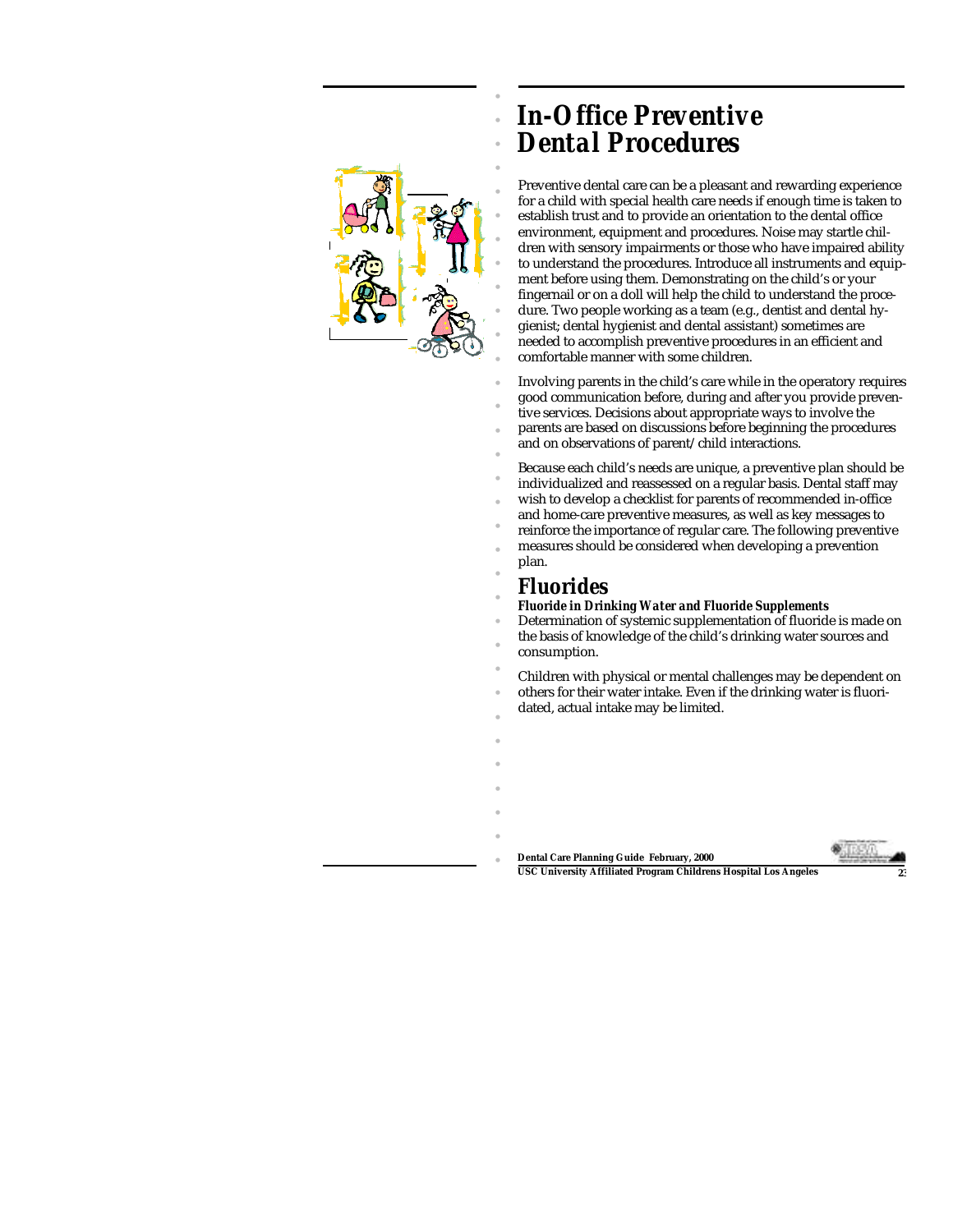# In-Office Preventive Dental Procedures

Preventive dental care can be a pleasant and rewarding experience for a child with special health care needs if enough time is taken to establish trust and to provide an orientation to the dental office environment, equipment and procedures. Noise may startle children with sensory impairments or those who have impaired ability to understand the procedures. Introduce all instruments and equipment before using them. Demonstrating on the child's or your fingernail or on a doll will help the child to understand the procedure. Two people working as a team (e.g., dentist and dental hygienist; dental hygienist and dental assistant) sometimes are needed to accomplish preventive procedures in an efficient and comfortable manner with some children.

Involving parents in the child's care while in the operatory requires good communication before, during and after you provide preventive services. Decisions about appropriate ways to involve the parents are based on discussions before beginning the procedures and on observations of parent/child interactions.

Because each child's needs are unique, a preventive plan should be individualized and reassessed on a regular basis. Dental staff may wish to develop a checklist for parents of recommended in-office and home-care preventive measures, as well as key messages to reinforce the importance of regular care. The following preventive measures should be considered when developing a prevention plan.

## Fluorides

### *Fluoride in Drinking Water and Fluoride Supplements*

Determination of systemic supplementation of fluoride is made on the basis of knowledge of the child's drinking water sources and consumption.

Children with physical or mental challenges may be dependent on others for their water intake. Even if the drinking water is fluoridated, actual intake may be limited.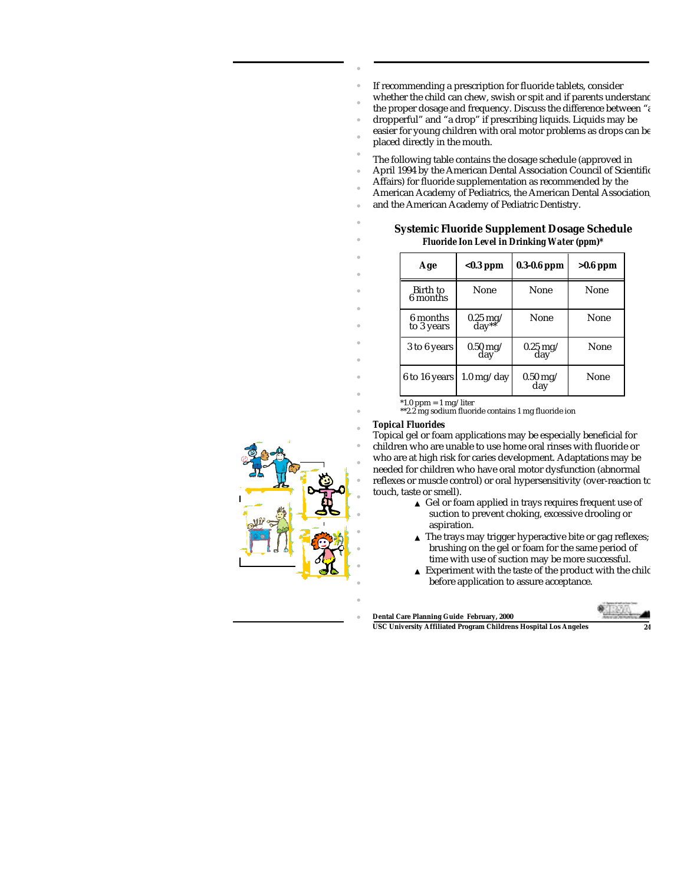If recommending a prescription for fluoride tablets, consider whether the child can chew, swish or spit and if parents understand the proper dosage and frequency. Discuss the difference between "a dropperful" and "a drop" if prescribing liquids. Liquids may be easier for young children with oral motor problems as drops can be placed directly in the mouth.

The following table contains the dosage schedule (approved in April 1994 by the American Dental Association Council of Scientific Affairs) for fluoride supplementation as recommended by the American Academy of Pediatrics, the American Dental Association, and the American Academy of Pediatric Dentistry.

### Systemic Fluoride Supplement Dosage Schedule

**Fluoride Ion Level in Drinking Water (ppm)***

| Age | <0.3 ppm | 0.3-0.6 ppm | >0.6 ppm |
|---|---|---|---|
| Birth to 6 months | None | None | None |
| 6 months to 3 years | 0.25 mg/ day** | None | None |
| 3 to 6 years | 0.50 mg/ day | 0.25 mg/ day | None |
| 6 to 16 years | 1.0 mg/ day | 0.50 mg/ day | None |

*1.0 ppm = 1 mg/ liter
**2.2 mg sodium fluoride contains 1 mg fluoride ion

***Topical Fluorides***

Topical gel or foam applications may be especially beneficial for children who are unable to use home oral rinses with fluoride or who are at high risk for caries development. Adaptations may be needed for children who have oral motor dysfunction (abnormal reflexes or muscle control) or oral hypersensitivity (over-reaction to touch, taste or smell).

- Gel or foam applied in trays requires frequent use of suction to prevent choking, excessive drooling or aspiration.
- The trays may trigger hyperactive bite or gag reflexes; brushing on the gel or foam for the same period of time with use of suction may be more successful.
- Experiment with the taste of the product with the child before application to assure acceptance.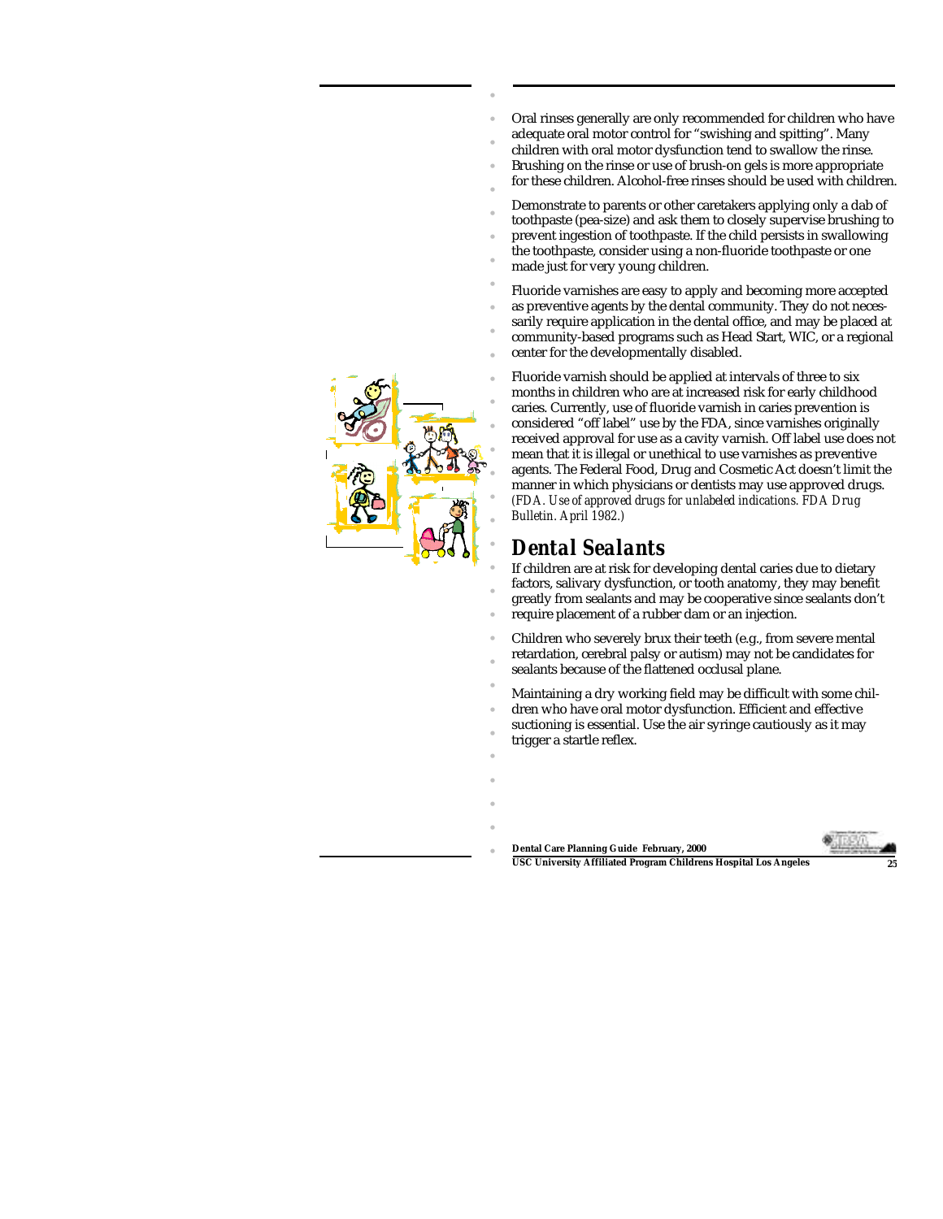Oral rinses generally are only recommended for children who have adequate oral motor control for "swishing and spitting". Many children with oral motor dysfunction tend to swallow the rinse. Brushing on the rinse or use of brush-on gels is more appropriate for these children. Alcohol-free rinses should be used with children.

Demonstrate to parents or other caretakers applying only a dab of toothpaste (pea-size) and ask them to closely supervise brushing to prevent ingestion of toothpaste. If the child persists in swallowing the toothpaste, consider using a non-fluoride toothpaste or one made just for very young children.

Fluoride varnishes are easy to apply and becoming more accepted as preventive agents by the dental community. They do not necessarily require application in the dental office, and may be placed at community-based programs such as Head Start, WIC, or a regional center for the developmentally disabled.

Fluoride varnish should be applied at intervals of three to six months in children who are at increased risk for early childhood caries. Currently, use of fluoride varnish in caries prevention is considered "off label" use by the FDA, since varnishes originally received approval for use as a cavity varnish. Off label use does not mean that it is illegal or unethical to use varnishes as preventive agents. The Federal Food, Drug and Cosmetic Act doesn't limit the manner in which physicians or dentists may use approved drugs. *(FDA. Use of approved drugs for unlabeled indications. FDA Drug Bulletin. April 1982.)*

## Dental Sealants

If children are at risk for developing dental caries due to dietary factors, salivary dysfunction, or tooth anatomy, they may benefit greatly from sealants and may be cooperative since sealants don't require placement of a rubber dam or an injection.

Children who severely brux their teeth (e.g., from severe mental retardation, cerebral palsy or autism) may not be candidates for sealants because of the flattened occlusal plane.

Maintaining a dry working field may be difficult with some children who have oral motor dysfunction. Efficient and effective suctioning is essential. Use the air syringe cautiously as it may trigger a startle reflex.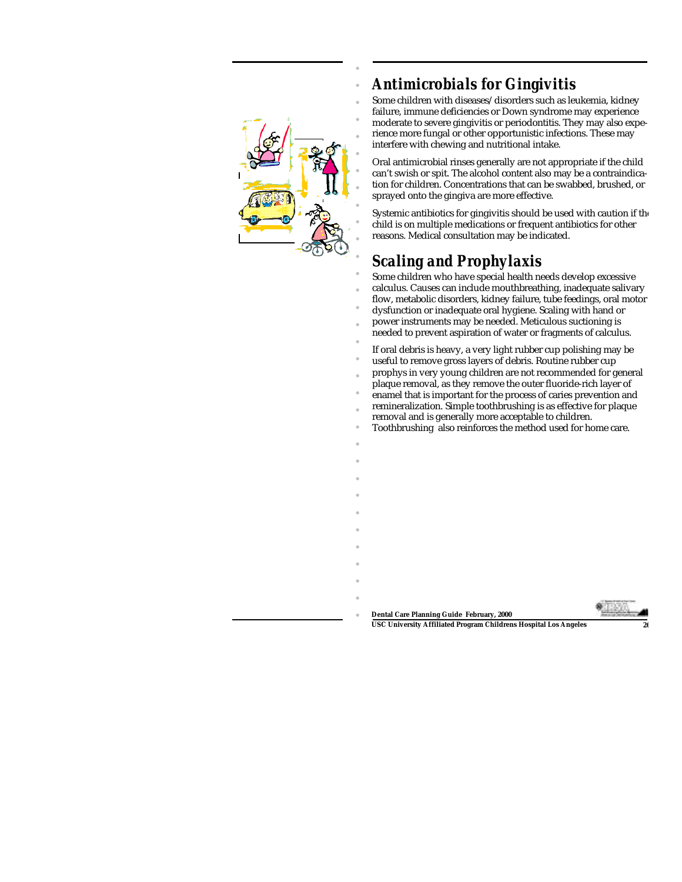## Antimicrobials for Gingivitis

Some children with diseases/disorders such as leukemia, kidney failure, immune deficiencies or Down syndrome may experience moderate to severe gingivitis or periodontitis. They may also experience more fungal or other opportunistic infections. These may interfere with chewing and nutritional intake.

Oral antimicrobial rinses generally are not appropriate if the child can't swish or spit. The alcohol content also may be a contraindication for children. Concentrations that can be swabbed, brushed, or sprayed onto the gingiva are more effective.

Systemic antibiotics for gingivitis should be used with caution if the child is on multiple medications or frequent antibiotics for other reasons. Medical consultation may be indicated.

## Scaling and Prophylaxis

Some children who have special health needs develop excessive calculus. Causes can include mouthbreathing, inadequate salivary flow, metabolic disorders, kidney failure, tube feedings, oral motor dysfunction or inadequate oral hygiene. Scaling with hand or power instruments may be needed. Meticulous suctioning is needed to prevent aspiration of water or fragments of calculus.

If oral debris is heavy, a very light rubber cup polishing may be useful to remove gross layers of debris. Routine rubber cup prophys in very young children are not recommended for general plaque removal, as they remove the outer fluoride-rich layer of enamel that is important for the process of caries prevention and remineralization. Simple toothbrushing is as effective for plaque removal and is generally more acceptable to children. Toothbrushing also reinforces the method used for home care.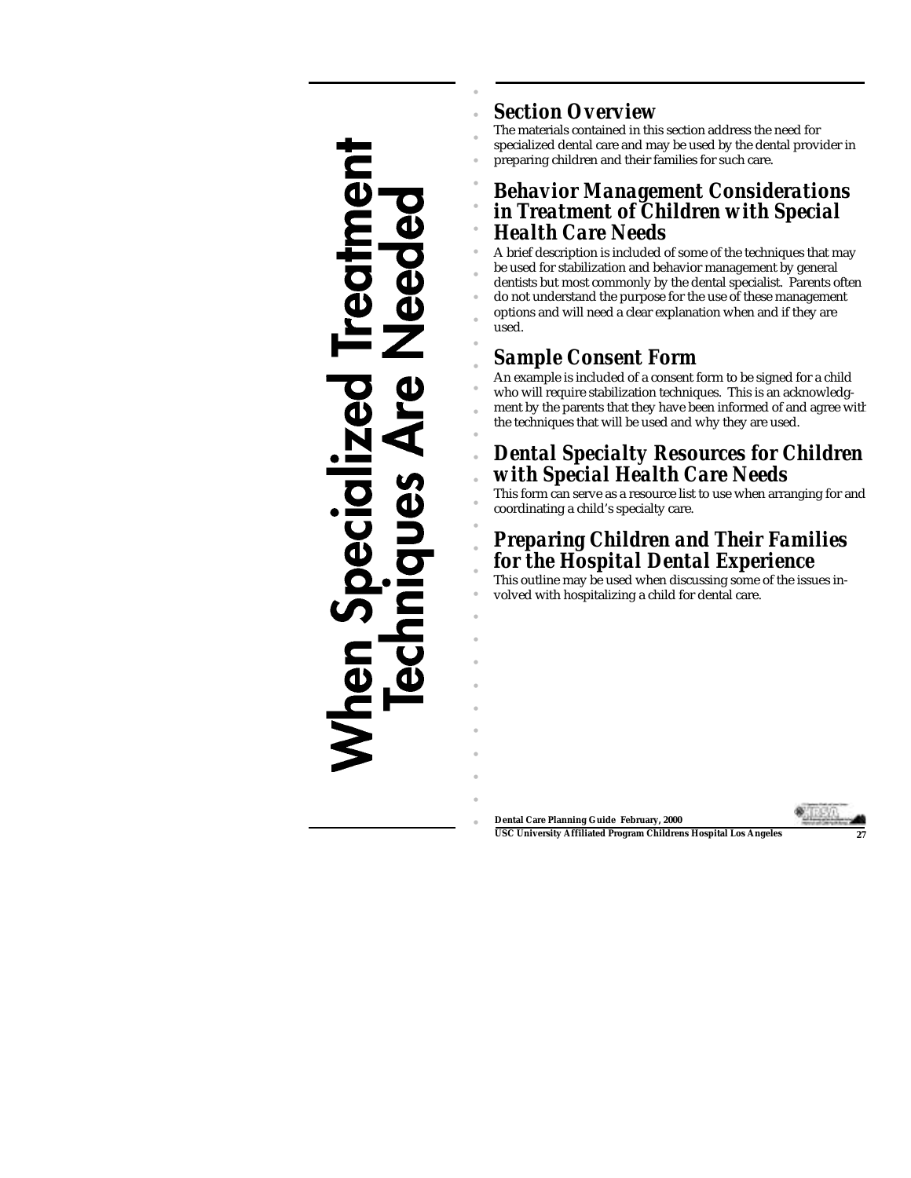# When Specialized Treatment Techniques Are Needed

## Section Overview

The materials contained in this section address the need for specialized dental care and may be used by the dental provider in preparing children and their families for such care.

## Behavior Management Considerations in Treatment of Children with Special Health Care Needs

A brief description is included of some of the techniques that may be used for stabilization and behavior management by general dentists but most commonly by the dental specialist. Parents often do not understand the purpose for the use of these management options and will need a clear explanation when and if they are used.

## Sample Consent Form

An example is included of a consent form to be signed for a child who will require stabilization techniques. This is an acknowledgment by the parents that they have been informed of and agree with the techniques that will be used and why they are used.

## Dental Specialty Resources for Children with Special Health Care Needs

This form can serve as a resource list to use when arranging for and coordinating a child's specialty care.

## Preparing Children and Their Families for the Hospital Dental Experience

This outline may be used when discussing some of the issues involved with hospitalizing a child for dental care.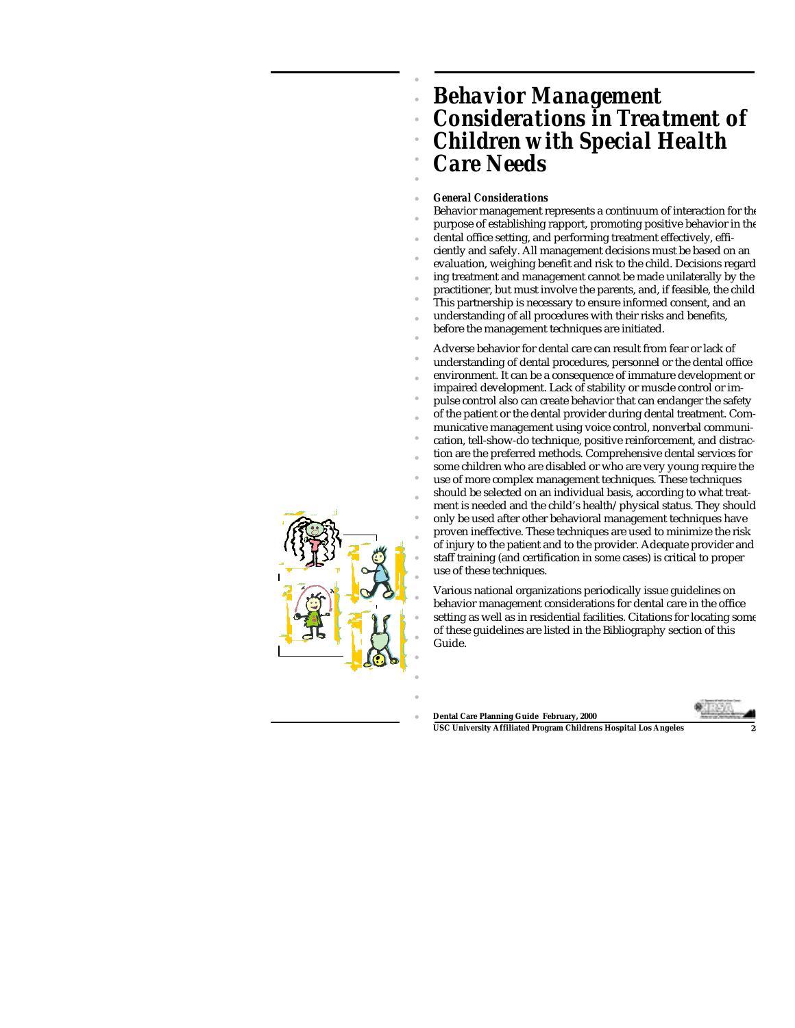# Behavior Management Considerations in Treatment of Children with Special Health Care Needs

### General Considerations

Behavior management represents a continuum of interaction for the purpose of establishing rapport, promoting positive behavior in the dental office setting, and performing treatment effectively, efficiently and safely. All management decisions must be based on an evaluation, weighing benefit and risk to the child. Decisions regarding treatment and management cannot be made unilaterally by the practitioner, but must involve the parents, and, if feasible, the child. This partnership is necessary to ensure informed consent, and an understanding of all procedures with their risks and benefits, before the management techniques are initiated.

Adverse behavior for dental care can result from fear or lack of understanding of dental procedures, personnel or the dental office environment. It can be a consequence of immature development or impaired development. Lack of stability or muscle control or impulse control also can create behavior that can endanger the safety of the patient or the dental provider during dental treatment. Communicative management using voice control, nonverbal communication, tell-show-do technique, positive reinforcement, and distraction are the preferred methods. Comprehensive dental services for some children who are disabled or who are very young require the use of more complex management techniques. These techniques should be selected on an individual basis, according to what treatment is needed and the child's health/physical status. They should only be used after other behavioral management techniques have proven ineffective. These techniques are used to minimize the risk of injury to the patient and to the provider. Adequate provider and staff training (and certification in some cases) is critical to proper use of these techniques.

Various national organizations periodically issue guidelines on behavior management considerations for dental care in the office setting as well as in residential facilities. Citations for locating some of these guidelines are listed in the Bibliography section of this Guide.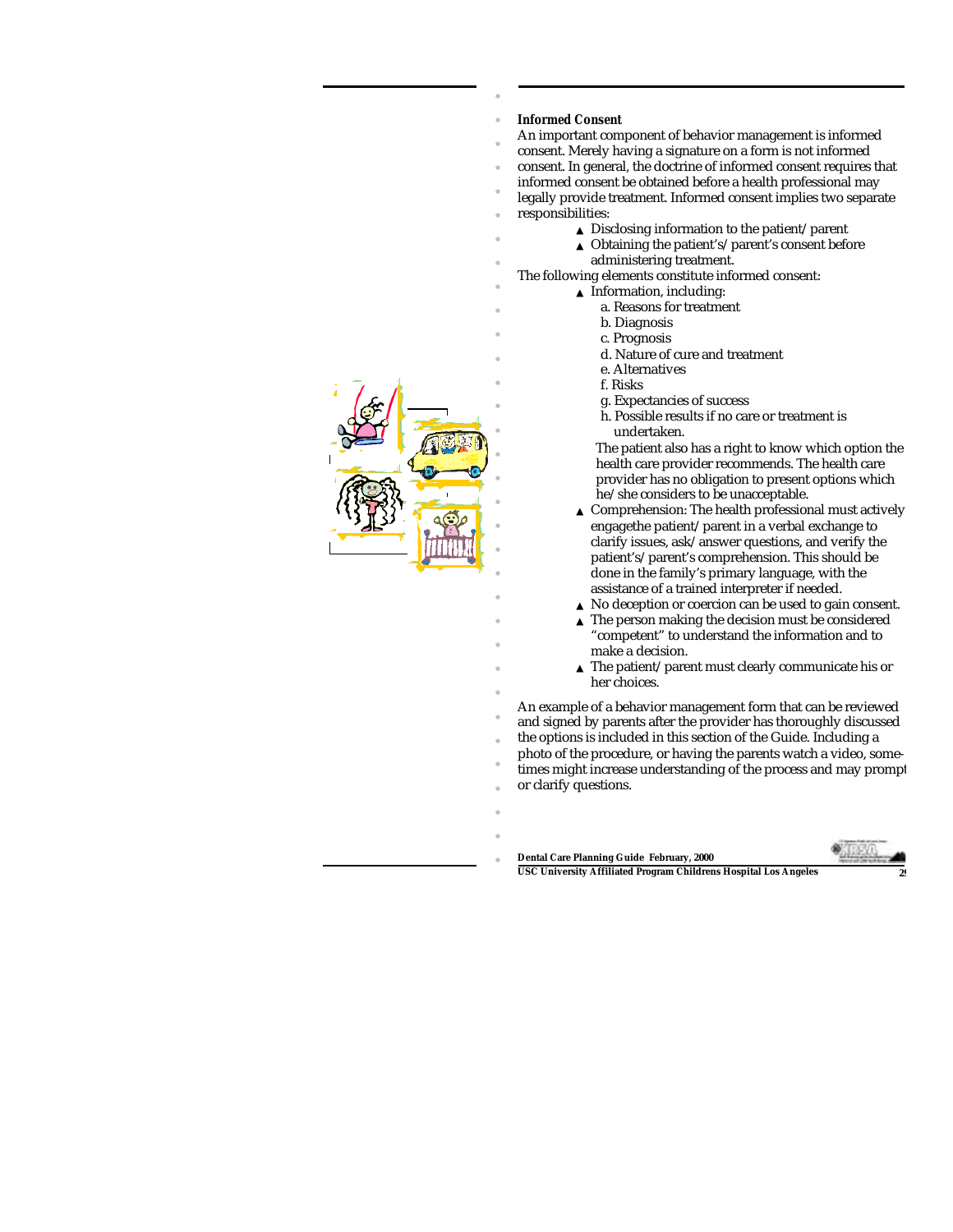**Informed Consent**

An important component of behavior management is informed consent. Merely having a signature on a form is not informed consent. In general, the doctrine of informed consent requires that informed consent be obtained before a health professional may legally provide treatment. Informed consent implies two separate responsibilities:

- Disclosing information to the patient/parent
- Obtaining the patient's/parent's consent before administering treatment.

The following elements constitute informed consent:

- Information, including:
  - a. Reasons for treatment
  - b. Diagnosis
  - c. Prognosis
  - d. Nature of cure and treatment
  - e. Alternatives
  - f. Risks
  - g. Expectancies of success
  - h. Possible results if no care or treatment is undertaken.

  The patient also has a right to know which option the health care provider recommends. The health care provider has no obligation to present options which he/she considers to be unacceptable.
- Comprehension: The health professional must actively engagethe patient/parent in a verbal exchange to clarify issues, ask/answer questions, and verify the patient's/parent's comprehension. This should be done in the family's primary language, with the assistance of a trained interpreter if needed.
- No deception or coercion can be used to gain consent.
- The person making the decision must be considered "competent" to understand the information and to make a decision.
- The patient/parent must clearly communicate his or her choices.

An example of a behavior management form that can be reviewed and signed by parents after the provider has thoroughly discussed the options is included in this section of the Guide. Including a photo of the procedure, or having the parents watch a video, sometimes might increase understanding of the process and may prompt or clarify questions.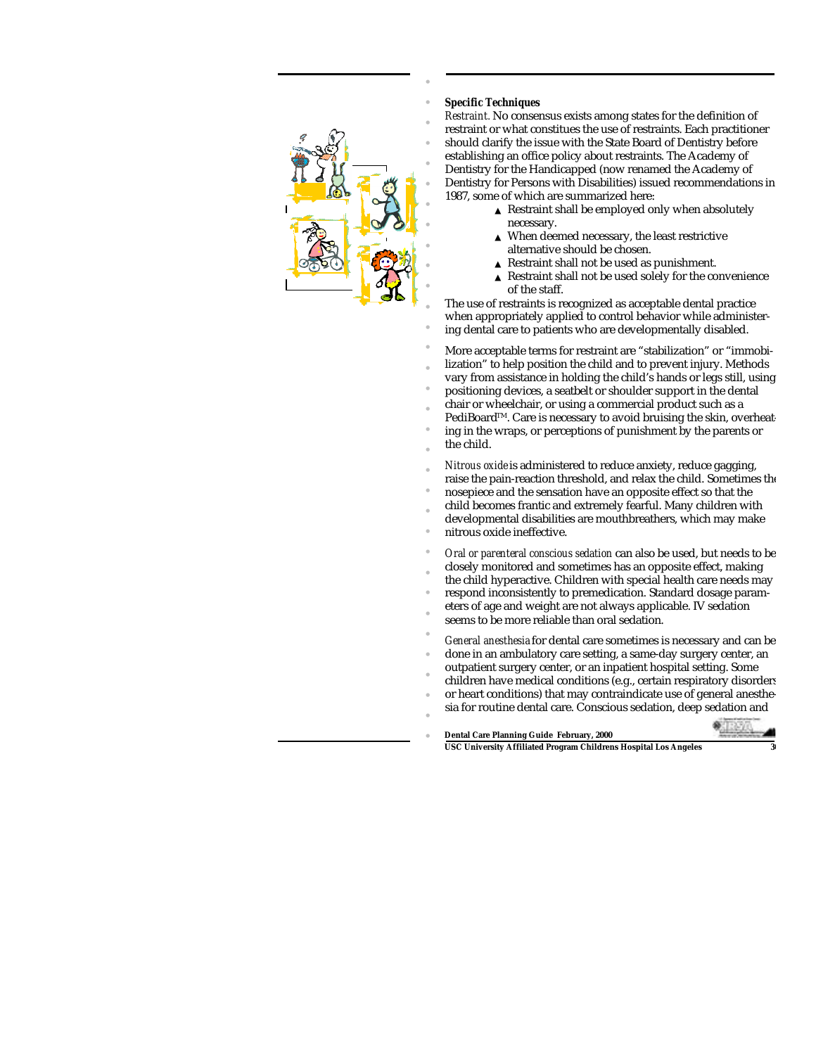**Specific Techniques**

*Restraint.* No consensus exists among states for the definition of restraint or what constitues the use of restraints. Each practitioner should clarify the issue with the State Board of Dentistry before establishing an office policy about restraints. The Academy of Dentistry for the Handicapped (now renamed the Academy of Dentistry for Persons with Disabilities) issued recommendations in 1987, some of which are summarized here:

- Restraint shall be employed only when absolutely necessary.
- When deemed necessary, the least restrictive alternative should be chosen.
- Restraint shall not be used as punishment.
- Restraint shall not be used solely for the convenience of the staff.

The use of restraints is recognized as acceptable dental practice when appropriately applied to control behavior while administering dental care to patients who are developmentally disabled.

More acceptable terms for restraint are “stabilization” or “immobilization” to help position the child and to prevent injury. Methods vary from assistance in holding the child’s hands or legs still, using positioning devices, a seatbelt or shoulder support in the dental chair or wheelchair, or using a commercial product such as a PediBoard™. Care is necessary to avoid bruising the skin, overheating in the wraps, or perceptions of punishment by the parents or the child.

*Nitrous oxide* is administered to reduce anxiety, reduce gagging, raise the pain-reaction threshold, and relax the child. Sometimes the nosepiece and the sensation have an opposite effect so that the child becomes frantic and extremely fearful. Many children with developmental disabilities are mouthbreathers, which may make nitrous oxide ineffective.

*Oral or parenteral conscious sedation* can also be used, but needs to be closely monitored and sometimes has an opposite effect, making the child hyperactive. Children with special health care needs may respond inconsistently to premedication. Standard dosage parameters of age and weight are not always applicable. IV sedation seems to be more reliable than oral sedation.

*General anesthesia* for dental care sometimes is necessary and can be done in an ambulatory care setting, a same-day surgery center, an outpatient surgery center, or an inpatient hospital setting. Some children have medical conditions (e.g., certain respiratory disorders or heart conditions) that may contraindicate use of general anesthesia for routine dental care. Conscious sedation, deep sedation and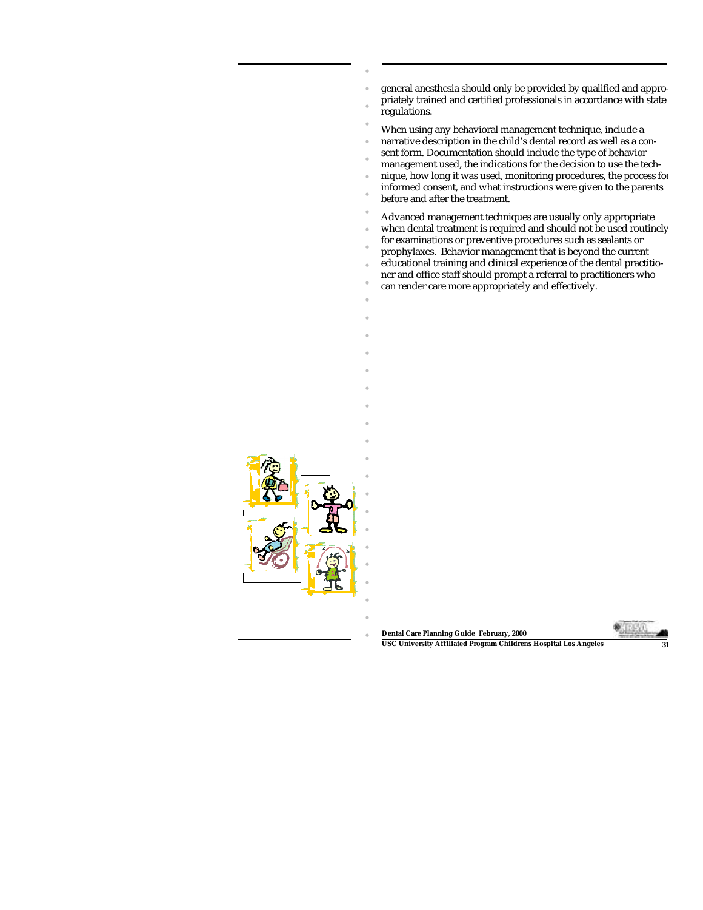general anesthesia should only be provided by qualified and appropriately trained and certified professionals in accordance with state regulations.

When using any behavioral management technique, include a narrative description in the child's dental record as well as a consent form. Documentation should include the type of behavior management used, the indications for the decision to use the technique, how long it was used, monitoring procedures, the process for informed consent, and what instructions were given to the parents before and after the treatment.

Advanced management techniques are usually only appropriate when dental treatment is required and should not be used routinely for examinations or preventive procedures such as sealants or prophylaxes. Behavior management that is beyond the current educational training and clinical experience of the dental practitioner and office staff should prompt a referral to practitioners who can render care more appropriately and effectively.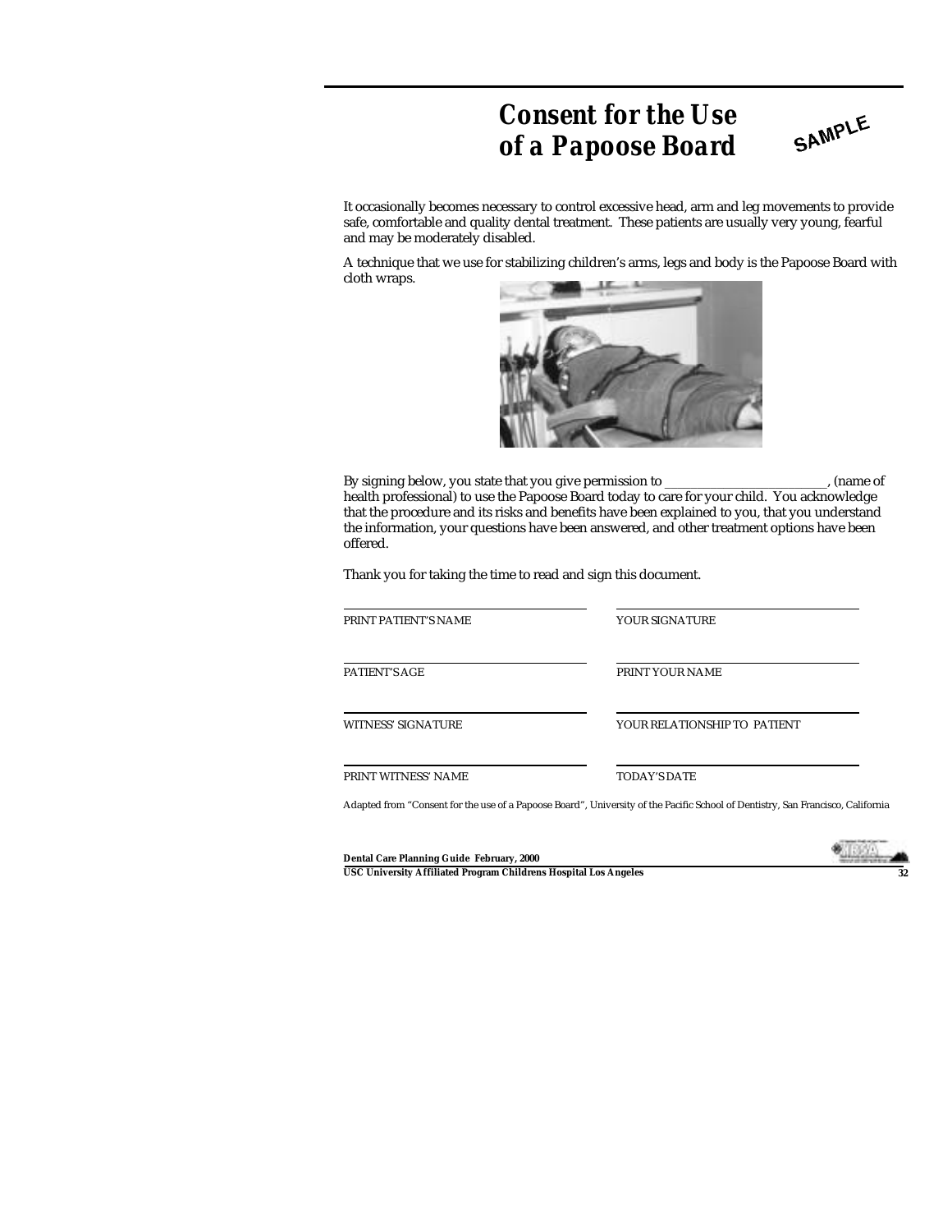# Consent for the Use of a Papoose Board

SAMPLE

It occasionally becomes necessary to control excessive head, arm and leg movements to provide safe, comfortable and quality dental treatment. These patients are usually very young, fearful and may be moderately disabled.

A technique that we use for stabilizing children's arms, legs and body is the Papoose Board with cloth wraps.

By signing below, you state that you give permission to \_\_\_\_\_\_\_\_\_\_\_\_\_\_\_\_\_\_\_\_\_\_\_\_, (name of health professional) to use the Papoose Board today to care for your child. You acknowledge that the procedure and its risks and benefits have been explained to you, that you understand the information, your questions have been answered, and other treatment options have been offered.

Thank you for taking the time to read and sign this document.

| | |
|---|---|
| \_\_\_\_\_\_\_\_\_\_\_\_\_\_\_\_\_\_\_\_\_\_\_\_ | \_\_\_\_\_\_\_\_\_\_\_\_\_\_\_\_\_\_\_\_\_\_\_\_ |
| PRINT PATIENT'S NAME | YOUR SIGNATURE |
| \_\_\_\_\_\_\_\_\_\_\_\_\_\_\_\_\_\_\_\_\_\_\_\_ | \_\_\_\_\_\_\_\_\_\_\_\_\_\_\_\_\_\_\_\_\_\_\_\_ |
| PATIENT'S AGE | PRINT YOUR NAME |
| \_\_\_\_\_\_\_\_\_\_\_\_\_\_\_\_\_\_\_\_\_\_\_\_ | \_\_\_\_\_\_\_\_\_\_\_\_\_\_\_\_\_\_\_\_\_\_\_\_ |
| WITNESS' SIGNATURE | YOUR RELATIONSHIP TO PATIENT |
| \_\_\_\_\_\_\_\_\_\_\_\_\_\_\_\_\_\_\_\_\_\_\_\_ | \_\_\_\_\_\_\_\_\_\_\_\_\_\_\_\_\_\_\_\_\_\_\_\_ |
| PRINT WITNESS' NAME | TODAY'S DATE |

Adapted from "Consent for the use of a Papoose Board", University of the Pacific School of Dentistry, San Francisco, California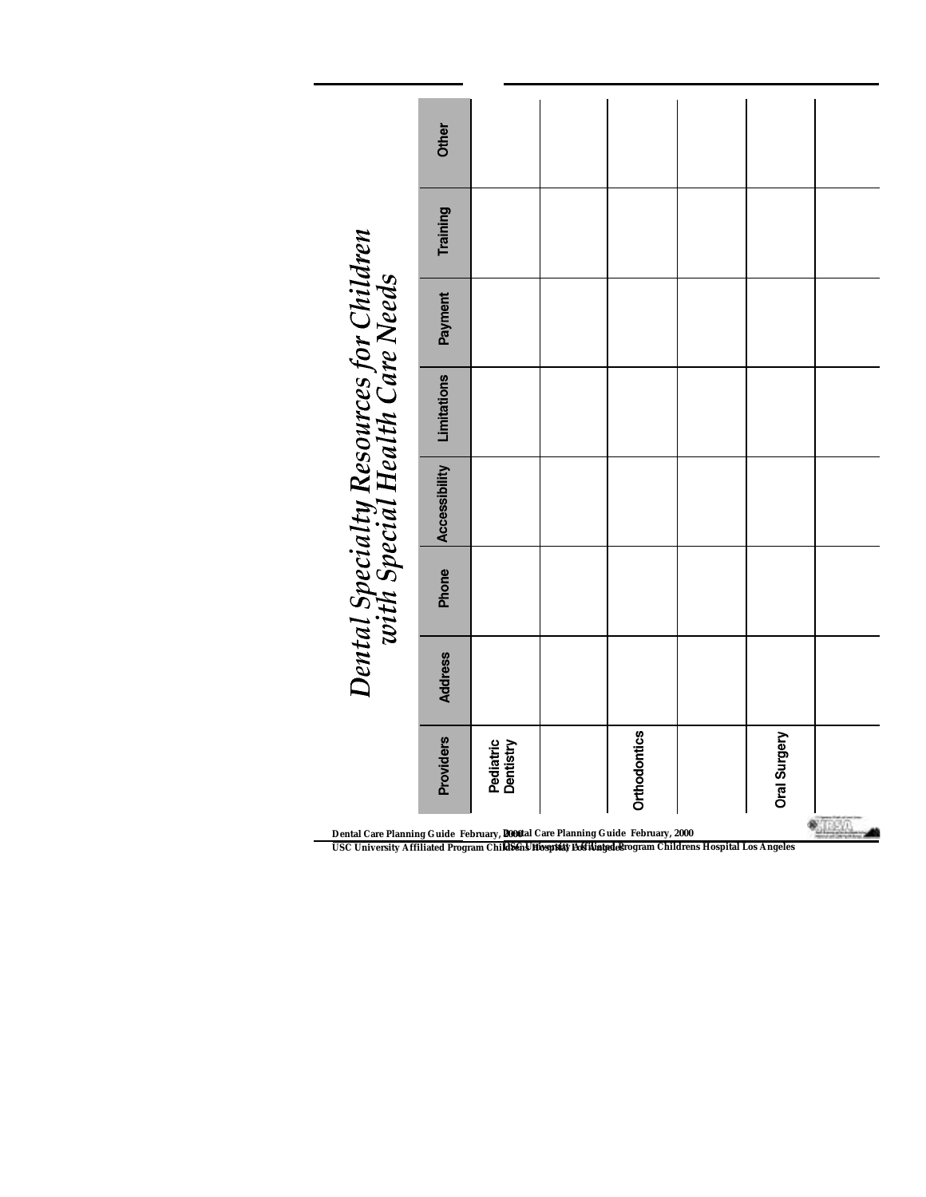# Dental Specialty Resources for Children with Special Health Care Needs

| Providers | Address | Phone | Accessibility | Limitations | Payment | Training | Other |
|---|---|---|---|---|---|---|---|
| Pediatric Dentistry | | | | | | | |
| | | | | | | | |
| Orthodontics | | | | | | | |
| | | | | | | | |
| Oral Surgery | | | | | | | |
| | | | | | | | |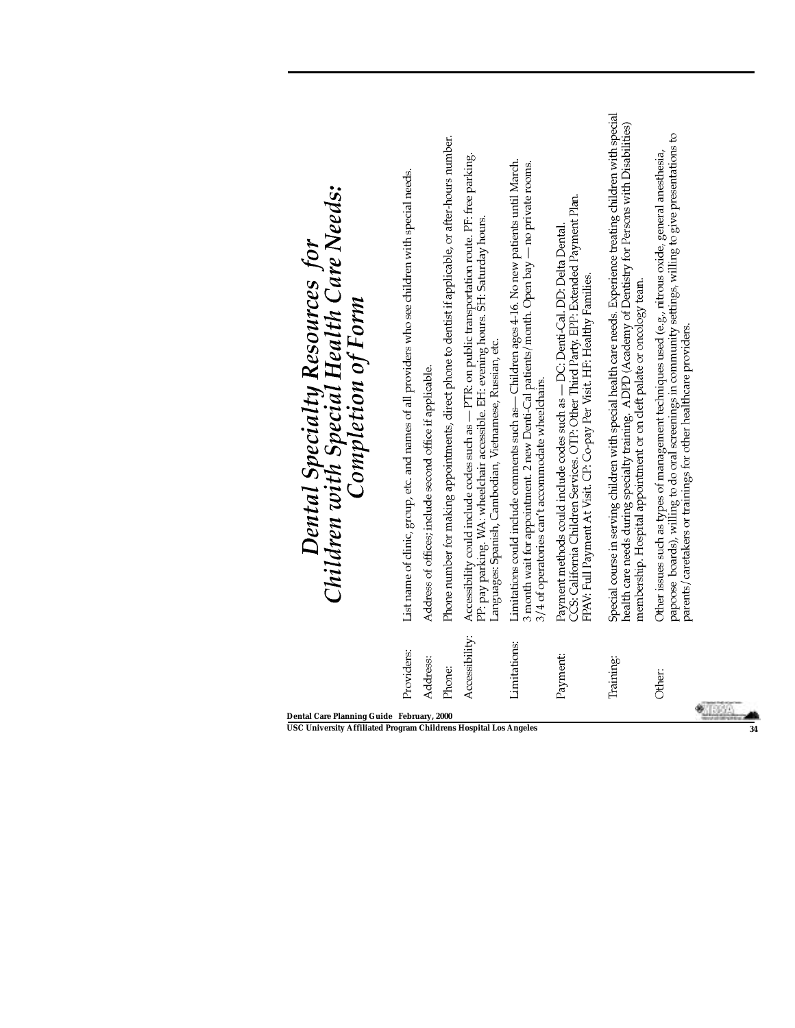# Dental Specialty Resources for Children with Special Health Care Needs: Completion of Form

**Providers:** List name of clinic, group, etc. and names of all providers who see children with special needs.

**Address:** Address of offices; include second office if applicable.

**Phone:** Phone number for making appointments, direct phone to dentist if applicable, or after-hours number.

**Accessibility:** Accessibility could include codes such as — PTR: on public transportation route. PF: free parking. PP: pay parking. WA: wheelchair accessible. EH: evening hours. SH: Saturday hours. Languages: Spanish, Cambodian, Vietnamese, Russian, etc.

**Limitations:** Limitations could include comments such as— Children ages 4-16. No new patients until March. 3 month wait for appointment. 2 new Denti-Cal patients/month. Open bay — no private rooms. 3/4 of operatories can't accommodate wheelchairs.

**Payment:** Payment methods could include codes such as — DC: Denti-Cal. DD: Delta Dental. CCS: California Children Services. OTP: Other Third Party. EPP: Extended Payment Plan. FPAV: Full Payment At Visit. CP: Co-pay Per Visit. HF: Healthy Families.

**Training:** Special course in serving children with special health care needs. Experience treating children with special health care needs during specialty training. ADPD (Academy of Dentistry for Persons with Disabilities) membership. Hospital appointment or on cleft palate or oncology team.

**Other:** Other issues such as types of management techniques used (e.g., nitrous oxide, general anesthesia, papoose boards), willing to do oral screenings in community settings, willing to give presentations to parents/caretakers or trainings for other healthcare providers.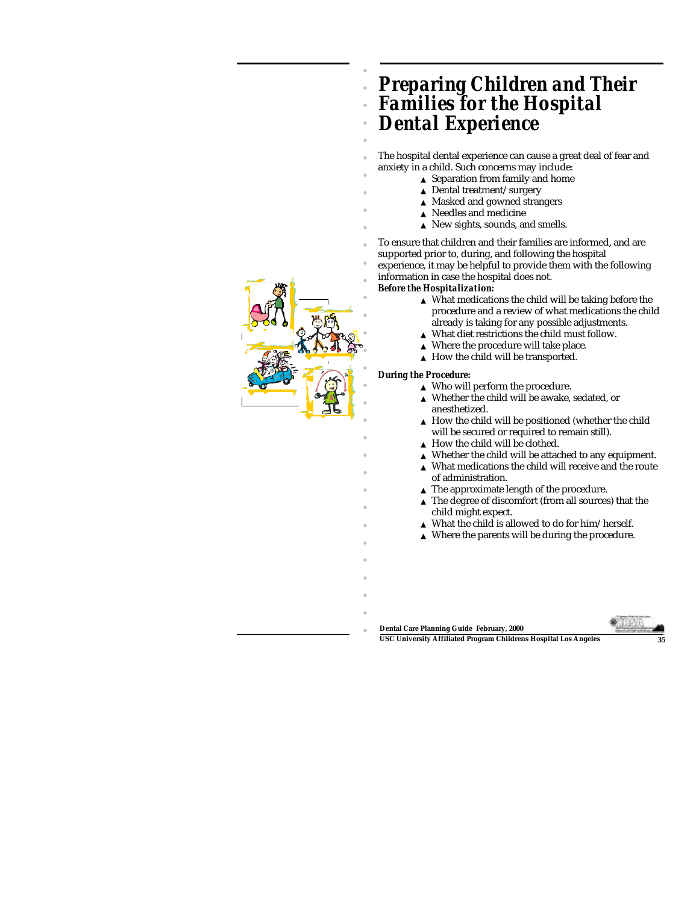# Preparing Children and Their Families for the Hospital Dental Experience

The hospital dental experience can cause a great deal of fear and anxiety in a child. Such concerns may include:

- Separation from family and home
- Dental treatment/surgery
- Masked and gowned strangers
- Needles and medicine
- New sights, sounds, and smells.

To ensure that children and their families are informed, and are supported prior to, during, and following the hospital experience, it may be helpful to provide them with the following information in case the hospital does not.

***Before the Hospitalization:***

- What medications the child will be taking before the procedure and a review of what medications the child already is taking for any possible adjustments.
- What diet restrictions the child must follow.
- Where the procedure will take place.
- How the child will be transported.

***During the Procedure:***

- Who will perform the procedure.
- Whether the child will be awake, sedated, or anesthetized.
- How the child will be positioned (whether the child will be secured or required to remain still).
- How the child will be clothed.
- Whether the child will be attached to any equipment.
- What medications the child will receive and the route of administration.
- The approximate length of the procedure.
- The degree of discomfort (from all sources) that the child might expect.
- What the child is allowed to do for him/herself.
- Where the parents will be during the procedure.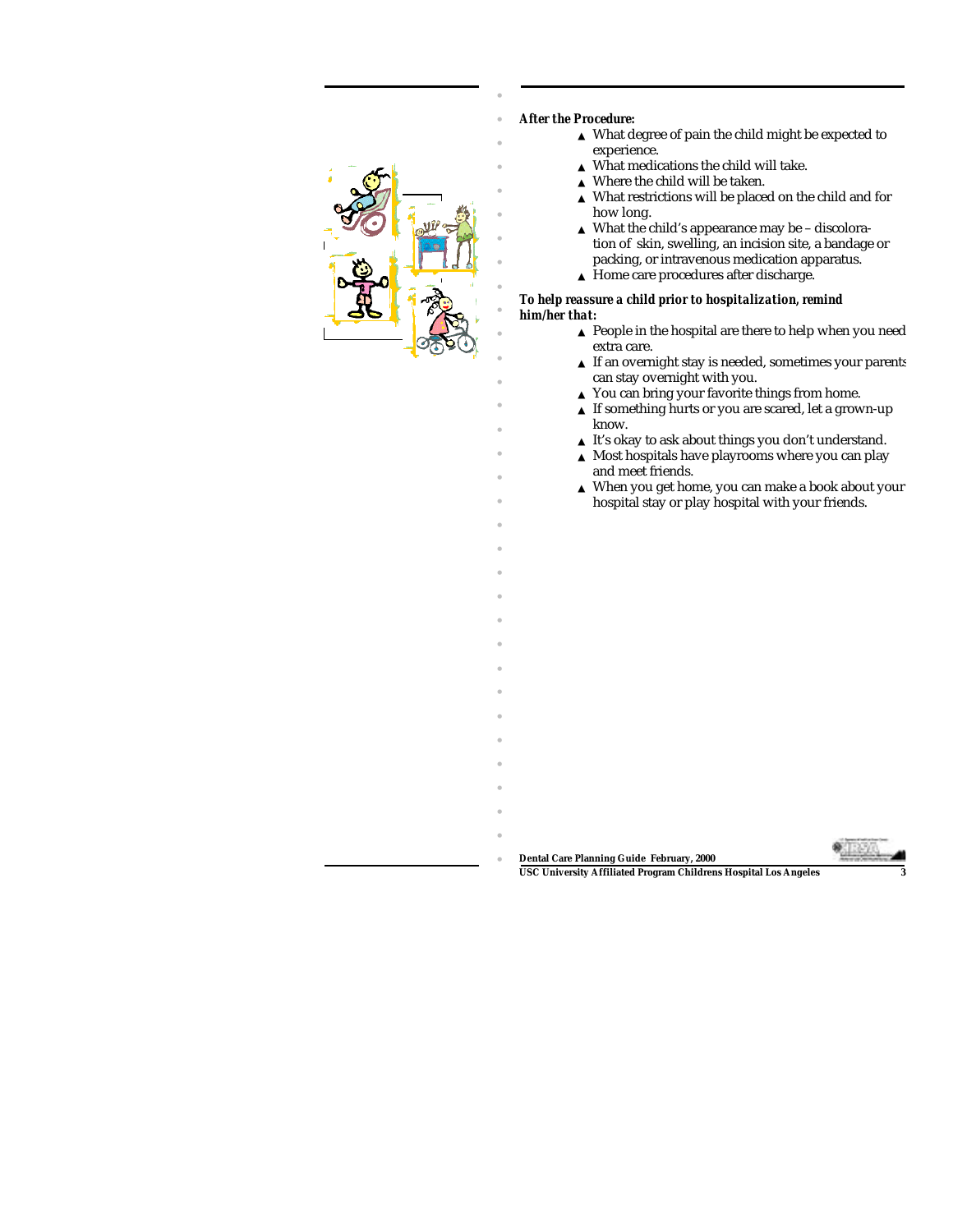***After the Procedure:***

- What degree of pain the child might be expected to experience.
- What medications the child will take.
- Where the child will be taken.
- What restrictions will be placed on the child and for how long.
- What the child's appearance may be – discoloration of skin, swelling, an incision site, a bandage or packing, or intravenous medication apparatus.
- Home care procedures after discharge.

***To help reassure a child prior to hospitalization, remind him/her that:***

- People in the hospital are there to help when you need extra care.
- If an overnight stay is needed, sometimes your parents can stay overnight with you.
- You can bring your favorite things from home.
- If something hurts or you are scared, let a grown-up know.
- It's okay to ask about things you don't understand.
- Most hospitals have playrooms where you can play and meet friends.
- When you get home, you can make a book about your hospital stay or play hospital with your friends.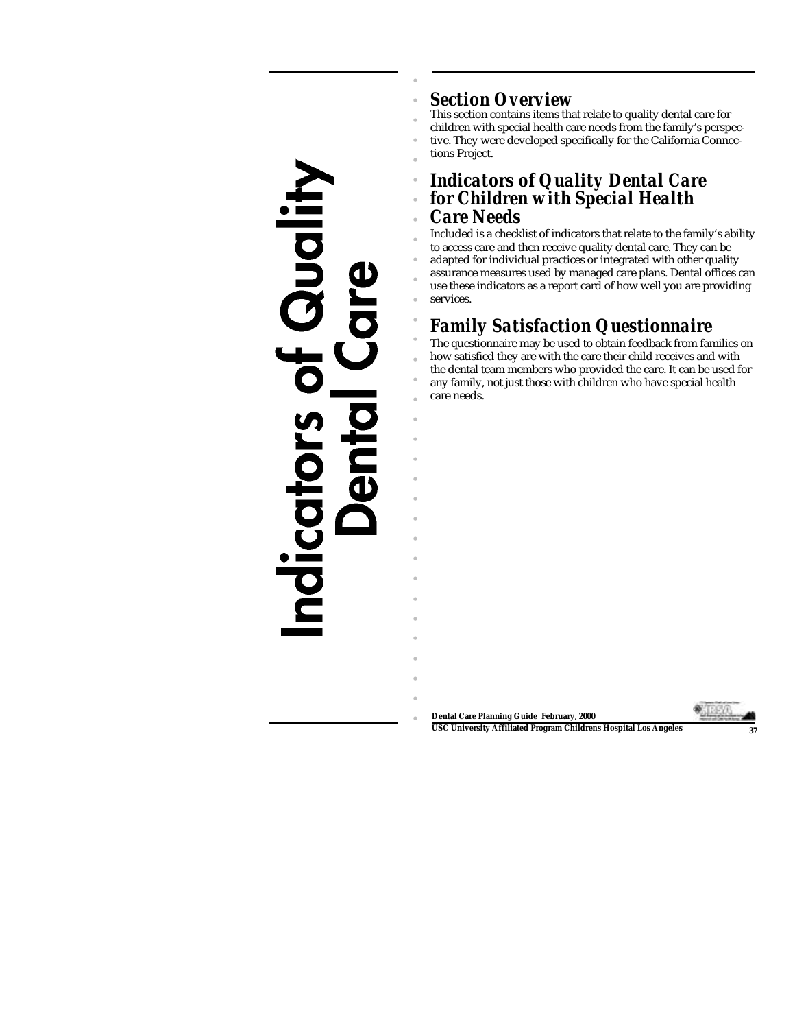# Indicators of Quality Dental Care

## Section Overview

This section contains items that relate to quality dental care for children with special health care needs from the family's perspective. They were developed specifically for the California Connections Project.

## Indicators of Quality Dental Care for Children with Special Health Care Needs

Included is a checklist of indicators that relate to the family's ability to access care and then receive quality dental care. They can be adapted for individual practices or integrated with other quality assurance measures used by managed care plans. Dental offices can use these indicators as a report card of how well you are providing services.

## Family Satisfaction Questionnaire

The questionnaire may be used to obtain feedback from families on how satisfied they are with the care their child receives and with the dental team members who provided the care. It can be used for any family, not just those with children who have special health care needs.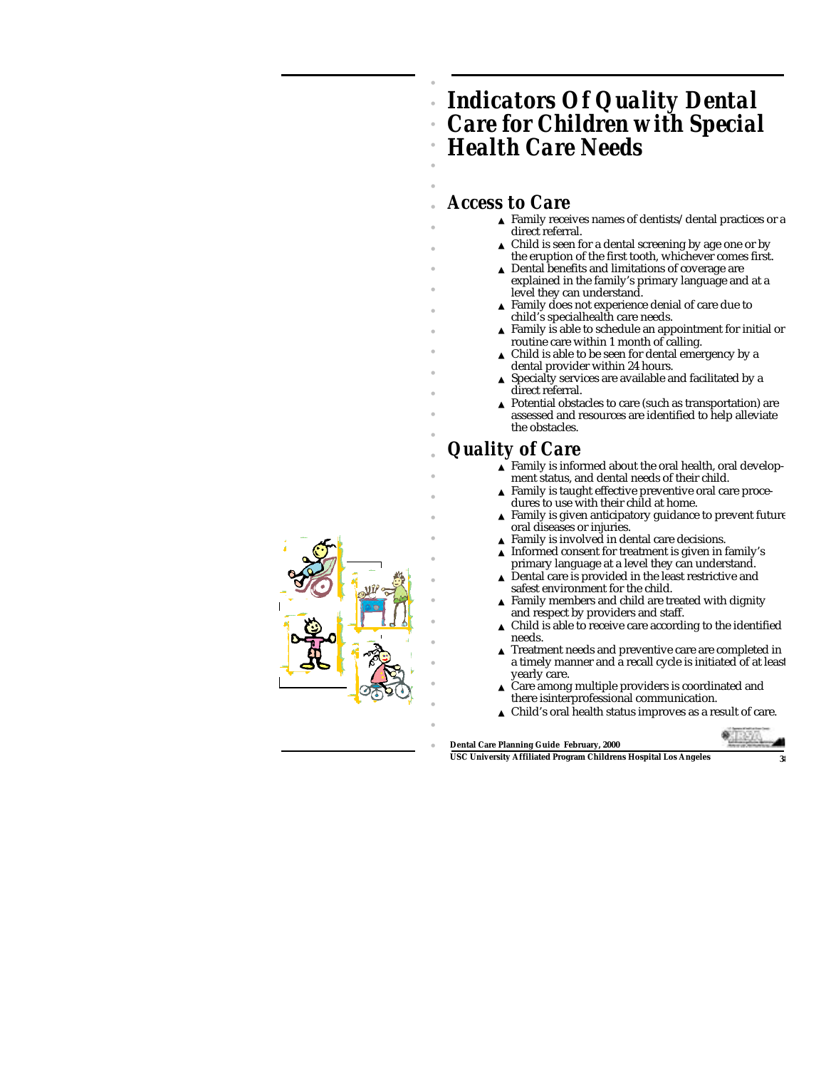# Indicators Of Quality Dental Care for Children with Special Health Care Needs

## Access to Care

- Family receives names of dentists/dental practices or a direct referral.
- Child is seen for a dental screening by age one or by the eruption of the first tooth, whichever comes first.
- Dental benefits and limitations of coverage are explained in the family's primary language and at a level they can understand.
- Family does not experience denial of care due to child's specialhealth care needs.
- Family is able to schedule an appointment for initial or routine care within 1 month of calling.
- Child is able to be seen for dental emergency by a dental provider within 24 hours.
- Specialty services are available and facilitated by a direct referral.
- Potential obstacles to care (such as transportation) are assessed and resources are identified to help alleviate the obstacles.

## Quality of Care

- Family is informed about the oral health, oral development status, and dental needs of their child.
- Family is taught effective preventive oral care procedures to use with their child at home.
- Family is given anticipatory guidance to prevent future oral diseases or injuries.
- Family is involved in dental care decisions.
- Informed consent for treatment is given in family's primary language at a level they can understand.
- Dental care is provided in the least restrictive and safest environment for the child.
- Family members and child are treated with dignity and respect by providers and staff.
- Child is able to receive care according to the identified needs.
- Treatment needs and preventive care are completed in a timely manner and a recall cycle is initiated of at least yearly care.
- Care among multiple providers is coordinated and there isinterprofessional communication.
- Child's oral health status improves as a result of care.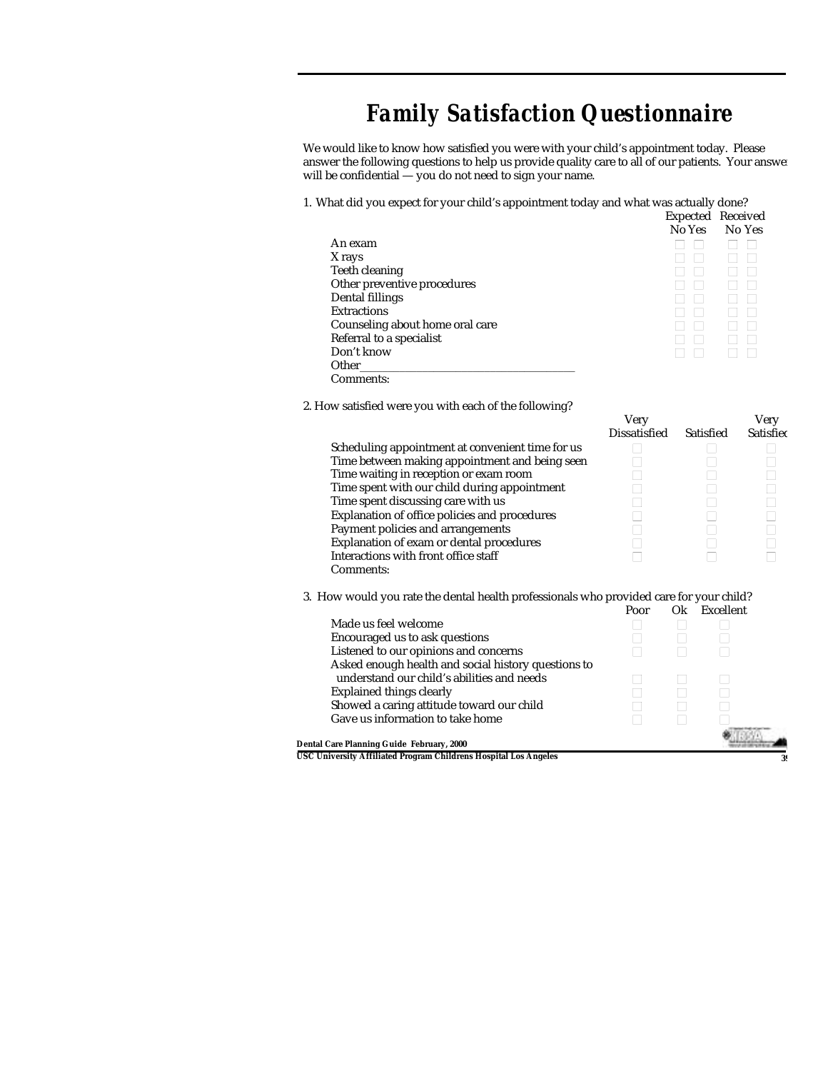# *Family Satisfaction Questionnaire*

We would like to know how satisfied you were with your child's appointment today. Please answer the following questions to help us provide quality care to all of our patients. Your answer will be confidential — you do not need to sign your name.

1. What did you expect for your child's appointment today and what was actually done?

| | Expected | | Received | |
|---|---|---|---|---|
| | No | Yes | No | Yes |
| An exam | ☐ | ☐ | ☐ | ☐ |
| X rays | ☐ | ☐ | ☐ | ☐ |
| Teeth cleaning | ☐ | ☐ | ☐ | ☐ |
| Other preventive procedures | ☐ | ☐ | ☐ | ☐ |
| Dental fillings | ☐ | ☐ | ☐ | ☐ |
| Extractions | ☐ | ☐ | ☐ | ☐ |
| Counseling about home oral care | ☐ | ☐ | ☐ | ☐ |
| Referral to a specialist | ☐ | ☐ | ☐ | ☐ |
| Don't know | ☐ | ☐ | ☐ | ☐ |
| Other ________________________________ | | | | |

Comments:

2. How satisfied were you with each of the following?

| | Very Dissatisfied | Satisfied | Very Satisfied |
|---|---|---|---|
| Scheduling appointment at convenient time for us | ☐ | ☐ | ☐ |
| Time between making appointment and being seen | ☐ | ☐ | ☐ |
| Time waiting in reception or exam room | ☐ | ☐ | ☐ |
| Time spent with our child during appointment | ☐ | ☐ | ☐ |
| Time spent discussing care with us | ☐ | ☐ | ☐ |
| Explanation of office policies and procedures | ☐ | ☐ | ☐ |
| Payment policies and arrangements | ☐ | ☐ | ☐ |
| Explanation of exam or dental procedures | ☐ | ☐ | ☐ |
| Interactions with front office staff | ☐ | ☐ | ☐ |

Comments:

3. How would you rate the dental health professionals who provided care for your child?

| | Poor | Ok | Excellent |
|---|---|---|---|
| Made us feel welcome | ☐ | ☐ | ☐ |
| Encouraged us to ask questions | ☐ | ☐ | ☐ |
| Listened to our opinions and concerns | ☐ | ☐ | ☐ |
| Asked enough health and social history questions to understand our child's abilities and needs | ☐ | ☐ | ☐ |
| Explained things clearly | ☐ | ☐ | ☐ |
| Showed a caring attitude toward our child | ☐ | ☐ | ☐ |
| Gave us information to take home | ☐ | ☐ | ☐ |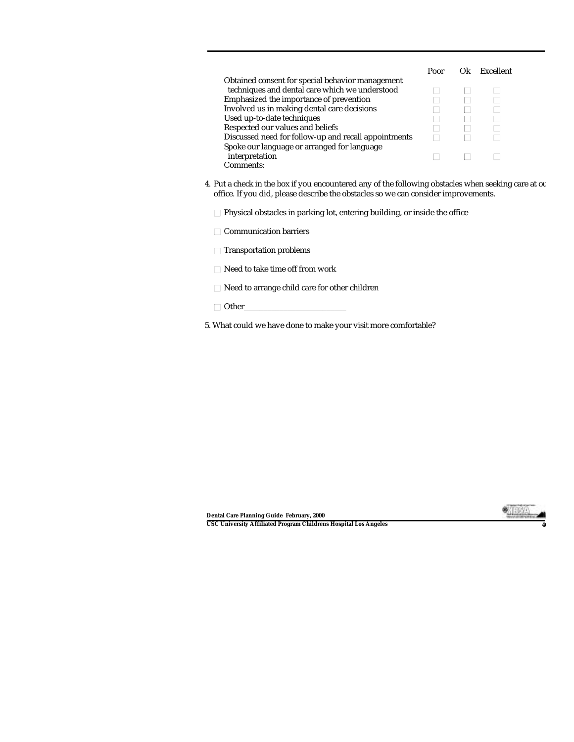| | Poor | Ok | Excellent |
|---|---|---|---|
| Obtained consent for special behavior management techniques and dental care which we understood | ☐ | ☐ | ☐ |
| Emphasized the importance of prevention | ☐ | ☐ | ☐ |
| Involved us in making dental care decisions | ☐ | ☐ | ☐ |
| Used up-to-date techniques | ☐ | ☐ | ☐ |
| Respected our values and beliefs | ☐ | ☐ | ☐ |
| Discussed need for follow-up and recall appointments | ☐ | ☐ | ☐ |
| Spoke our language or arranged for language interpretation | ☐ | ☐ | ☐ |

Comments:

4. Put a check in the box if you encountered any of the following obstacles when seeking care at ou office. If you did, please describe the obstacles so we can consider improvements.

   ☐ Physical obstacles in parking lot, entering building, or inside the office

   ☐ Communication barriers

   ☐ Transportation problems

   ☐ Need to take time off from work

   ☐ Need to arrange child care for other children

   ☐ Other_________________________

5. What could we have done to make your visit more comfortable?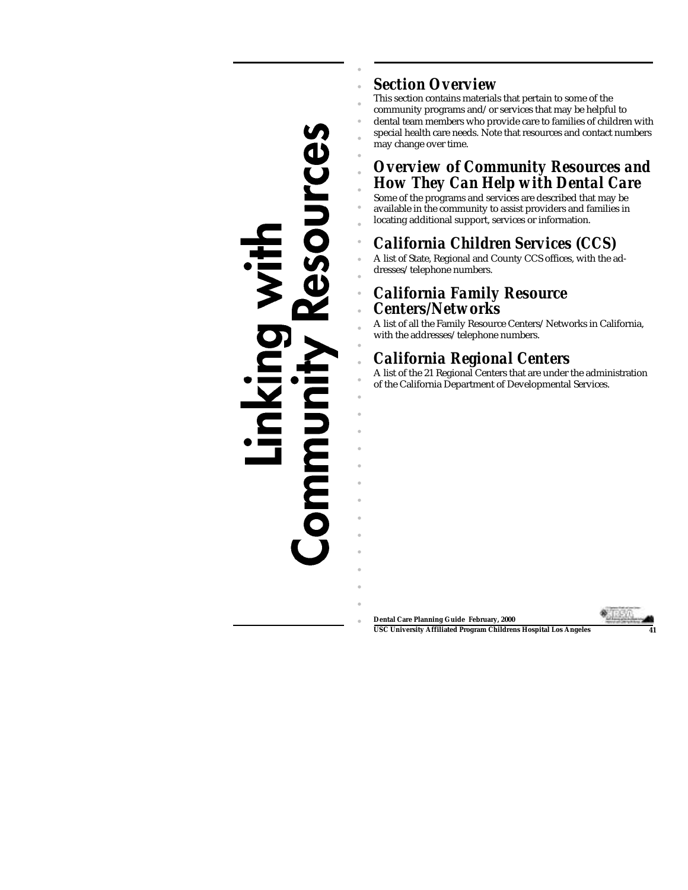# Linking with Community Resources

## Section Overview

This section contains materials that pertain to some of the community programs and/or services that may be helpful to dental team members who provide care to families of children with special health care needs. Note that resources and contact numbers may change over time.

## Overview of Community Resources and How They Can Help with Dental Care

Some of the programs and services are described that may be available in the community to assist providers and families in locating additional support, services or information.

## California Children Services (CCS)

A list of State, Regional and County CCS offices, with the addresses/telephone numbers.

## California Family Resource Centers/Networks

A list of all the Family Resource Centers/Networks in California, with the addresses/telephone numbers.

## California Regional Centers

A list of the 21 Regional Centers that are under the administration of the California Department of Developmental Services.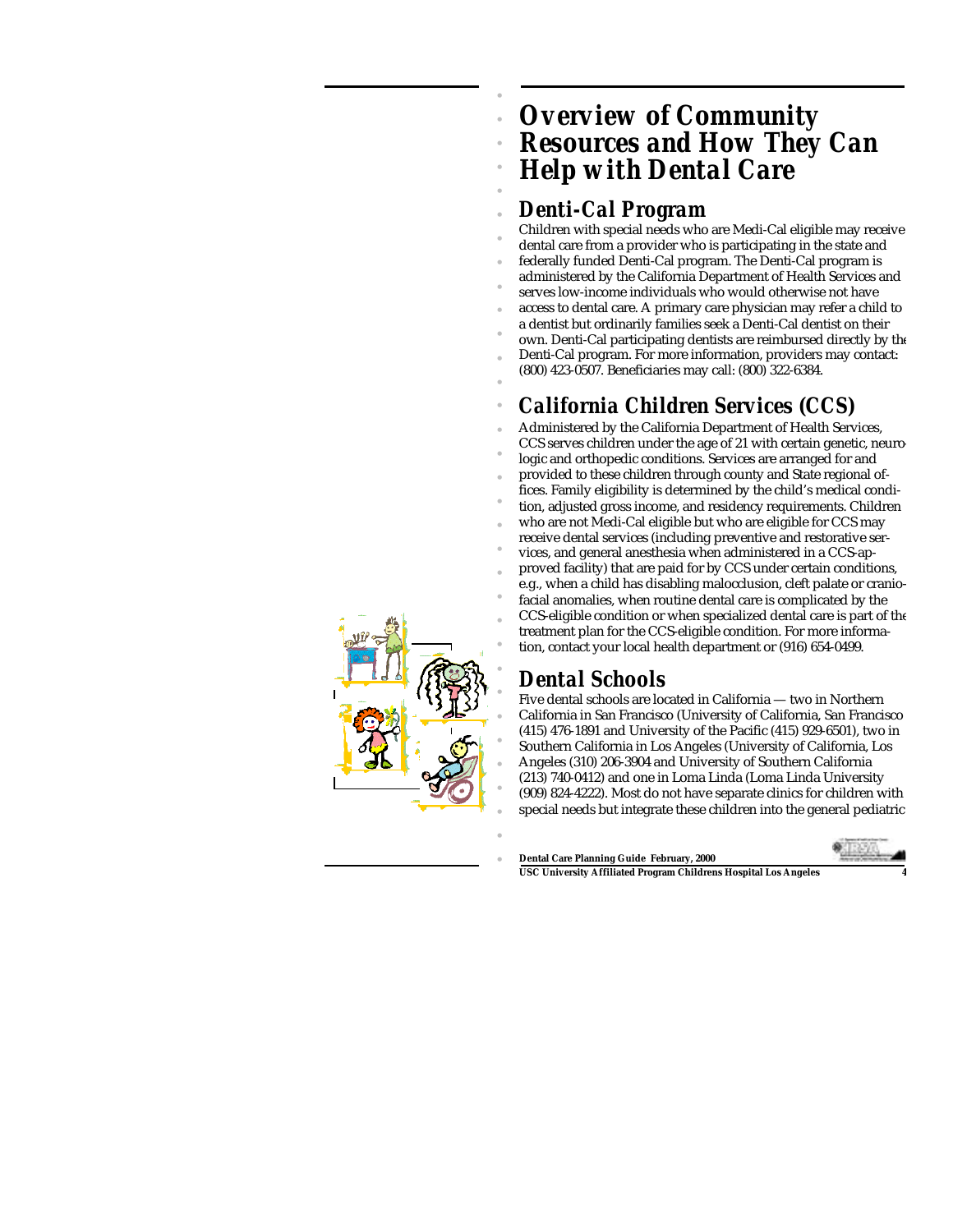# Overview of Community Resources and How They Can Help with Dental Care

## Denti-Cal Program

Children with special needs who are Medi-Cal eligible may receive dental care from a provider who is participating in the state and federally funded Denti-Cal program. The Denti-Cal program is administered by the California Department of Health Services and serves low-income individuals who would otherwise not have access to dental care. A primary care physician may refer a child to a dentist but ordinarily families seek a Denti-Cal dentist on their own. Denti-Cal participating dentists are reimbursed directly by the Denti-Cal program. For more information, providers may contact: (800) 423-0507. Beneficiaries may call: (800) 322-6384.

## California Children Services (CCS)

Administered by the California Department of Health Services, CCS serves children under the age of 21 with certain genetic, neurologic and orthopedic conditions. Services are arranged for and provided to these children through county and State regional offices. Family eligibility is determined by the child's medical condition, adjusted gross income, and residency requirements. Children who are not Medi-Cal eligible but who are eligible for CCS may receive dental services (including preventive and restorative services, and general anesthesia when administered in a CCS-approved facility) that are paid for by CCS under certain conditions, e.g., when a child has disabling malocclusion, cleft palate or craniofacial anomalies, when routine dental care is complicated by the CCS-eligible condition or when specialized dental care is part of the treatment plan for the CCS-eligible condition. For more information, contact your local health department or (916) 654-0499.

## Dental Schools

Five dental schools are located in California — two in Northern California in San Francisco (University of California, San Francisco (415) 476-1891 and University of the Pacific (415) 929-6501), two in Southern California in Los Angeles (University of California, Los Angeles (310) 206-3904 and University of Southern California (213) 740-0412) and one in Loma Linda (Loma Linda University (909) 824-4222). Most do not have separate clinics for children with special needs but integrate these children into the general pediatric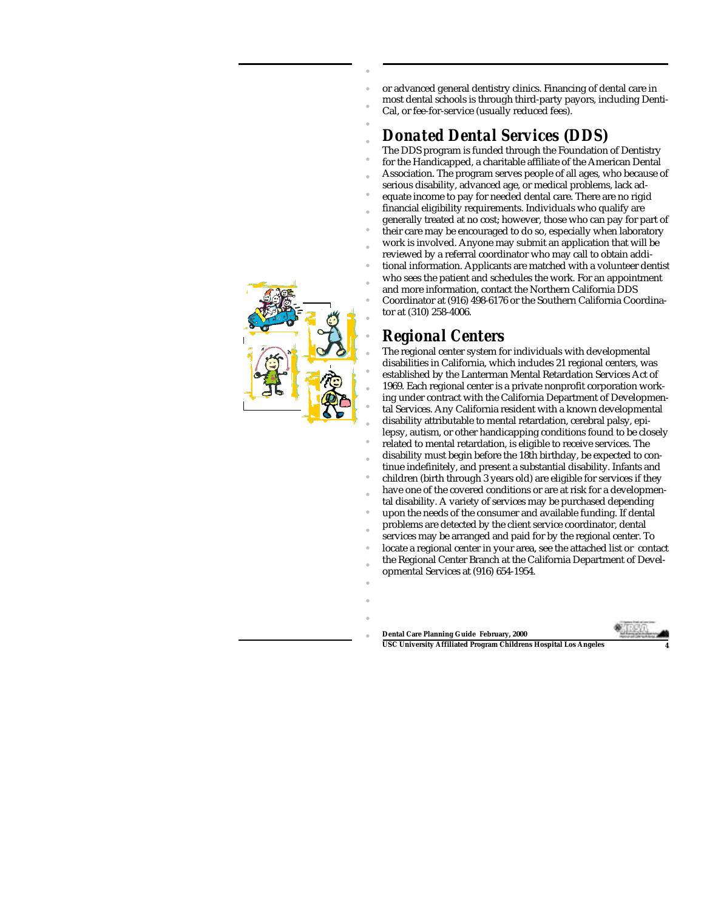or advanced general dentistry clinics. Financing of dental care in most dental schools is through third-party payors, including Denti-Cal, or fee-for-service (usually reduced fees).

## *Donated Dental Services (DDS)*

The DDS program is funded through the Foundation of Dentistry for the Handicapped, a charitable affiliate of the American Dental Association. The program serves people of all ages, who because of serious disability, advanced age, or medical problems, lack adequate income to pay for needed dental care. There are no rigid financial eligibility requirements. Individuals who qualify are generally treated at no cost; however, those who can pay for part of their care may be encouraged to do so, especially when laboratory work is involved. Anyone may submit an application that will be reviewed by a referral coordinator who may call to obtain additional information. Applicants are matched with a volunteer dentist who sees the patient and schedules the work. For an appointment and more information, contact the Northern California DDS Coordinator at (916) 498-6176 or the Southern California Coordinator at (310) 258-4006.

## *Regional Centers*

The regional center system for individuals with developmental disabilities in California, which includes 21 regional centers, was established by the Lanterman Mental Retardation Services Act of 1969. Each regional center is a private nonprofit corporation working under contract with the California Department of Developmental Services. Any California resident with a known developmental disability attributable to mental retardation, cerebral palsy, epilepsy, autism, or other handicapping conditions found to be closely related to mental retardation, is eligible to receive services. The disability must begin before the 18th birthday, be expected to continue indefinitely, and present a substantial disability. Infants and children (birth through 3 years old) are eligible for services if they have one of the covered conditions or are at risk for a developmental disability. A variety of services may be purchased depending upon the needs of the consumer and available funding. If dental problems are detected by the client service coordinator, dental services may be arranged and paid for by the regional center. To locate a regional center in your area, see the attached list or contact the Regional Center Branch at the California Department of Developmental Services at (916) 654-1954.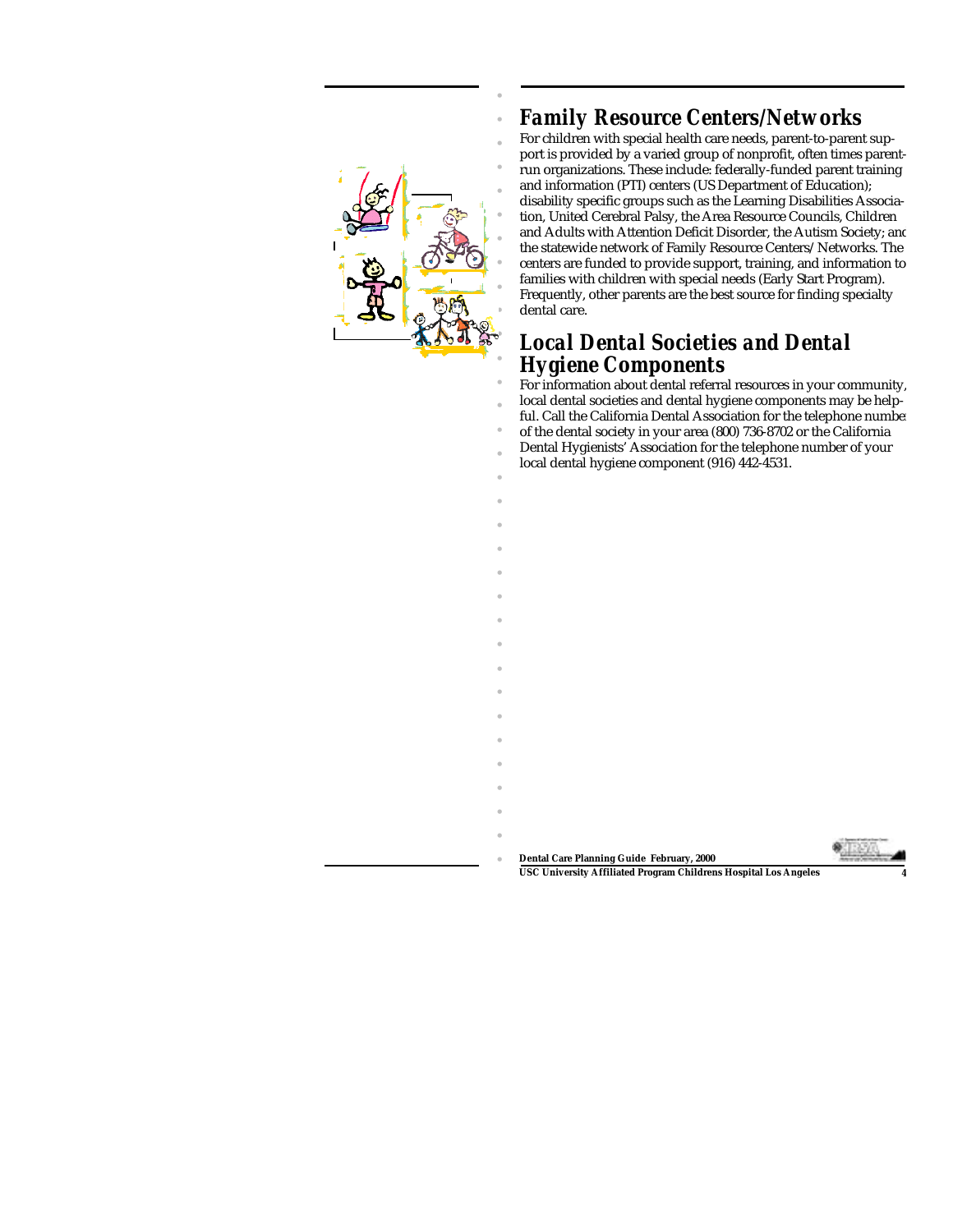## Family Resource Centers/Networks

For children with special health care needs, parent-to-parent support is provided by a varied group of nonprofit, often times parent-run organizations. These include: federally-funded parent training and information (PTI) centers (US Department of Education); disability specific groups such as the Learning Disabilities Association, United Cerebral Palsy, the Area Resource Councils, Children and Adults with Attention Deficit Disorder, the Autism Society; and the statewide network of Family Resource Centers/ Networks. The centers are funded to provide support, training, and information to families with children with special needs (Early Start Program). Frequently, other parents are the best source for finding specialty dental care.

## Local Dental Societies and Dental Hygiene Components

For information about dental referral resources in your community, local dental societies and dental hygiene components may be helpful. Call the California Dental Association for the telephone number of the dental society in your area (800) 736-8702 or the California Dental Hygienists' Association for the telephone number of your local dental hygiene component (916) 442-4531.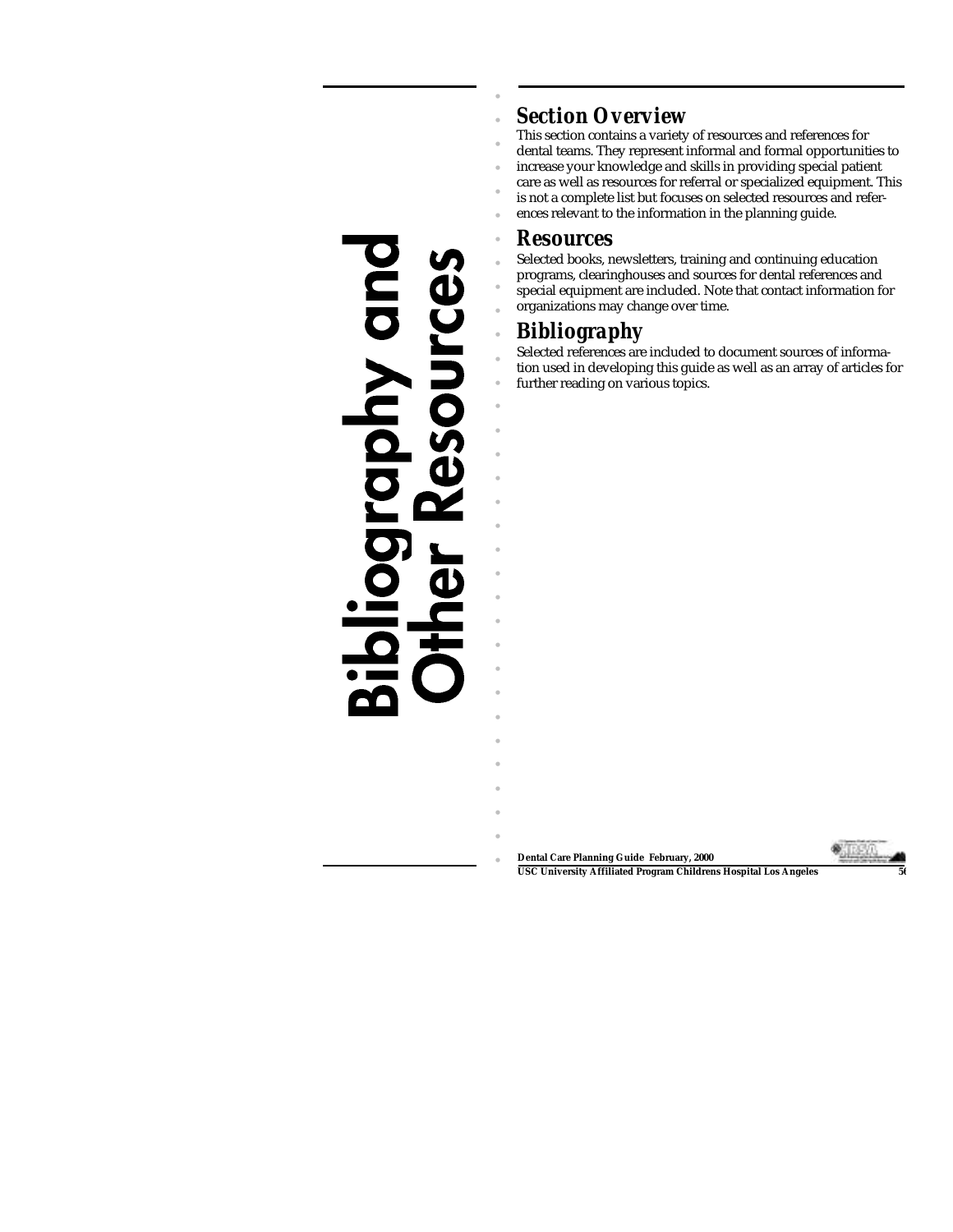# Bibliography and Other Resources

## Section Overview

This section contains a variety of resources and references for dental teams. They represent informal and formal opportunities to increase your knowledge and skills in providing special patient care as well as resources for referral or specialized equipment. This is not a complete list but focuses on selected resources and references relevant to the information in the planning guide.

## Resources

Selected books, newsletters, training and continuing education programs, clearinghouses and sources for dental references and special equipment are included. Note that contact information for organizations may change over time.

## Bibliography

Selected references are included to document sources of information used in developing this guide as well as an array of articles for further reading on various topics.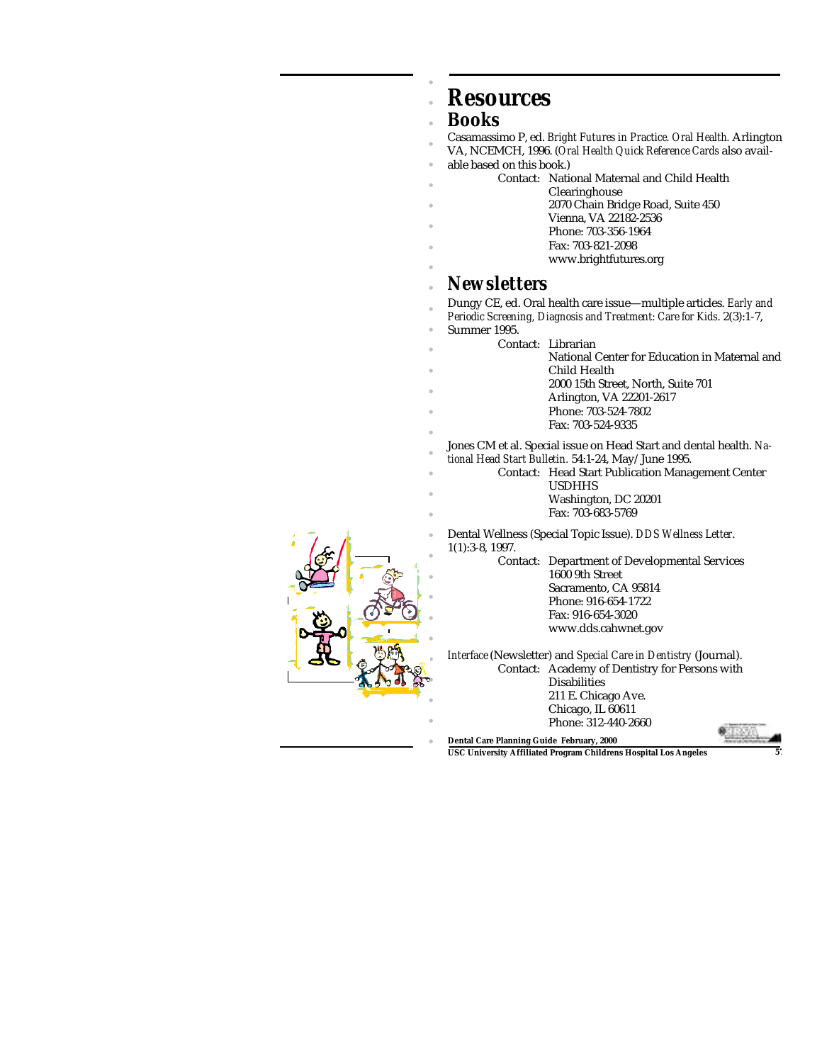# Resources

## Books

Casamassimo P, ed. *Bright Futures in Practice. Oral Health.* Arlington VA, NCEMCH, 1996. (*Oral Health Quick Reference Cards* also available based on this book.)

Contact: National Maternal and Child Health Clearinghouse
2070 Chain Bridge Road, Suite 450
Vienna, VA 22182-2536
Phone: 703-356-1964
Fax: 703-821-2098
www.brightfutures.org

## Newsletters

Dungy CE, ed. Oral health care issue—multiple articles. *Early and Periodic Screening, Diagnosis and Treatment: Care for Kids.* 2(3):1-7, Summer 1995.

Contact: Librarian
National Center for Education in Maternal and Child Health
2000 15th Street, North, Suite 701
Arlington, VA 22201-2617
Phone: 703-524-7802
Fax: 703-524-9335

Jones CM et al. Special issue on Head Start and dental health. *National Head Start Bulletin.* 54:1-24, May/June 1995.

Contact: Head Start Publication Management Center
USDHHS
Washington, DC 20201
Fax: 703-683-5769

Dental Wellness (Special Topic Issue). *DDS Wellness Letter.* 1(1):3-8, 1997.

Contact: Department of Developmental Services
1600 9th Street
Sacramento, CA 95814
Phone: 916-654-1722
Fax: 916-654-3020
www.dds.cahwnet.gov

*Interface* (Newsletter) and *Special Care in Dentistry* (Journal).

Contact: Academy of Dentistry for Persons with Disabilities
211 E. Chicago Ave.
Chicago, IL 60611
Phone: 312-440-2660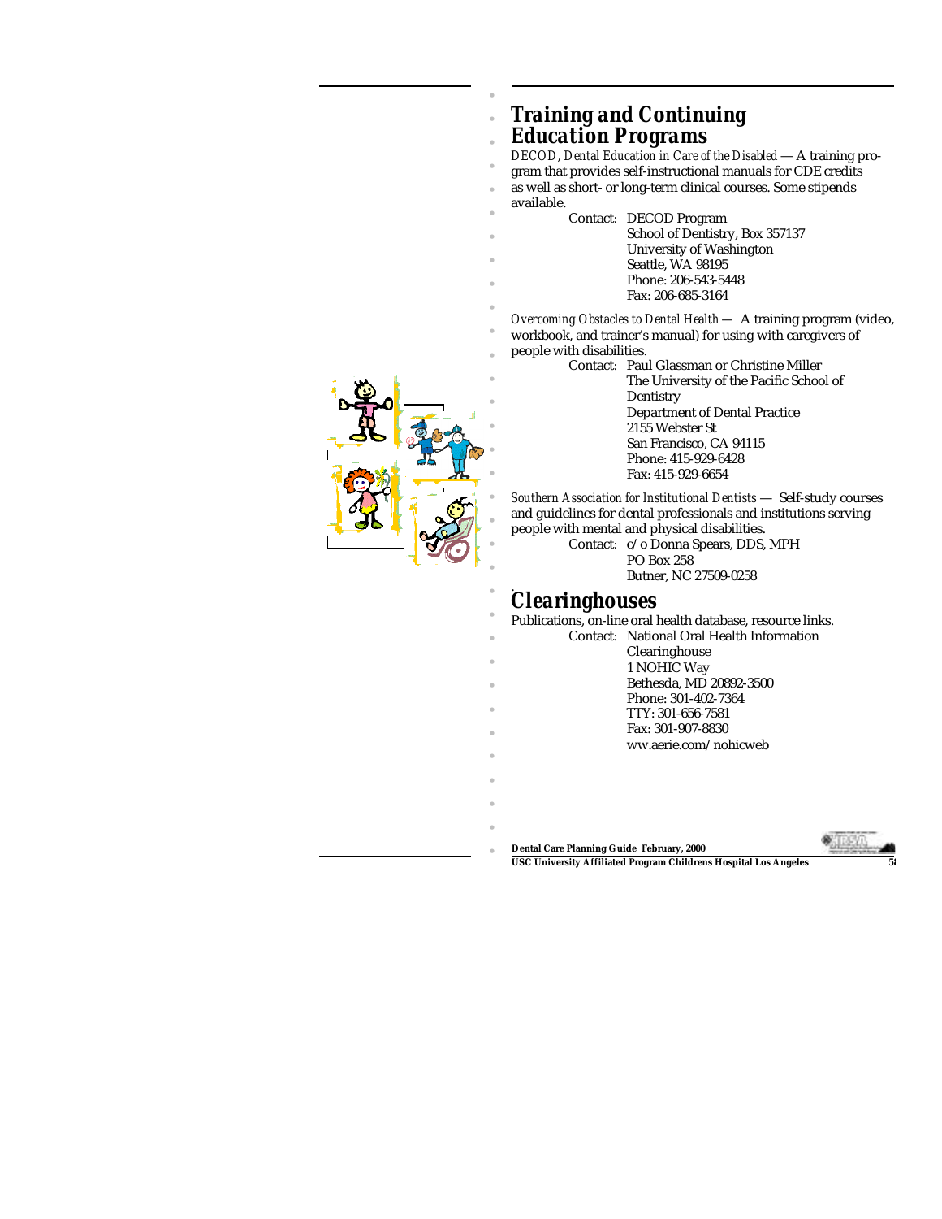## Training and Continuing Education Programs

*DECOD, Dental Education in Care of the Disabled* — A training program that provides self-instructional manuals for CDE credits as well as short- or long-term clinical courses. Some stipends available.

Contact: DECOD Program
School of Dentistry, Box 357137
University of Washington
Seattle, WA 98195
Phone: 206-543-5448
Fax: 206-685-3164

*Overcoming Obstacles to Dental Health* — A training program (video, workbook, and trainer's manual) for using with caregivers of people with disabilities.

Contact: Paul Glassman or Christine Miller
The University of the Pacific School of Dentistry
Department of Dental Practice
2155 Webster St
San Francisco, CA 94115
Phone: 415-929-6428
Fax: 415-929-6654

*Southern Association for Institutional Dentists* — Self-study courses and guidelines for dental professionals and institutions serving people with mental and physical disabilities.

Contact: c/o Donna Spears, DDS, MPH
PO Box 258
Butner, NC 27509-0258

## Clearinghouses

Publications, on-line oral health database, resource links.

Contact: National Oral Health Information Clearinghouse
1 NOHIC Way
Bethesda, MD 20892-3500
Phone: 301-402-7364
TTY: 301-656-7581
Fax: 301-907-8830
ww.aerie.com/nohicweb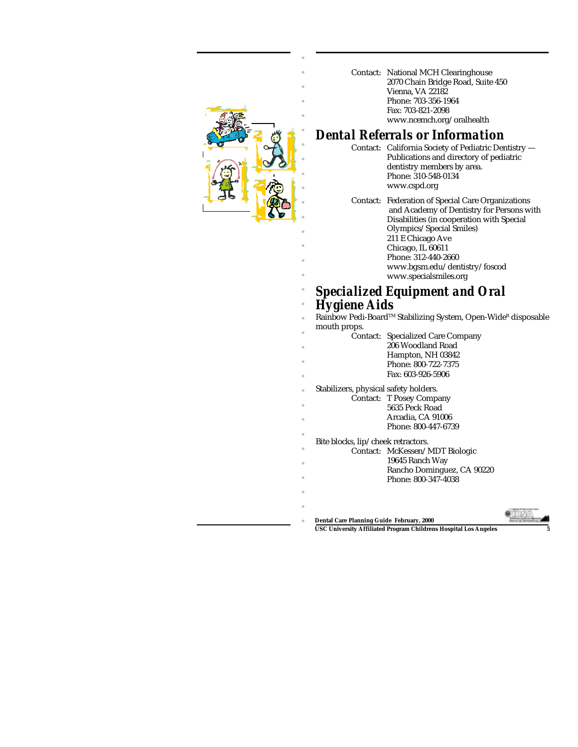Contact: National MCH Clearinghouse
2070 Chain Bridge Road, Suite 450
Vienna, VA 22182
Phone: 703-356-1964
Fax: 703-821-2098
www.ncemch.org/oralhealth

## Dental Referrals or Information

Contact: California Society of Pediatric Dentistry — Publications and directory of pediatric dentistry members by area.
Phone: 310-548-0134
www.cspd.org

Contact: Federation of Special Care Organizations and Academy of Dentistry for Persons with Disabilities (in cooperation with Special Olympics/Special Smiles)
211 E Chicago Ave
Chicago, IL 60611
Phone: 312-440-2660
www.bgsm.edu/dentistry/foscod
www.specialsmiles.org

## Specialized Equipment and Oral Hygiene Aids

Rainbow Pedi-Board™ Stabilizing System, Open-Wide® disposable mouth props.

Contact: Specialized Care Company
206 Woodland Road
Hampton, NH 03842
Phone: 800-722-7375
Fax: 603-926-5906

Stabilizers, physical safety holders.

Contact: T Posey Company
5635 Peck Road
Arcadia, CA 91006
Phone: 800-447-6739

Bite blocks, lip/cheek retractors.

Contact: McKessen/MDT Biologic
19645 Ranch Way
Rancho Dominguez, CA 90220
Phone: 800-347-4038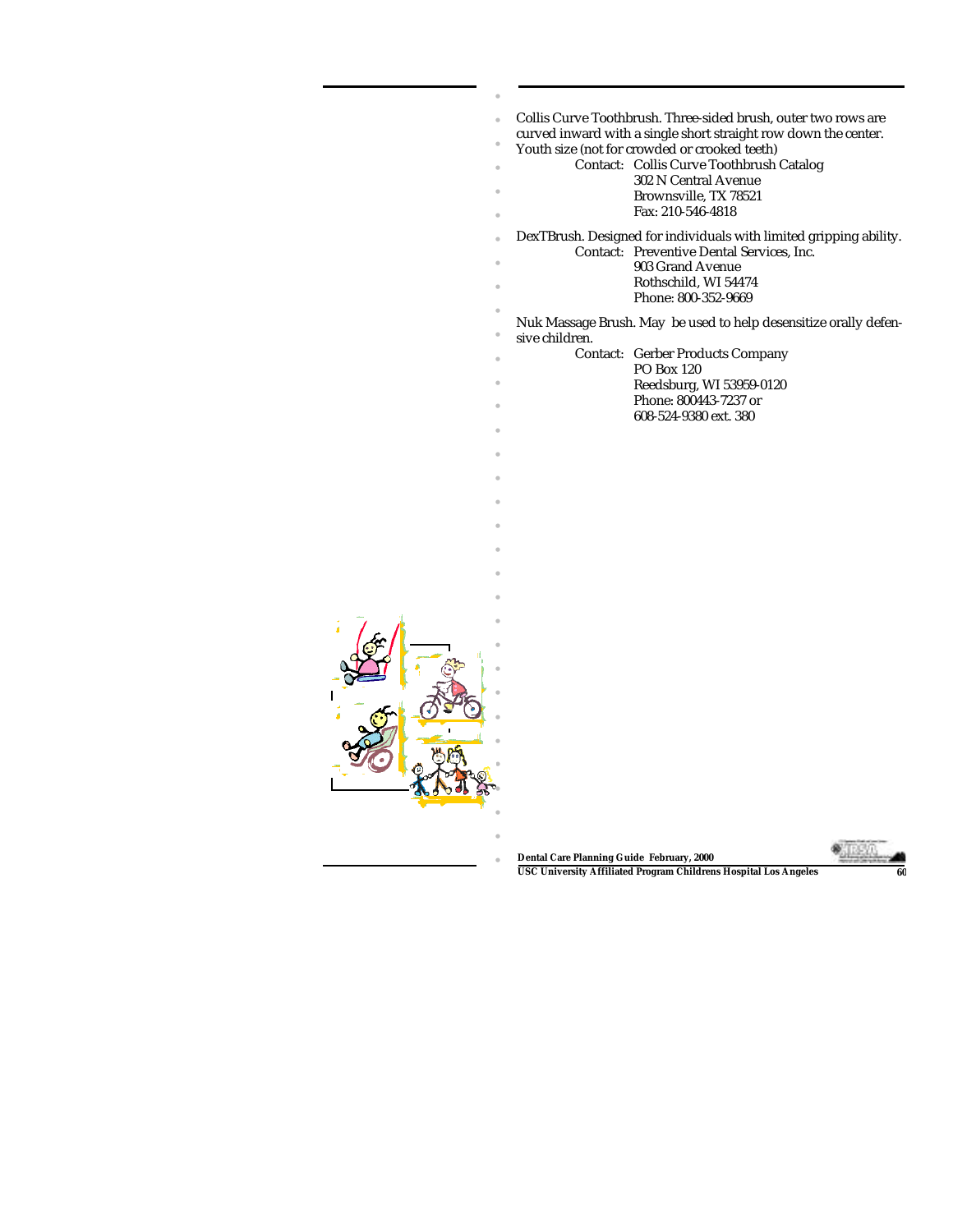Collis Curve Toothbrush. Three-sided brush, outer two rows are curved inward with a single short straight row down the center. Youth size (not for crowded or crooked teeth)

Contact: Collis Curve Toothbrush Catalog
302 N Central Avenue
Brownsville, TX 78521
Fax: 210-546-4818

DexTBrush. Designed for individuals with limited gripping ability.

Contact: Preventive Dental Services, Inc.
903 Grand Avenue
Rothschild, WI 54474
Phone: 800-352-9669

Nuk Massage Brush. May be used to help desensitize orally defensive children.

Contact: Gerber Products Company
PO Box 120
Reedsburg, WI 53959-0120
Phone: 800443-7237 or
608-524-9380 ext. 380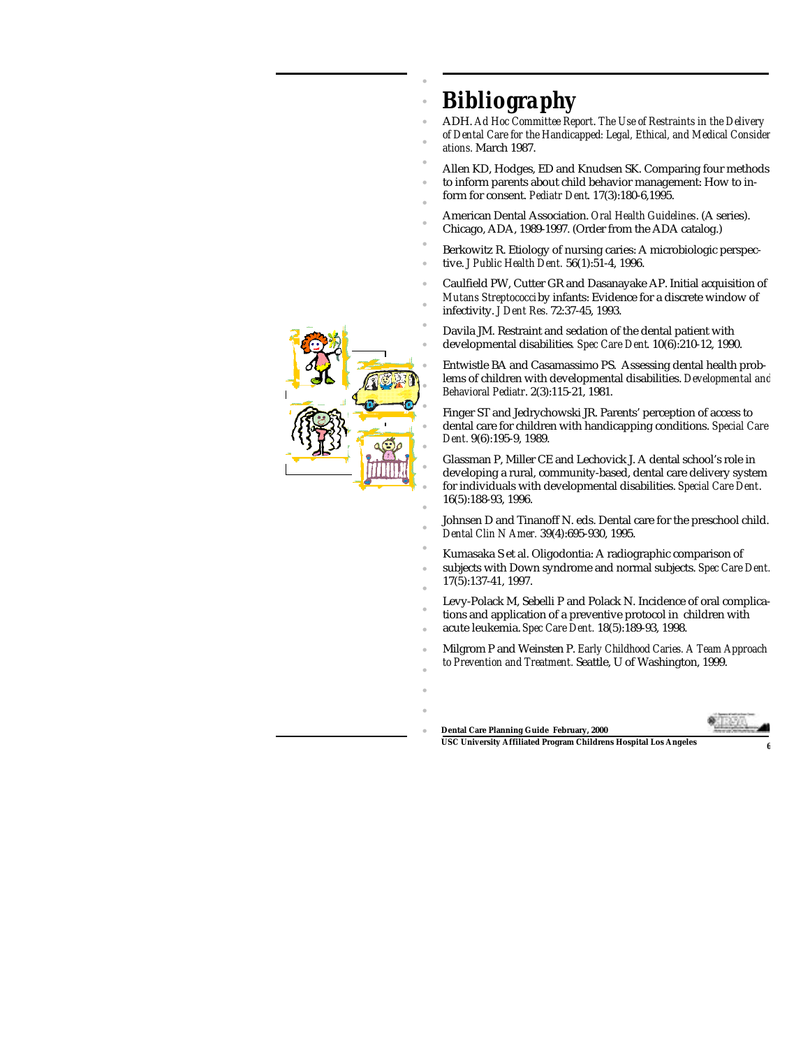# Bibliography

ADH. *Ad Hoc Committee Report*. *The Use of Restraints in the Delivery of Dental Care for the Handicapped: Legal, Ethical, and Medical Considerations.* March 1987.

Allen KD, Hodges, ED and Knudsen SK. Comparing four methods to inform parents about child behavior management: How to inform for consent. *Pediatr Dent*. 17(3):180-6,1995.

American Dental Association. *Oral Health Guidelines*. (A series). Chicago, ADA, 1989-1997. (Order from the ADA catalog.)

Berkowitz R. Etiology of nursing caries: A microbiologic perspective. *J Public Health Dent.* 56(1):51-4, 1996.

Caulfield PW, Cutter GR and Dasanayake AP. Initial acquisition of *Mutans Streptococci* by infants: Evidence for a discrete window of infectivity. *J Dent Res.* 72:37-45, 1993.

Davila JM. Restraint and sedation of the dental patient with developmental disabilities. *Spec Care Dent*. 10(6):210-12, 1990.

Entwistle BA and Casamassimo PS. Assessing dental health problems of children with developmental disabilities. *Developmental and Behavioral Pediatr*. 2(3):115-21, 1981.

Finger ST and Jedrychowski JR. Parents' perception of access to dental care for children with handicapping conditions. *Special Care Dent.* 9(6):195-9, 1989.

Glassman P, Miller CE and Lechovick J. A dental school's role in developing a rural, community-based, dental care delivery system for individuals with developmental disabilities. *Special Care Dent*. 16(5):188-93, 1996.

Johnsen D and Tinanoff N. eds. Dental care for the preschool child. *Dental Clin N Amer.* 39(4):695-930, 1995.

Kumasaka S et al. Oligodontia: A radiographic comparison of subjects with Down syndrome and normal subjects. *Spec Care Dent.* 17(5):137-41, 1997.

Levy-Polack M, Sebelli P and Polack N. Incidence of oral complications and application of a preventive protocol in children with acute leukemia. *Spec Care Dent.* 18(5):189-93, 1998.

Milgrom P and Weinsten P. *Early Childhood Caries. A Team Approach to Prevention and Treatment.* Seattle, U of Washington, 1999.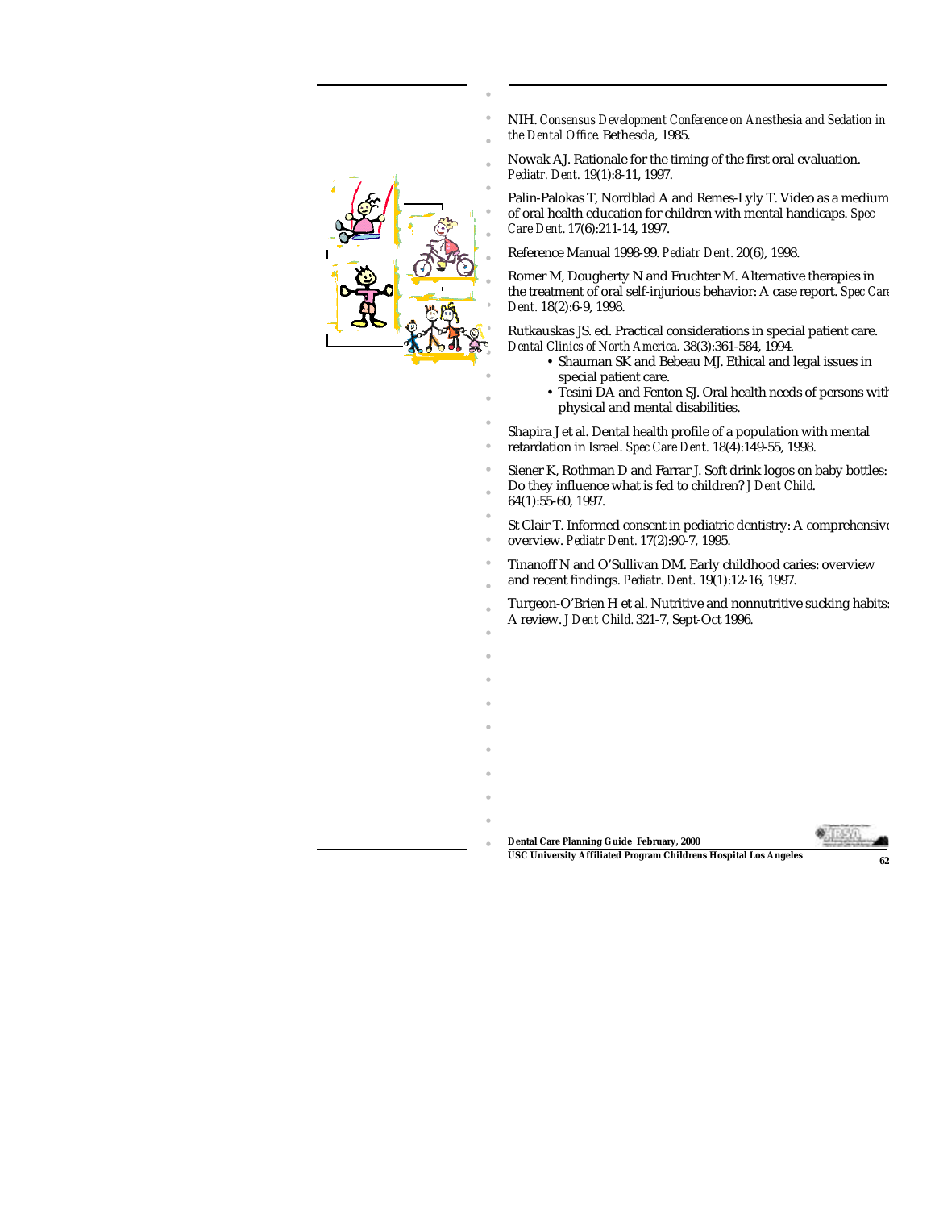NIH. *Consensus Development Conference on Anesthesia and Sedation in the Dental Office*. Bethesda, 1985.

Nowak AJ. Rationale for the timing of the first oral evaluation. *Pediatr. Dent.* 19(1):8-11, 1997.

Palin-Palokas T, Nordblad A and Remes-Lyly T. Video as a medium of oral health education for children with mental handicaps. *Spec Care Dent.* 17(6):211-14, 1997.

Reference Manual 1998-99. *Pediatr Dent.* 20(6), 1998.

Romer M, Dougherty N and Fruchter M. Alternative therapies in the treatment of oral self-injurious behavior: A case report. *Spec Care Dent.* 18(2):6-9, 1998.

Rutkauskas JS. ed. Practical considerations in special patient care. *Dental Clinics of North America.* 38(3):361-584, 1994.

- Shauman SK and Bebeau MJ. Ethical and legal issues in special patient care.
- Tesini DA and Fenton SJ. Oral health needs of persons with physical and mental disabilities.

Shapira J et al. Dental health profile of a population with mental retardation in Israel. *Spec Care Dent.* 18(4):149-55, 1998.

Siener K, Rothman D and Farrar J. Soft drink logos on baby bottles: Do they influence what is fed to children? *J Dent Child*. 64(1):55-60, 1997.

St Clair T. Informed consent in pediatric dentistry: A comprehensive overview. *Pediatr Dent.* 17(2):90-7, 1995.

Tinanoff N and O'Sullivan DM. Early childhood caries: overview and recent findings. *Pediatr. Dent.* 19(1):12-16, 1997.

Turgeon-O'Brien H et al. Nutritive and nonnutritive sucking habits: A review. *J Dent Child.* 321-7, Sept-Oct 1996.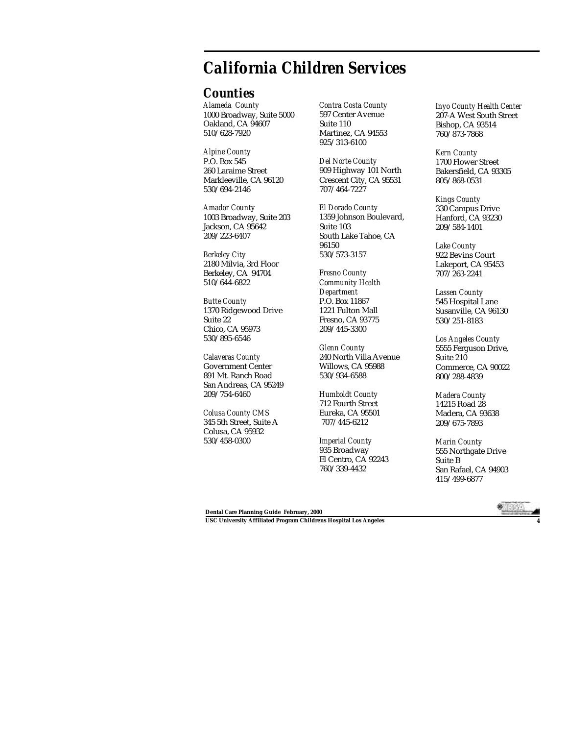# California Children Services

## Counties

*Alameda County*
1000 Broadway, Suite 5000
Oakland, CA 94607
510/628-7920

*Alpine County*
P.O. Box 545
260 Laraime Street
Markleeville, CA 96120
530/694-2146

*Amador County*
1003 Broadway, Suite 203
Jackson, CA 95642
209/223-6407

*Berkeley City*
2180 Milvia, 3rd Floor
Berkeley, CA 94704
510/644-6822

*Butte County*
1370 Ridgewood Drive
Suite 22
Chico, CA 95973
530/895-6546

*Calaveras County*
Government Center
891 Mt. Ranch Road
San Andreas, CA 95249
209/754-6460

*Colusa County CMS*
345 5th Street, Suite A
Colusa, CA 95932
530/458-0300

*Contra Costa County*
597 Center Avenue
Suite 110
Martinez, CA 94553
925/313-6100

*Del Norte County*
909 Highway 101 North
Crescent City, CA 95531
707/464-7227

*El Dorado County*
1359 Johnson Boulevard,
Suite 103
South Lake Tahoe, CA
96150
530/573-3157

*Fresno County Community Health Department*
P.O. Box 11867
1221 Fulton Mall
Fresno, CA 93775
209/445-3300

*Glenn County*
240 North Villa Avenue
Willows, CA 95988
530/934-6588

*Humboldt County*
712 Fourth Street
Eureka, CA 95501
707/445-6212

*Imperial County*
935 Broadway
El Centro, CA 92243
760/339-4432

*Inyo County Health Center*
207-A West South Street
Bishop, CA 93514
760/873-7868

*Kern County*
1700 Flower Street
Bakersfield, CA 93305
805/868-0531

*Kings County*
330 Campus Drive
Hanford, CA 93230
209/584-1401

*Lake County*
922 Bevins Court
Lakeport, CA 95453
707/263-2241

*Lassen County*
545 Hospital Lane
Susanville, CA 96130
530/251-8183

*Los Angeles County*
5555 Ferguson Drive,
Suite 210
Commerce, CA 90022
800/288-4839

*Madera County*
14215 Road 28
Madera, CA 93638
209/675-7893

*Marin County*
555 Northgate Drive
Suite B
San Rafael, CA 94903
415/499-6877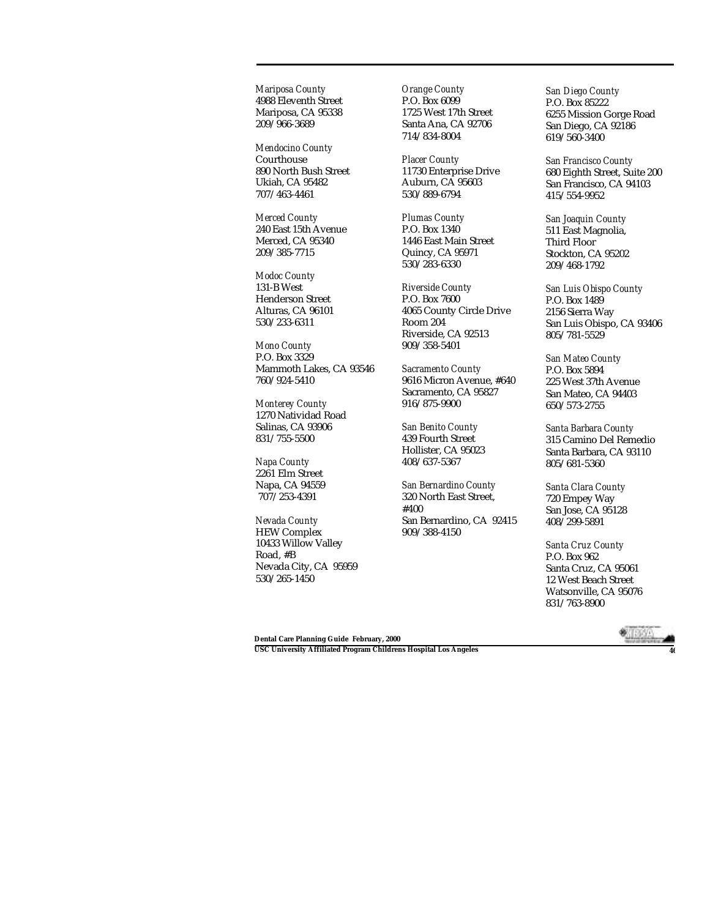*Mariposa County*
4988 Eleventh Street
Mariposa, CA 95338
209/966-3689

*Mendocino County*
Courthouse
890 North Bush Street
Ukiah, CA 95482
707/463-4461

*Merced County*
240 East 15th Avenue
Merced, CA 95340
209/385-7715

*Modoc County*
131-B West
Henderson Street
Alturas, CA 96101
530/233-6311

*Mono County*
P.O. Box 3329
Mammoth Lakes, CA 93546
760/924-5410

*Monterey County*
1270 Natividad Road
Salinas, CA 93906
831/755-5500

*Napa County*
2261 Elm Street
Napa, CA 94559
707/253-4391

*Nevada County*
HEW Complex
10433 Willow Valley
Road, #B
Nevada City, CA 95959
530/265-1450

*Orange County*
P.O. Box 6099
1725 West 17th Street
Santa Ana, CA 92706
714/834-8004

*Placer County*
11730 Enterprise Drive
Auburn, CA 95603
530/889-6794

*Plumas County*
P.O. Box 1340
1446 East Main Street
Quincy, CA 95971
530/283-6330

*Riverside County*
P.O. Box 7600
4065 County Circle Drive
Room 204
Riverside, CA 92513
909/358-5401

*Sacramento County*
9616 Micron Avenue, #640
Sacramento, CA 95827
916/875-9900

*San Benito County*
439 Fourth Street
Hollister, CA 95023
408/637-5367

*San Bernardino County*
320 North East Street,
#400
San Bernardino, CA 92415
909/388-4150

*San Diego County*
P.O. Box 85222
6255 Mission Gorge Road
San Diego, CA 92186
619/560-3400

*San Francisco County*
680 Eighth Street, Suite 200
San Francisco, CA 94103
415/554-9952

*San Joaquin County*
511 East Magnolia,
Third Floor
Stockton, CA 95202
209/468-1792

*San Luis Obispo County*
P.O. Box 1489
2156 Sierra Way
San Luis Obispo, CA 93406
805/781-5529

*San Mateo County*
P.O. Box 5894
225 West 37th Avenue
San Mateo, CA 94403
650/573-2755

*Santa Barbara County*
315 Camino Del Remedio
Santa Barbara, CA 93110
805/681-5360

*Santa Clara County*
720 Empey Way
San Jose, CA 95128
408/299-5891

*Santa Cruz County*
P.O. Box 962
Santa Cruz, CA 95061
12 West Beach Street
Watsonville, CA 95076
831/763-8900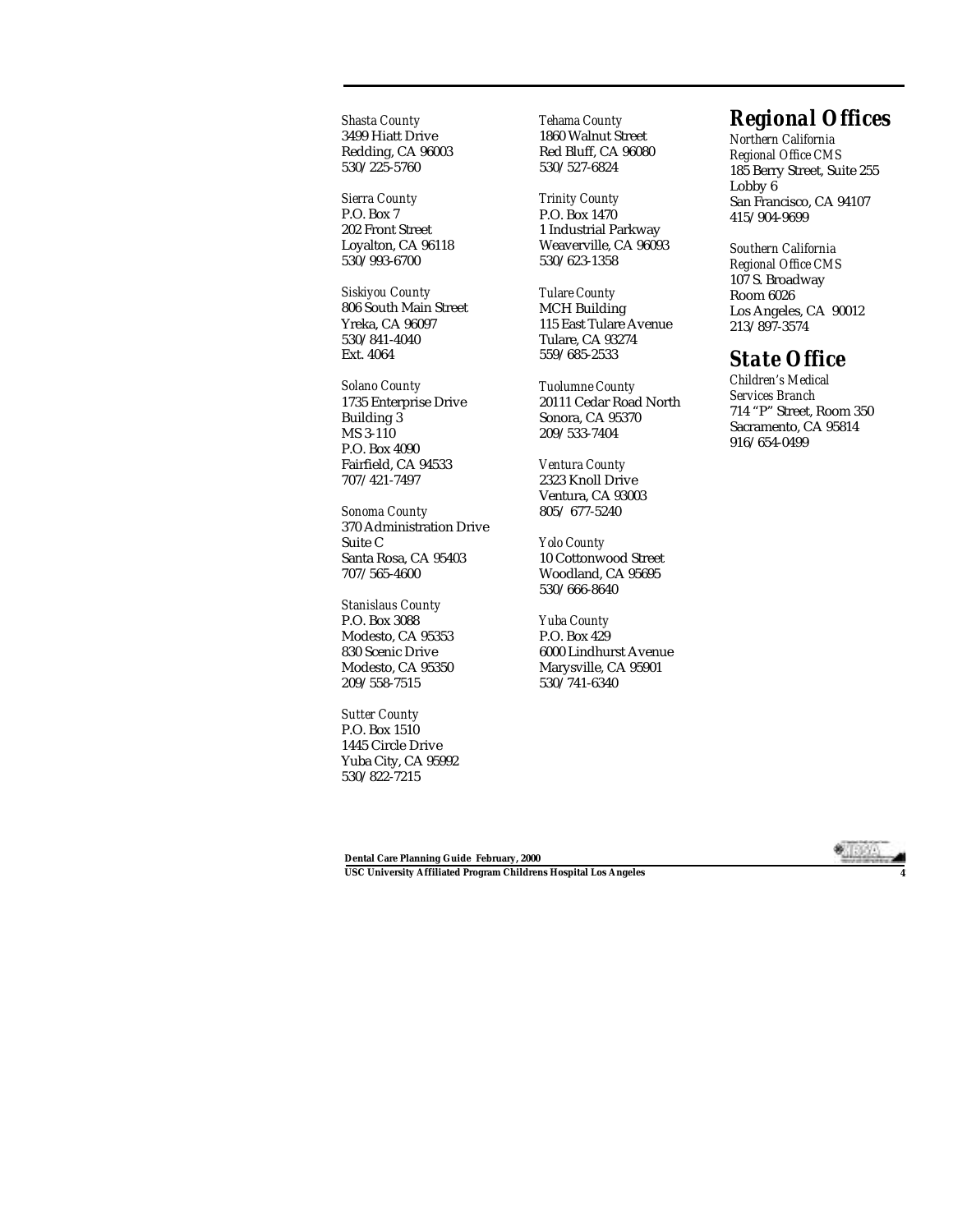*Shasta County*
3499 Hiatt Drive
Redding, CA 96003
530/225-5760

*Sierra County*
P.O. Box 7
202 Front Street
Loyalton, CA 96118
530/993-6700

*Siskiyou County*
806 South Main Street
Yreka, CA 96097
530/841-4040
Ext. 4064

*Solano County*
1735 Enterprise Drive
Building 3
MS 3-110
P.O. Box 4090
Fairfield, CA 94533
707/421-7497

*Sonoma County*
370 Administration Drive
Suite C
Santa Rosa, CA 95403
707/565-4600

*Stanislaus County*
P.O. Box 3088
Modesto, CA 95353
830 Scenic Drive
Modesto, CA 95350
209/558-7515

*Sutter County*
P.O. Box 1510
1445 Circle Drive
Yuba City, CA 95992
530/822-7215

*Tehama County*
1860 Walnut Street
Red Bluff, CA 96080
530/527-6824

*Trinity County*
P.O. Box 1470
1 Industrial Parkway
Weaverville, CA 96093
530/623-1358

*Tulare County*
MCH Building
115 East Tulare Avenue
Tulare, CA 93274
559/685-2533

*Tuolumne County*
20111 Cedar Road North
Sonora, CA 95370
209/533-7404

*Ventura County*
2323 Knoll Drive
Ventura, CA 93003
805/ 677-5240

*Yolo County*
10 Cottonwood Street
Woodland, CA 95695
530/666-8640

*Yuba County*
P.O. Box 429
6000 Lindhurst Avenue
Marysville, CA 95901
530/741-6340

## Regional Offices

*Northern California Regional Office CMS*
185 Berry Street, Suite 255
Lobby 6
San Francisco, CA 94107
415/904-9699

*Southern California Regional Office CMS*
107 S. Broadway
Room 6026
Los Angeles, CA 90012
213/897-3574

## State Office

*Children's Medical Services Branch*
714 "P" Street, Room 350
Sacramento, CA 95814
916/654-0499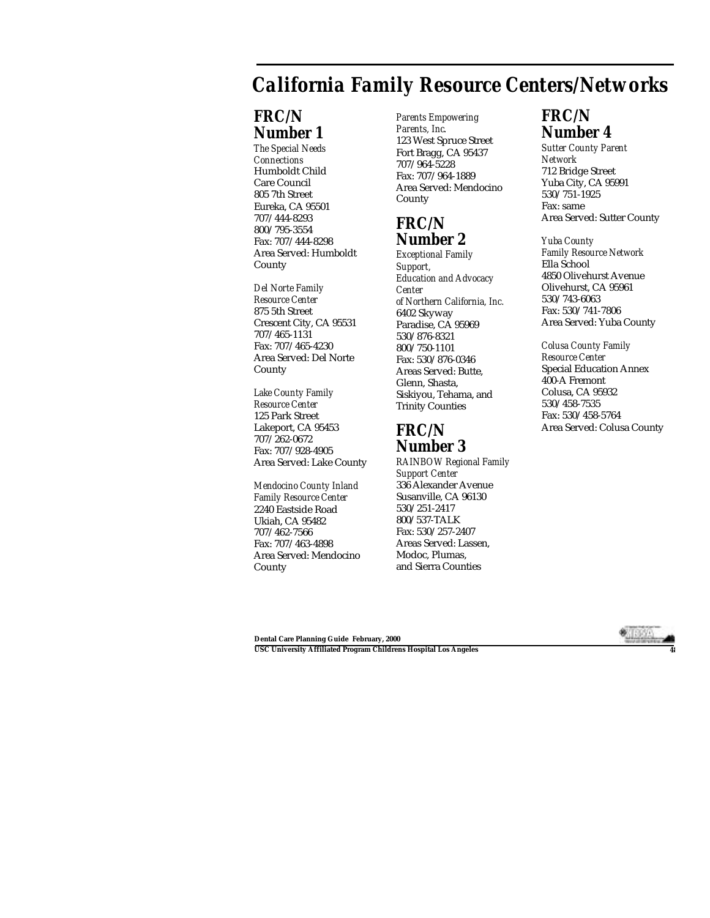# California Family Resource Centers/Networks

## FRC/N Number 1

*The Special Needs Connections*
Humboldt Child Care Council
805 7th Street
Eureka, CA 95501
707/444-8293
800/795-3554
Fax: 707/444-8298
Area Served: Humboldt County

*Del Norte Family Resource Center*
875 5th Street
Crescent City, CA 95531
707/465-1131
Fax: 707/465-4230
Area Served: Del Norte County

*Lake County Family Resource Center*
125 Park Street
Lakeport, CA 95453
707/262-0672
Fax: 707/928-4905
Area Served: Lake County

*Mendocino County Inland Family Resource Center*
2240 Eastside Road
Ukiah, CA 95482
707/462-7566
Fax: 707/463-4898
Area Served: Mendocino County

*Parents Empowering Parents, Inc.*
123 West Spruce Street
Fort Bragg, CA 95437
707/964-5228
Fax: 707/964-1889
Area Served: Mendocino County

## FRC/N Number 2

*Exceptional Family Support, Education and Advocacy Center of Northern California, Inc.*
6402 Skyway
Paradise, CA 95969
530/876-8321
800/750-1101
Fax: 530/876-0346
Areas Served: Butte, Glenn, Shasta, Siskiyou, Tehama, and Trinity Counties

## FRC/N Number 3

*RAINBOW Regional Family Support Center*
336 Alexander Avenue
Susanville, CA 96130
530/251-2417
800/537-TALK
Fax: 530/257-2407
Areas Served: Lassen, Modoc, Plumas, and Sierra Counties

## FRC/N Number 4

*Sutter County Parent Network*
712 Bridge Street
Yuba City, CA 95991
530/751-1925
Fax: same
Area Served: Sutter County

*Yuba County Family Resource Network*
Ella School
4850 Olivehurst Avenue
Olivehurst, CA 95961
530/743-6063
Fax: 530/741-7806
Area Served: Yuba County

*Colusa County Family Resource Center*
Special Education Annex
400-A Fremont
Colusa, CA 95932
530/458-7535
Fax: 530/458-5764
Area Served: Colusa County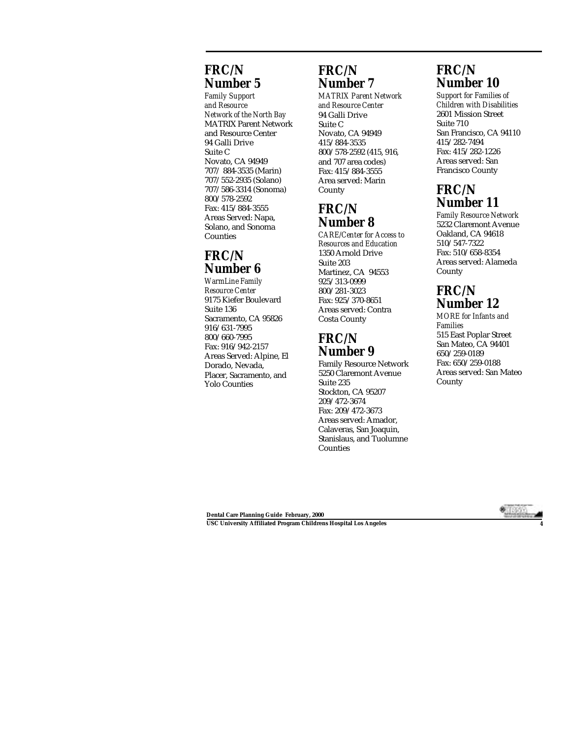## FRC/N Number 5

*Family Support and Resource Network of the North Bay*
MATRIX Parent Network and Resource Center
94 Galli Drive
Suite C
Novato, CA 94949
707/ 884-3535 (Marin)
707/552-2935 (Solano)
707/586-3314 (Sonoma)
800/578-2592
Fax: 415/884-3555
Areas Served: Napa, Solano, and Sonoma Counties

## FRC/N Number 6

*WarmLine Family Resource Center*
9175 Kiefer Boulevard
Suite 136
Sacramento, CA 95826
916/631-7995
800/660-7995
Fax: 916/942-2157
Areas Served: Alpine, El Dorado, Nevada, Placer, Sacramento, and Yolo Counties

## FRC/N Number 7

*MATRIX Parent Network and Resource Center*
94 Galli Drive
Suite C
Novato, CA 94949
415/884-3535
800/578-2592 (415, 916, and 707 area codes)
Fax: 415/884-3555
Area served: Marin County

## FRC/N Number 8

*CARE/Center for Access to Resources and Education*
1350 Arnold Drive
Suite 203
Martinez, CA 94553
925/313-0999
800/281-3023
Fax: 925/370-8651
Areas served: Contra Costa County

## FRC/N Number 9

Family Resource Network
5250 Claremont Avenue
Suite 235
Stockton, CA 95207
209/472-3674
Fax: 209/472-3673
Areas served: Amador, Calaveras, San Joaquin, Stanislaus, and Tuolumne Counties

## FRC/N Number 10

*Support for Families of Children with Disabilities*
2601 Mission Street
Suite 710
San Francisco, CA 94110
415/282-7494
Fax: 415/282-1226
Areas served: San Francisco County

## FRC/N Number 11

*Family Resource Network*
5232 Claremont Avenue
Oakland, CA 94618
510/547-7322
Fax: 510/658-8354
Areas served: Alameda County

## FRC/N Number 12

*MORE for Infants and Families*
515 East Poplar Street
San Mateo, CA 94401
650/259-0189
Fax: 650/259-0188
Areas served: San Mateo County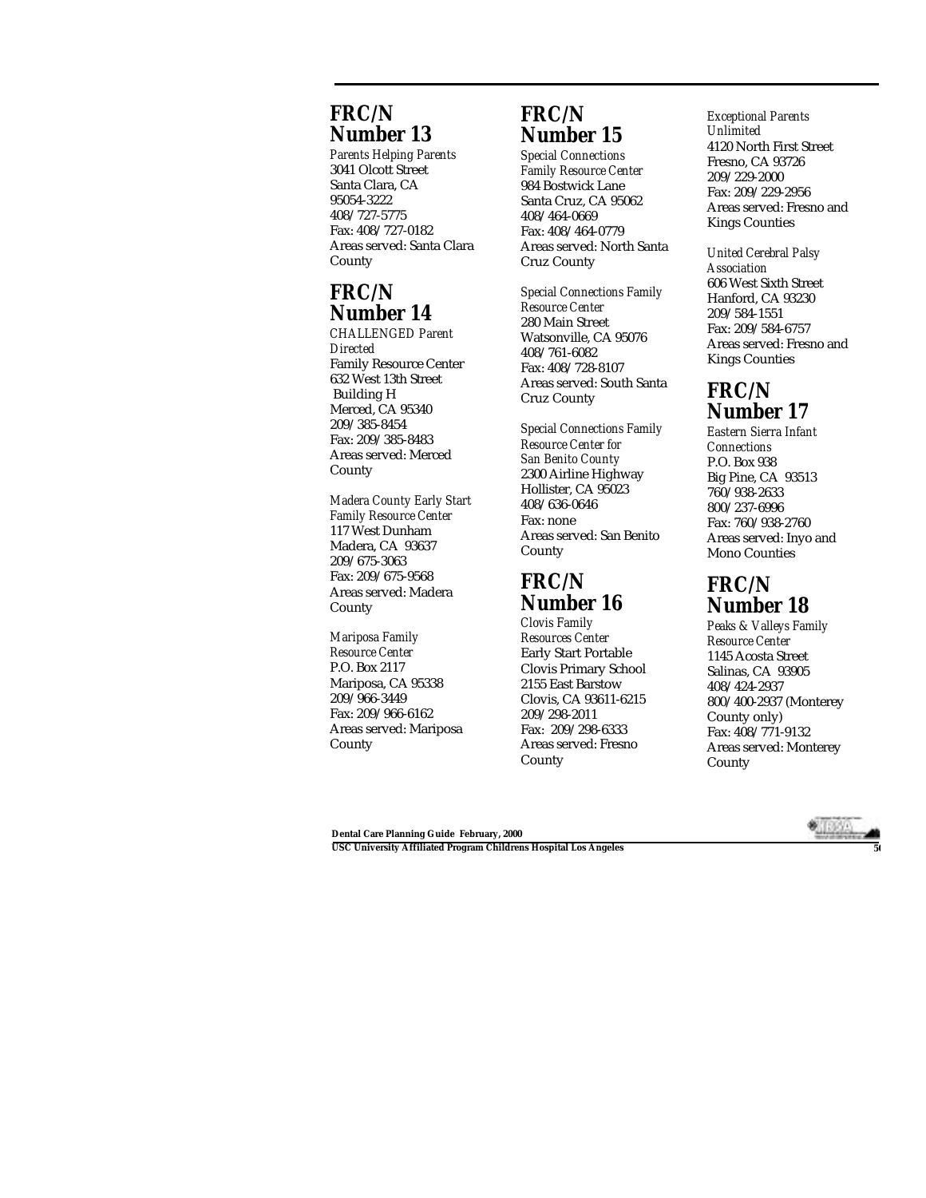## FRC/N Number 13

*Parents Helping Parents*
3041 Olcott Street
Santa Clara, CA
95054-3222
408/727-5775
Fax: 408/727-0182
Areas served: Santa Clara County

## FRC/N Number 14

*CHALLENGED Parent Directed*
Family Resource Center
632 West 13th Street
Building H
Merced, CA 95340
209/385-8454
Fax: 209/385-8483
Areas served: Merced County

*Madera County Early Start Family Resource Center*
117 West Dunham
Madera, CA 93637
209/675-3063
Fax: 209/675-9568
Areas served: Madera County

*Mariposa Family Resource Center*
P.O. Box 2117
Mariposa, CA 95338
209/966-3449
Fax: 209/966-6162
Areas served: Mariposa County

## FRC/N Number 15

*Special Connections Family Resource Center*
984 Bostwick Lane
Santa Cruz, CA 95062
408/464-0669
Fax: 408/464-0779
Areas served: North Santa Cruz County

*Special Connections Family Resource Center*
280 Main Street
Watsonville, CA 95076
408/761-6082
Fax: 408/728-8107
Areas served: South Santa Cruz County

*Special Connections Family Resource Center for San Benito County*
2300 Airline Highway
Hollister, CA 95023
408/636-0646
Fax: none
Areas served: San Benito County

## FRC/N Number 16

*Clovis Family Resources Center*
Early Start Portable
Clovis Primary School
2155 East Barstow
Clovis, CA 93611-6215
209/298-2011
Fax: 209/298-6333
Areas served: Fresno County

*Exceptional Parents Unlimited*
4120 North First Street
Fresno, CA 93726
209/229-2000
Fax: 209/229-2956
Areas served: Fresno and Kings Counties

*United Cerebral Palsy Association*
606 West Sixth Street
Hanford, CA 93230
209/584-1551
Fax: 209/584-6757
Areas served: Fresno and Kings Counties

## FRC/N Number 17

*Eastern Sierra Infant Connections*
P.O. Box 938
Big Pine, CA 93513
760/938-2633
800/237-6996
Fax: 760/938-2760
Areas served: Inyo and Mono Counties

## FRC/N Number 18

*Peaks & Valleys Family Resource Center*
1145 Acosta Street
Salinas, CA 93905
408/424-2937
800/400-2937 (Monterey County only)
Fax: 408/771-9132
Areas served: Monterey County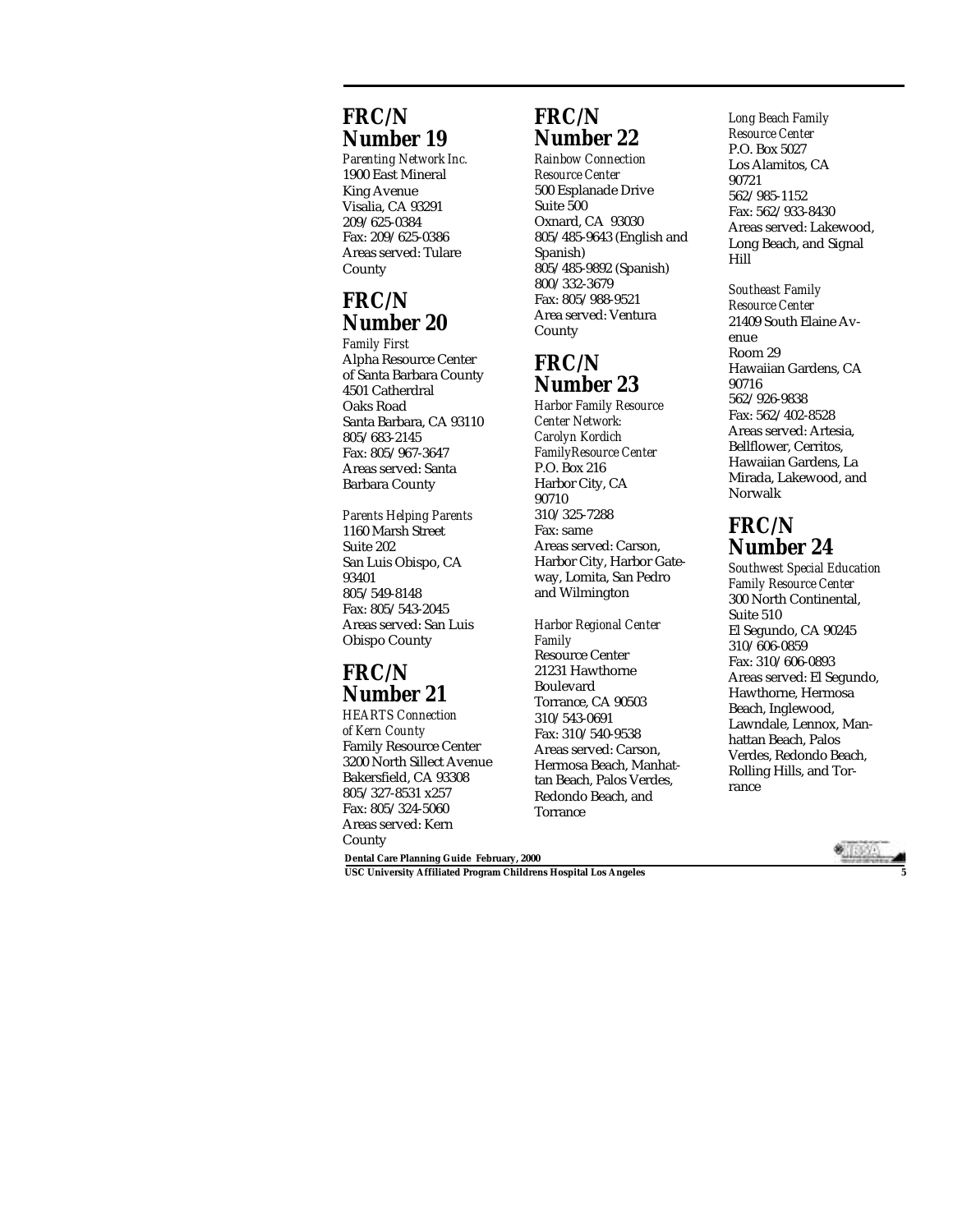## FRC/N Number 19

*Parenting Network Inc.*
1900 East Mineral
King Avenue
Visalia, CA 93291
209/625-0384
Fax: 209/625-0386
Areas served: Tulare County

## FRC/N Number 20

*Family First*
Alpha Resource Center of Santa Barbara County
4501 Catherdral
Oaks Road
Santa Barbara, CA 93110
805/683-2145
Fax: 805/967-3647
Areas served: Santa Barbara County

*Parents Helping Parents*
1160 Marsh Street
Suite 202
San Luis Obispo, CA
93401
805/549-8148
Fax: 805/543-2045
Areas served: San Luis Obispo County

## FRC/N Number 21

*HEARTS Connection of Kern County*
Family Resource Center
3200 North Sillect Avenue
Bakersfield, CA 93308
805/327-8531 x257
Fax: 805/324-5060
Areas served: Kern County

## FRC/N Number 22

*Rainbow Connection Resource Center*
500 Esplanade Drive
Suite 500
Oxnard, CA 93030
805/485-9643 (English and Spanish)
805/485-9892 (Spanish)
800/332-3679
Fax: 805/988-9521
Area served: Ventura County

## FRC/N Number 23

*Harbor Family Resource Center Network: Carolyn Kordich FamilyResource Center*
P.O. Box 216
Harbor City, CA
90710
310/325-7288
Fax: same
Areas served: Carson, Harbor City, Harbor Gateway, Lomita, San Pedro and Wilmington

*Harbor Regional Center Family*
Resource Center
21231 Hawthorne
Boulevard
Torrance, CA 90503
310/543-0691
Fax: 310/540-9538
Areas served: Carson, Hermosa Beach, Manhattan Beach, Palos Verdes, Redondo Beach, and Torrance

*Long Beach Family Resource Center*
P.O. Box 5027
Los Alamitos, CA
90721
562/985-1152
Fax: 562/933-8430
Areas served: Lakewood, Long Beach, and Signal Hill

*Southeast Family Resource Center*
21409 South Elaine Avenue
Room 29
Hawaiian Gardens, CA
90716
562/926-9838
Fax: 562/402-8528
Areas served: Artesia, Bellflower, Cerritos, Hawaiian Gardens, La Mirada, Lakewood, and Norwalk

## FRC/N Number 24

*Southwest Special Education Family Resource Center*
300 North Continental,
Suite 510
El Segundo, CA 90245
310/606-0859
Fax: 310/606-0893
Areas served: El Segundo, Hawthorne, Hermosa Beach, Inglewood, Lawndale, Lennox, Manhattan Beach, Palos Verdes, Redondo Beach, Rolling Hills, and Torrance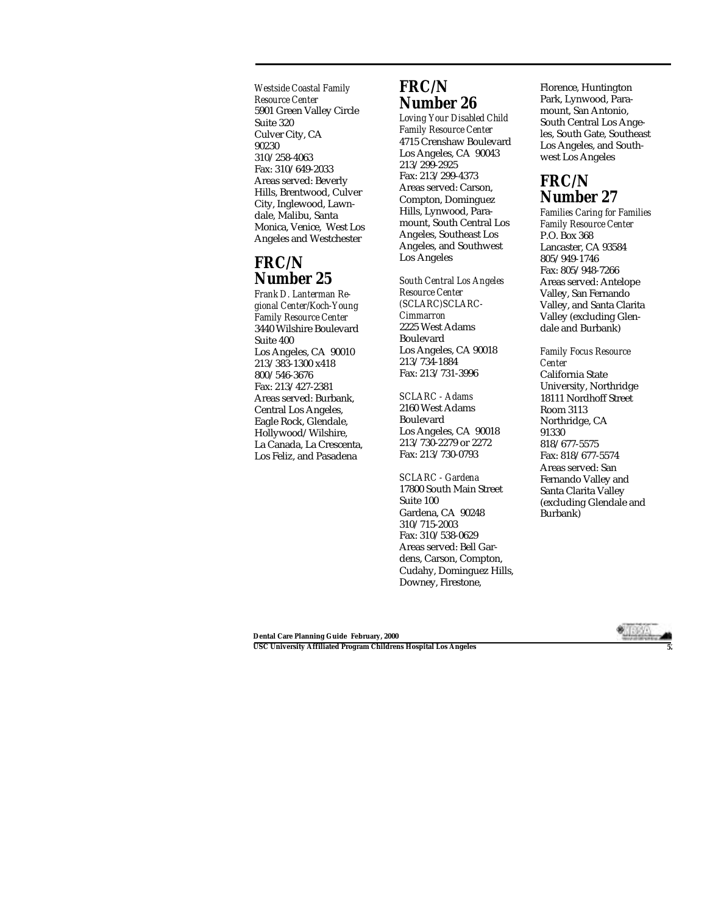*Westside Coastal Family Resource Center*
5901 Green Valley Circle
Suite 320
Culver City, CA
90230
310/258-4063
Fax: 310/649-2033
Areas served: Beverly Hills, Brentwood, Culver City, Inglewood, Lawndale, Malibu, Santa Monica, Venice, West Los Angeles and Westchester

## FRC/N Number 25

*Frank D. Lanterman Regional Center/Koch-Young Family Resource Center*
3440 Wilshire Boulevard
Suite 400
Los Angeles, CA 90010
213/383-1300 x418
800/546-3676
Fax: 213/427-2381
Areas served: Burbank, Central Los Angeles, Eagle Rock, Glendale, Hollywood/Wilshire, La Canada, La Crescenta, Los Feliz, and Pasadena

## FRC/N Number 26

*Loving Your Disabled Child Family Resource Center*
4715 Crenshaw Boulevard
Los Angeles, CA 90043
213/299-2925
Fax: 213/299-4373
Areas served: Carson, Compton, Dominguez Hills, Lynwood, Paramount, South Central Los Angeles, Southeast Los Angeles, and Southwest Los Angeles

*South Central Los Angeles Resource Center (SCLARC)SCLARC-Cimmarron*
2225 West Adams Boulevard
Los Angeles, CA 90018
213/734-1884
Fax: 213/731-3996

*SCLARC - Adams*
2160 West Adams Boulevard
Los Angeles, CA 90018
213/730-2279 or 2272
Fax: 213/730-0793

*SCLARC - Gardena*
17800 South Main Street
Suite 100
Gardena, CA 90248
310/715-2003
Fax: 310/538-0629
Areas served: Bell Gardens, Carson, Compton, Cudahy, Dominguez Hills, Downey, Firestone, Florence, Huntington Park, Lynwood, Paramount, San Antonio, South Central Los Angeles, South Gate, Southeast Los Angeles, and Southwest Los Angeles

## FRC/N Number 27

*Families Caring for Families Family Resource Center*
P.O. Box 368
Lancaster, CA 93584
805/949-1746
Fax: 805/948-7266
Areas served: Antelope Valley, San Fernando Valley, and Santa Clarita Valley (excluding Glendale and Burbank)

*Family Focus Resource Center*
California State University, Northridge
18111 Nordhoff Street
Room 3113
Northridge, CA
91330
818/677-5575
Fax: 818/677-5574
Areas served: San Fernando Valley and Santa Clarita Valley (excluding Glendale and Burbank)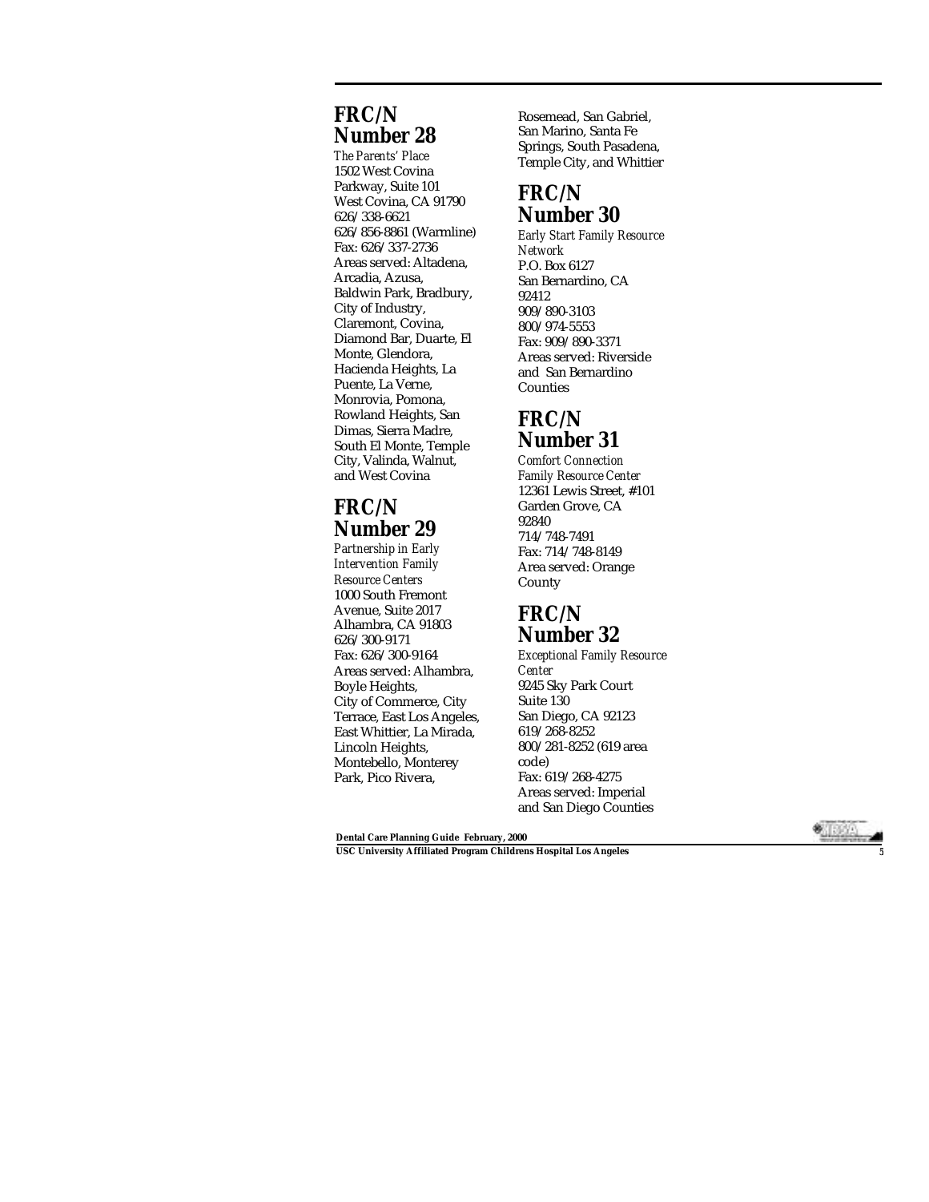## FRC/N Number 28

*The Parents' Place*
1502 West Covina Parkway, Suite 101
West Covina, CA 91790
626/338-6621
626/856-8861 (Warmline)
Fax: 626/337-2736
Areas served: Altadena, Arcadia, Azusa, Baldwin Park, Bradbury, City of Industry, Claremont, Covina, Diamond Bar, Duarte, El Monte, Glendora, Hacienda Heights, La Puente, La Verne, Monrovia, Pomona, Rowland Heights, San Dimas, Sierra Madre, South El Monte, Temple City, Valinda, Walnut, and West Covina

## FRC/N Number 29

*Partnership in Early Intervention Family Resource Centers*
1000 South Fremont Avenue, Suite 2017
Alhambra, CA 91803
626/300-9171
Fax: 626/300-9164
Areas served: Alhambra, Boyle Heights, City of Commerce, City Terrace, East Los Angeles, East Whittier, La Mirada, Lincoln Heights, Montebello, Monterey Park, Pico Rivera, Rosemead, San Gabriel, San Marino, Santa Fe Springs, South Pasadena, Temple City, and Whittier

## FRC/N Number 30

*Early Start Family Resource Network*
P.O. Box 6127
San Bernardino, CA 92412
909/890-3103
800/974-5553
Fax: 909/890-3371
Areas served: Riverside and San Bernardino Counties

## FRC/N Number 31

*Comfort Connection Family Resource Center*
12361 Lewis Street, #101
Garden Grove, CA 92840
714/748-7491
Fax: 714/748-8149
Area served: Orange County

## FRC/N Number 32

*Exceptional Family Resource Center*
9245 Sky Park Court Suite 130
San Diego, CA 92123
619/268-8252
800/281-8252 (619 area code)
Fax: 619/268-4275
Areas served: Imperial and San Diego Counties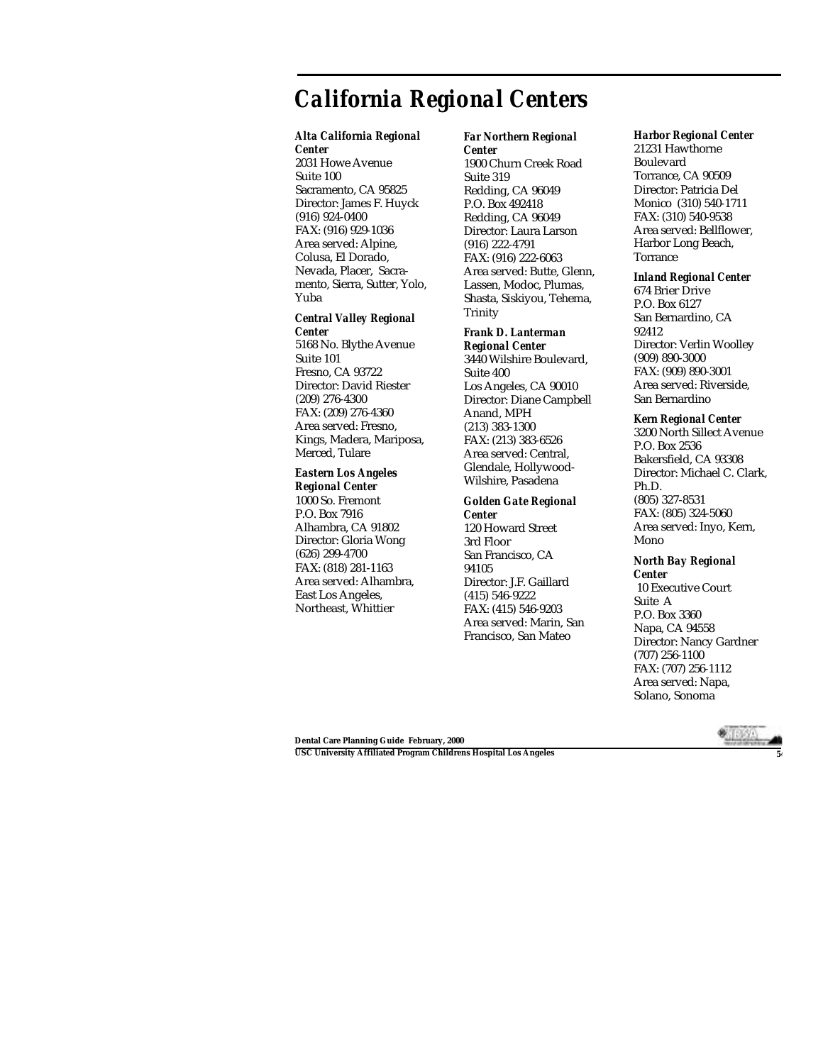# California Regional Centers

***Alta California Regional Center***
2031 Howe Avenue
Suite 100
Sacramento, CA 95825
Director: James F. Huyck
(916) 924-0400
FAX: (916) 929-1036
Area served: Alpine, Colusa, El Dorado, Nevada, Placer, Sacramento, Sierra, Sutter, Yolo, Yuba

***Central Valley Regional Center***
5168 No. Blythe Avenue
Suite 101
Fresno, CA 93722
Director: David Riester
(209) 276-4300
FAX: (209) 276-4360
Area served: Fresno, Kings, Madera, Mariposa, Merced, Tulare

***Eastern Los Angeles Regional Center***
1000 So. Fremont
P.O. Box 7916
Alhambra, CA 91802
Director: Gloria Wong
(626) 299-4700
FAX: (818) 281-1163
Area served: Alhambra, East Los Angeles, Northeast, Whittier

***Far Northern Regional Center***
1900 Churn Creek Road
Suite 319
Redding, CA 96049
P.O. Box 492418
Redding, CA 96049
Director: Laura Larson
(916) 222-4791
FAX: (916) 222-6063
Area served: Butte, Glenn, Lassen, Modoc, Plumas, Shasta, Siskiyou, Tehema, Trinity

***Frank D. Lanterman Regional Center***
3440 Wilshire Boulevard,
Suite 400
Los Angeles, CA 90010
Director: Diane Campbell Anand, MPH
(213) 383-1300
FAX: (213) 383-6526
Area served: Central, Glendale, Hollywood-Wilshire, Pasadena

***Golden Gate Regional Center***
120 Howard Street
3rd Floor
San Francisco, CA 94105
Director: J.F. Gaillard
(415) 546-9222
FAX: (415) 546-9203
Area served: Marin, San Francisco, San Mateo

***Harbor Regional Center***
21231 Hawthorne Boulevard
Torrance, CA 90509
Director: Patricia Del Monico (310) 540-1711
FAX: (310) 540-9538
Area served: Bellflower, Harbor Long Beach, Torrance

***Inland Regional Center***
674 Brier Drive
P.O. Box 6127
San Bernardino, CA 92412
Director: Verlin Woolley
(909) 890-3000
FAX: (909) 890-3001
Area served: Riverside, San Bernardino

***Kern Regional Center***
3200 North Sillect Avenue
P.O. Box 2536
Bakersfield, CA 93308
Director: Michael C. Clark, Ph.D.
(805) 327-8531
FAX: (805) 324-5060
Area served: Inyo, Kern, Mono

***North Bay Regional Center***
10 Executive Court
Suite A
P.O. Box 3360
Napa, CA 94558
Director: Nancy Gardner
(707) 256-1100
FAX: (707) 256-1112
Area served: Napa, Solano, Sonoma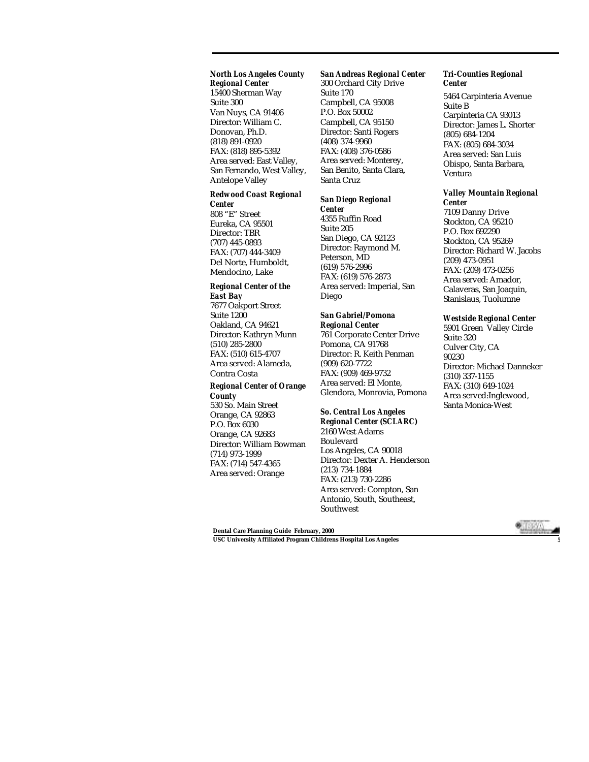***North Los Angeles County Regional Center***
15400 Sherman Way
Suite 300
Van Nuys, CA 91406
Director: William C. Donovan, Ph.D.
(818) 891-0920
FAX: (818) 895-5392
Area served: East Valley, San Fernando, West Valley, Antelope Valley

***Redwood Coast Regional Center***
808 "E" Street
Eureka, CA 95501
Director: TBR
(707) 445-0893
FAX: (707) 444-3409
Del Norte, Humboldt, Mendocino, Lake

***Regional Center of the East Bay***
7677 Oakport Street
Suite 1200
Oakland, CA 94621
Director: Kathryn Munn
(510) 285-2800
FAX: (510) 615-4707
Area served: Alameda, Contra Costa

***Regional Center of Orange County***
530 So. Main Street
Orange, CA 92863
P.O. Box 6030
Orange, CA 92683
Director: William Bowman
(714) 973-1999
FAX: (714) 547-4365
Area served: Orange

***San Andreas Regional Center***
300 Orchard City Drive
Suite 170
Campbell, CA 95008
P.O. Box 50002
Campbell, CA 95150
Director: Santi Rogers
(408) 374-9960
FAX: (408) 376-0586
Area served: Monterey, San Benito, Santa Clara, Santa Cruz

***San Diego Regional Center***
4355 Ruffin Road
Suite 205
San Diego, CA 92123
Director: Raymond M. Peterson, MD
(619) 576-2996
FAX: (619) 576-2873
Area served: Imperial, San Diego

***San Gabriel/Pomona Regional Center***
761 Corporate Center Drive
Pomona, CA 91768
Director: R. Keith Penman
(909) 620-7722
FAX: (909) 469-9732
Area served: El Monte, Glendora, Monrovia, Pomona

***So. Central Los Angeles Regional Center (SCLARC)***
2160 West Adams Boulevard
Los Angeles, CA 90018
Director: Dexter A. Henderson
(213) 734-1884
FAX: (213) 730-2286
Area served: Compton, San Antonio, South, Southeast, Southwest

***Tri-Counties Regional Center***
5464 Carpinteria Avenue
Suite B
Carpinteria CA 93013
Director: James L. Shorter
(805) 684-1204
FAX: (805) 684-3034
Area served: San Luis Obispo, Santa Barbara, Ventura

***Valley Mountain Regional Center***
7109 Danny Drive
Stockton, CA 95210
P.O. Box 692290
Stockton, CA 95269
Director: Richard W. Jacobs
(209) 473-0951
FAX: (209) 473-0256
Area served: Amador, Calaveras, San Joaquin, Stanislaus, Tuolumne

***Westside Regional Center***
5901 Green Valley Circle
Suite 320
Culver City, CA 90230
Director: Michael Danneker
(310) 337-1155
FAX: (310) 649-1024
Area served:Inglewood, Santa Monica-West